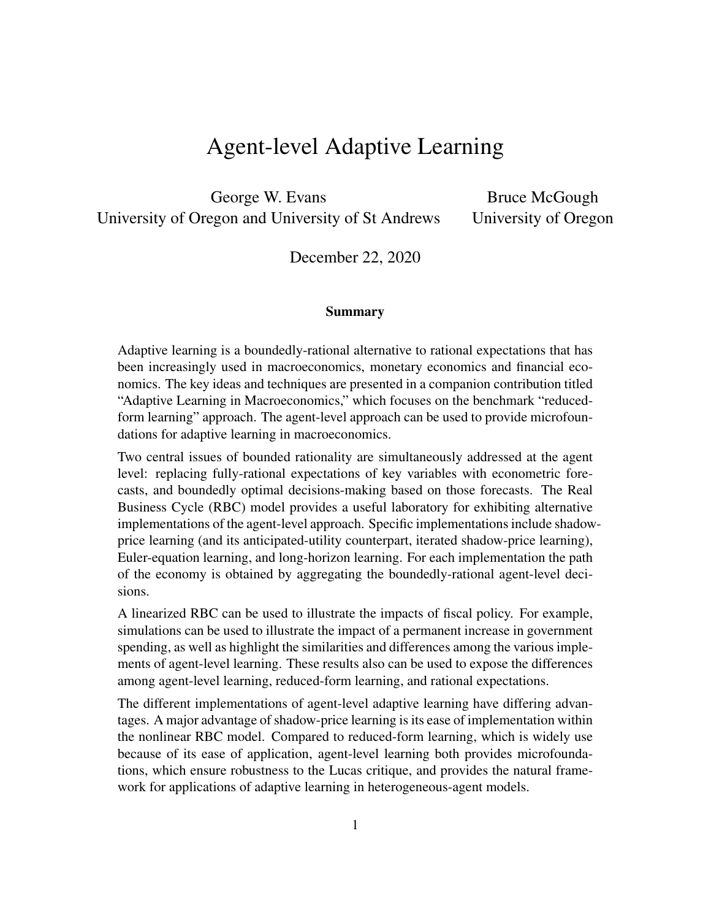# Agent-level Adaptive Learning

George W. Evans
University of Oregon and University of St Andrews

Bruce McGough
University of Oregon

December 22, 2020

### Summary

Adaptive learning is a boundedly-rational alternative to rational expectations that has been increasingly used in macroeconomics, monetary economics and financial economics. The key ideas and techniques are presented in a companion contribution titled "Adaptive Learning in Macroeconomics," which focuses on the benchmark "reduced-form learning" approach. The agent-level approach can be used to provide microfoundations for adaptive learning in macroeconomics.

Two central issues of bounded rationality are simultaneously addressed at the agent level: replacing fully-rational expectations of key variables with econometric forecasts, and boundedly optimal decisions-making based on those forecasts. The Real Business Cycle (RBC) model provides a useful laboratory for exhibiting alternative implementations of the agent-level approach. Specific implementations include shadow-price learning (and its anticipated-utility counterpart, iterated shadow-price learning), Euler-equation learning, and long-horizon learning. For each implementation the path of the economy is obtained by aggregating the boundedly-rational agent-level decisions.

A linearized RBC can be used to illustrate the impacts of fiscal policy. For example, simulations can be used to illustrate the impact of a permanent increase in government spending, as well as highlight the similarities and differences among the various implements of agent-level learning. These results also can be used to expose the differences among agent-level learning, reduced-form learning, and rational expectations.

The different implementations of agent-level adaptive learning have differing advantages. A major advantage of shadow-price learning is its ease of implementation within the nonlinear RBC model. Compared to reduced-form learning, which is widely use because of its ease of application, agent-level learning both provides microfoundations, which ensure robustness to the Lucas critique, and provides the natural framework for applications of adaptive learning in heterogeneous-agent models.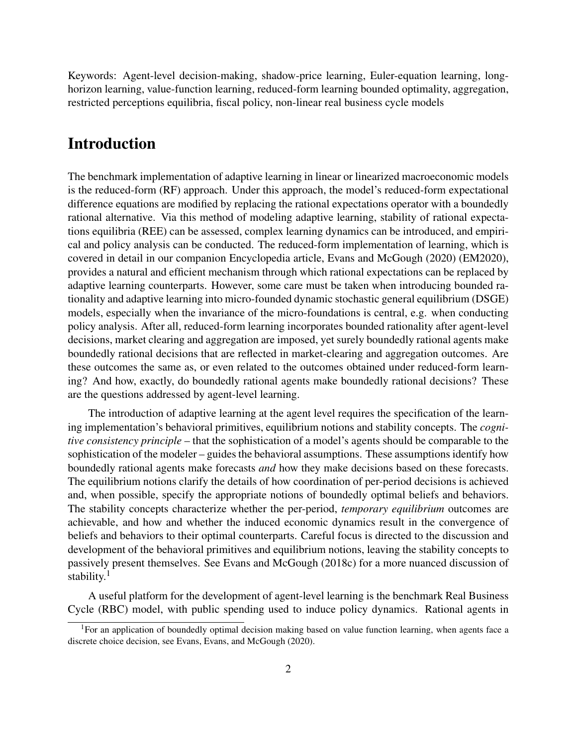Keywords: Agent-level decision-making, shadow-price learning, Euler-equation learning, long-horizon learning, value-function learning, reduced-form learning bounded optimality, aggregation, restricted perceptions equilibria, fiscal policy, non-linear real business cycle models

# Introduction

The benchmark implementation of adaptive learning in linear or linearized macroeconomic models is the reduced-form (RF) approach. Under this approach, the model's reduced-form expectational difference equations are modified by replacing the rational expectations operator with a boundedly rational alternative. Via this method of modeling adaptive learning, stability of rational expectations equilibria (REE) can be assessed, complex learning dynamics can be introduced, and empirical and policy analysis can be conducted. The reduced-form implementation of learning, which is covered in detail in our companion Encyclopedia article, Evans and McGough (2020) (EM2020), provides a natural and efficient mechanism through which rational expectations can be replaced by adaptive learning counterparts. However, some care must be taken when introducing bounded rationality and adaptive learning into micro-founded dynamic stochastic general equilibrium (DSGE) models, especially when the invariance of the micro-foundations is central, e.g. when conducting policy analysis. After all, reduced-form learning incorporates bounded rationality after agent-level decisions, market clearing and aggregation are imposed, yet surely boundedly rational agents make boundedly rational decisions that are reflected in market-clearing and aggregation outcomes. Are these outcomes the same as, or even related to the outcomes obtained under reduced-form learning? And how, exactly, do boundedly rational agents make boundedly rational decisions? These are the questions addressed by agent-level learning.

The introduction of adaptive learning at the agent level requires the specification of the learning implementation's behavioral primitives, equilibrium notions and stability concepts. The *cognitive consistency principle* – that the sophistication of a model's agents should be comparable to the sophistication of the modeler – guides the behavioral assumptions. These assumptions identify how boundedly rational agents make forecasts *and* how they make decisions based on these forecasts. The equilibrium notions clarify the details of how coordination of per-period decisions is achieved and, when possible, specify the appropriate notions of boundedly optimal beliefs and behaviors. The stability concepts characterize whether the per-period, *temporary equilibrium* outcomes are achievable, and how and whether the induced economic dynamics result in the convergence of beliefs and behaviors to their optimal counterparts. Careful focus is directed to the discussion and development of the behavioral primitives and equilibrium notions, leaving the stability concepts to passively present themselves. See Evans and McGough (2018c) for a more nuanced discussion of stability.[1]

A useful platform for the development of agent-level learning is the benchmark Real Business Cycle (RBC) model, with public spending used to induce policy dynamics. Rational agents in

[1] For an application of boundedly optimal decision making based on value function learning, when agents face a discrete choice decision, see Evans, Evans, and McGough (2020).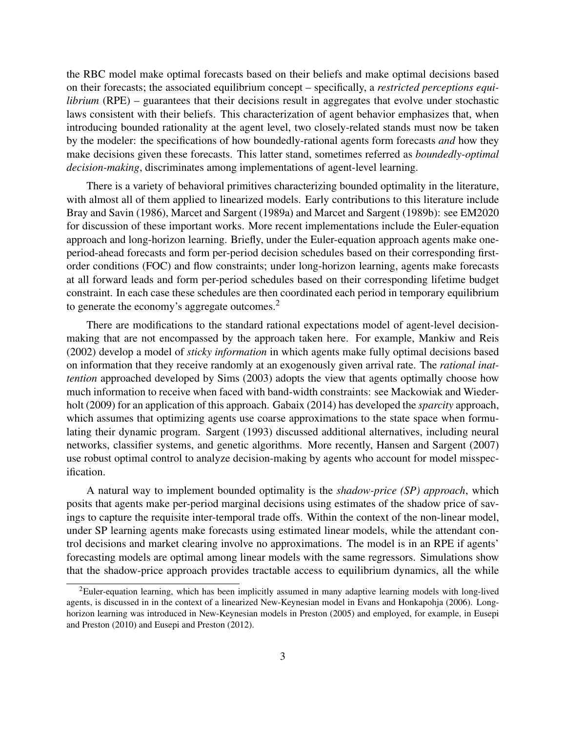the RBC model make optimal forecasts based on their beliefs and make optimal decisions based on their forecasts; the associated equilibrium concept – specifically, a *restricted perceptions equilibrium* (RPE) – guarantees that their decisions result in aggregates that evolve under stochastic laws consistent with their beliefs. This characterization of agent behavior emphasizes that, when introducing bounded rationality at the agent level, two closely-related stands must now be taken by the modeler: the specifications of how boundedly-rational agents form forecasts *and* how they make decisions given these forecasts. This latter stand, sometimes referred as *boundedly-optimal decision-making*, discriminates among implementations of agent-level learning.

There is a variety of behavioral primitives characterizing bounded optimality in the literature, with almost all of them applied to linearized models. Early contributions to this literature include Bray and Savin (1986), Marcet and Sargent (1989a) and Marcet and Sargent (1989b): see EM2020 for discussion of these important works. More recent implementations include the Euler-equation approach and long-horizon learning. Briefly, under the Euler-equation approach agents make one-period-ahead forecasts and form per-period decision schedules based on their corresponding first-order conditions (FOC) and flow constraints; under long-horizon learning, agents make forecasts at all forward leads and form per-period schedules based on their corresponding lifetime budget constraint. In each case these schedules are then coordinated each period in temporary equilibrium to generate the economy's aggregate outcomes.[2]

There are modifications to the standard rational expectations model of agent-level decision-making that are not encompassed by the approach taken here. For example, Mankiw and Reis (2002) develop a model of *sticky information* in which agents make fully optimal decisions based on information that they receive randomly at an exogenously given arrival rate. The *rational inattention* approached developed by Sims (2003) adopts the view that agents optimally choose how much information to receive when faced with band-width constraints: see Mackowiak and Wiederholt (2009) for an application of this approach. Gabaix (2014) has developed the *sparcity* approach, which assumes that optimizing agents use coarse approximations to the state space when formulating their dynamic program. Sargent (1993) discussed additional alternatives, including neural networks, classifier systems, and genetic algorithms. More recently, Hansen and Sargent (2007) use robust optimal control to analyze decision-making by agents who account for model misspecification.

A natural way to implement bounded optimality is the *shadow-price (SP) approach*, which posits that agents make per-period marginal decisions using estimates of the shadow price of savings to capture the requisite inter-temporal trade offs. Within the context of the non-linear model, under SP learning agents make forecasts using estimated linear models, while the attendant control decisions and market clearing involve no approximations. The model is in an RPE if agents' forecasting models are optimal among linear models with the same regressors. Simulations show that the shadow-price approach provides tractable access to equilibrium dynamics, all the while

[2] Euler-equation learning, which has been implicitly assumed in many adaptive learning models with long-lived agents, is discussed in in the context of a linearized New-Keynesian model in Evans and Honkapohja (2006). Long-horizon learning was introduced in New-Keynesian models in Preston (2005) and employed, for example, in Eusepi and Preston (2010) and Eusepi and Preston (2012).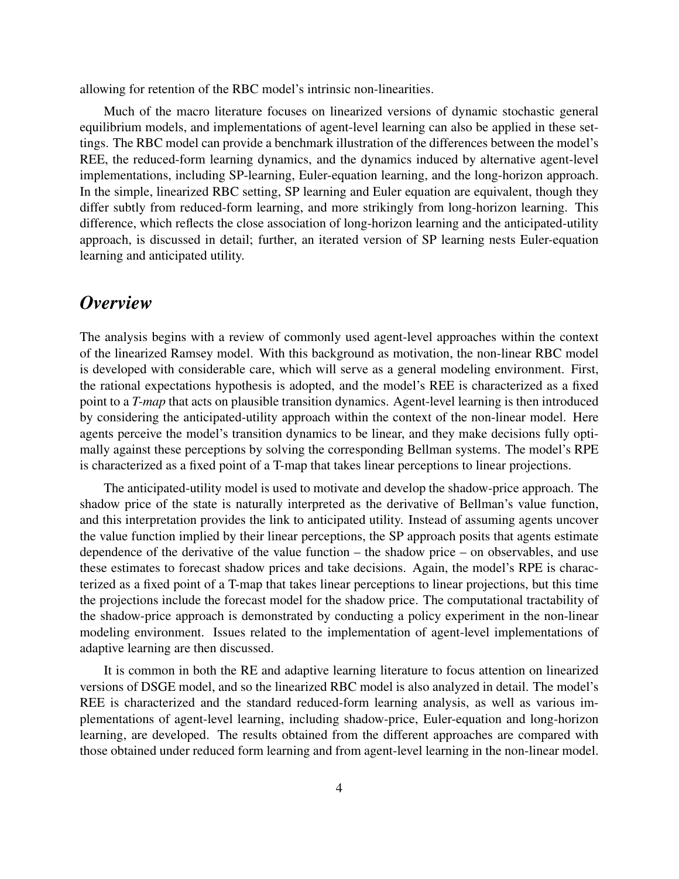allowing for retention of the RBC model's intrinsic non-linearities.

Much of the macro literature focuses on linearized versions of dynamic stochastic general equilibrium models, and implementations of agent-level learning can also be applied in these settings. The RBC model can provide a benchmark illustration of the differences between the model's REE, the reduced-form learning dynamics, and the dynamics induced by alternative agent-level implementations, including SP-learning, Euler-equation learning, and the long-horizon approach. In the simple, linearized RBC setting, SP learning and Euler equation are equivalent, though they differ subtly from reduced-form learning, and more strikingly from long-horizon learning. This difference, which reflects the close association of long-horizon learning and the anticipated-utility approach, is discussed in detail; further, an iterated version of SP learning nests Euler-equation learning and anticipated utility.

## *Overview*

The analysis begins with a review of commonly used agent-level approaches within the context of the linearized Ramsey model. With this background as motivation, the non-linear RBC model is developed with considerable care, which will serve as a general modeling environment. First, the rational expectations hypothesis is adopted, and the model's REE is characterized as a fixed point to a *T-map* that acts on plausible transition dynamics. Agent-level learning is then introduced by considering the anticipated-utility approach within the context of the non-linear model. Here agents perceive the model's transition dynamics to be linear, and they make decisions fully optimally against these perceptions by solving the corresponding Bellman systems. The model's RPE is characterized as a fixed point of a T-map that takes linear perceptions to linear projections.

The anticipated-utility model is used to motivate and develop the shadow-price approach. The shadow price of the state is naturally interpreted as the derivative of Bellman's value function, and this interpretation provides the link to anticipated utility. Instead of assuming agents uncover the value function implied by their linear perceptions, the SP approach posits that agents estimate dependence of the derivative of the value function – the shadow price – on observables, and use these estimates to forecast shadow prices and take decisions. Again, the model's RPE is characterized as a fixed point of a T-map that takes linear perceptions to linear projections, but this time the projections include the forecast model for the shadow price. The computational tractability of the shadow-price approach is demonstrated by conducting a policy experiment in the non-linear modeling environment. Issues related to the implementation of agent-level implementations of adaptive learning are then discussed.

It is common in both the RE and adaptive learning literature to focus attention on linearized versions of DSGE model, and so the linearized RBC model is also analyzed in detail. The model's REE is characterized and the standard reduced-form learning analysis, as well as various implementations of agent-level learning, including shadow-price, Euler-equation and long-horizon learning, are developed. The results obtained from the different approaches are compared with those obtained under reduced form learning and from agent-level learning in the non-linear model.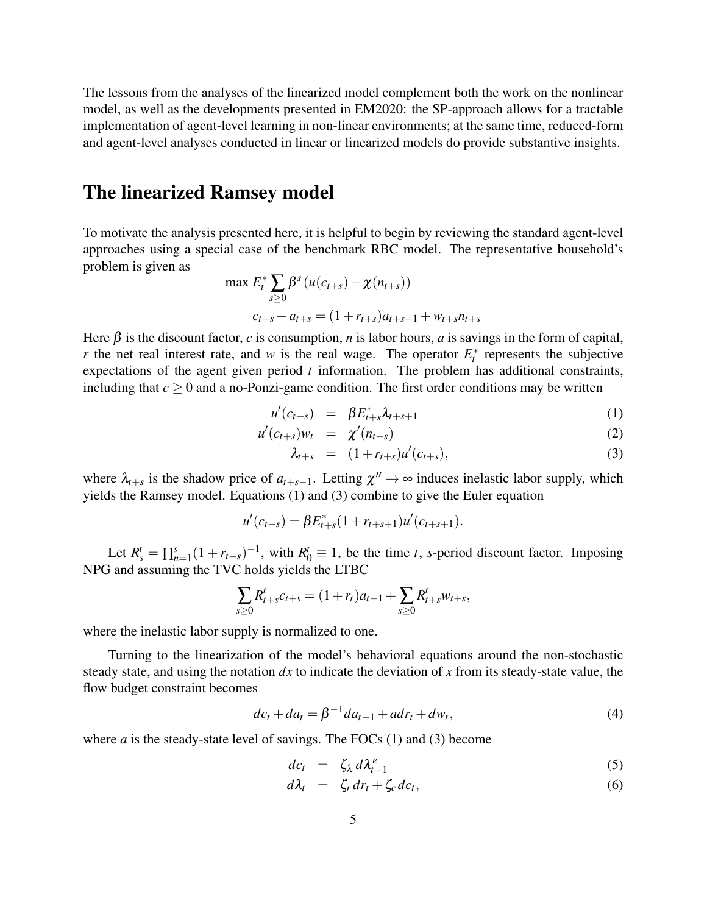The lessons from the analyses of the linearized model complement both the work on the nonlinear model, as well as the developments presented in EM2020: the SP-approach allows for a tractable implementation of agent-level learning in non-linear environments; at the same time, reduced-form and agent-level analyses conducted in linear or linearized models do provide substantive insights.

# The linearized Ramsey model

To motivate the analysis presented here, it is helpful to begin by reviewing the standard agent-level approaches using a special case of the benchmark RBC model. The representative household's problem is given as

$$\max E_t^* \sum_{s \geq 0} \beta^s \left( u(c_{t+s}) - \chi(n_{t+s}) \right)$$

$$c_{t+s} + a_{t+s} = (1 + r_{t+s}) a_{t+s-1} + w_{t+s} n_{t+s}$$

Here $\beta$ is the discount factor, $c$ is consumption, $n$ is labor hours, $a$ is savings in the form of capital, $r$ the net real interest rate, and $w$ is the real wage. The operator $E_t^*$ represents the subjective expectations of the agent given period $t$ information. The problem has additional constraints, including that $c \geq 0$ and a no-Ponzi-game condition. The first order conditions may be written

$$u'(c_{t+s}) = \beta E_{t+s}^* \lambda_{t+s+1} \tag{1}$$

$$u'(c_{t+s}) w_t = \chi'(n_{t+s}) \tag{2}$$

$$\lambda_{t+s} = (1 + r_{t+s}) u'(c_{t+s}), \tag{3}$$

where $\lambda_{t+s}$ is the shadow price of $a_{t+s-1}$. Letting $\chi'' \to \infty$ induces inelastic labor supply, which yields the Ramsey model. Equations (1) and (3) combine to give the Euler equation

$$u'(c_{t+s}) = \beta E_{t+s}^* (1 + r_{t+s+1}) u'(c_{t+s+1}).$$

Let $R_s^t = \prod_{n=1}^{s} (1 + r_{t+s})^{-1}$, with $R_0^t \equiv 1$, be the time $t$, $s$-period discount factor. Imposing NPG and assuming the TVC holds yields the LTBC

$$\sum_{s \geq 0} R_{t+s}^t c_{t+s} = (1 + r_t) a_{t-1} + \sum_{s \geq 0} R_{t+s}^t w_{t+s},$$

where the inelastic labor supply is normalized to one.

Turning to the linearization of the model's behavioral equations around the non-stochastic steady state, and using the notation $dx$ to indicate the deviation of $x$ from its steady-state value, the flow budget constraint becomes

$$dc_t + da_t = \beta^{-1} da_{t-1} + a dr_t + dw_t, \tag{4}$$

where $a$ is the steady-state level of savings. The FOCs (1) and (3) become

$$dc_t = \zeta_\lambda \, d\lambda_{t+1}^e \tag{5}$$

$$d\lambda_t = \zeta_r \, dr_t + \zeta_c \, dc_t, \tag{6}$$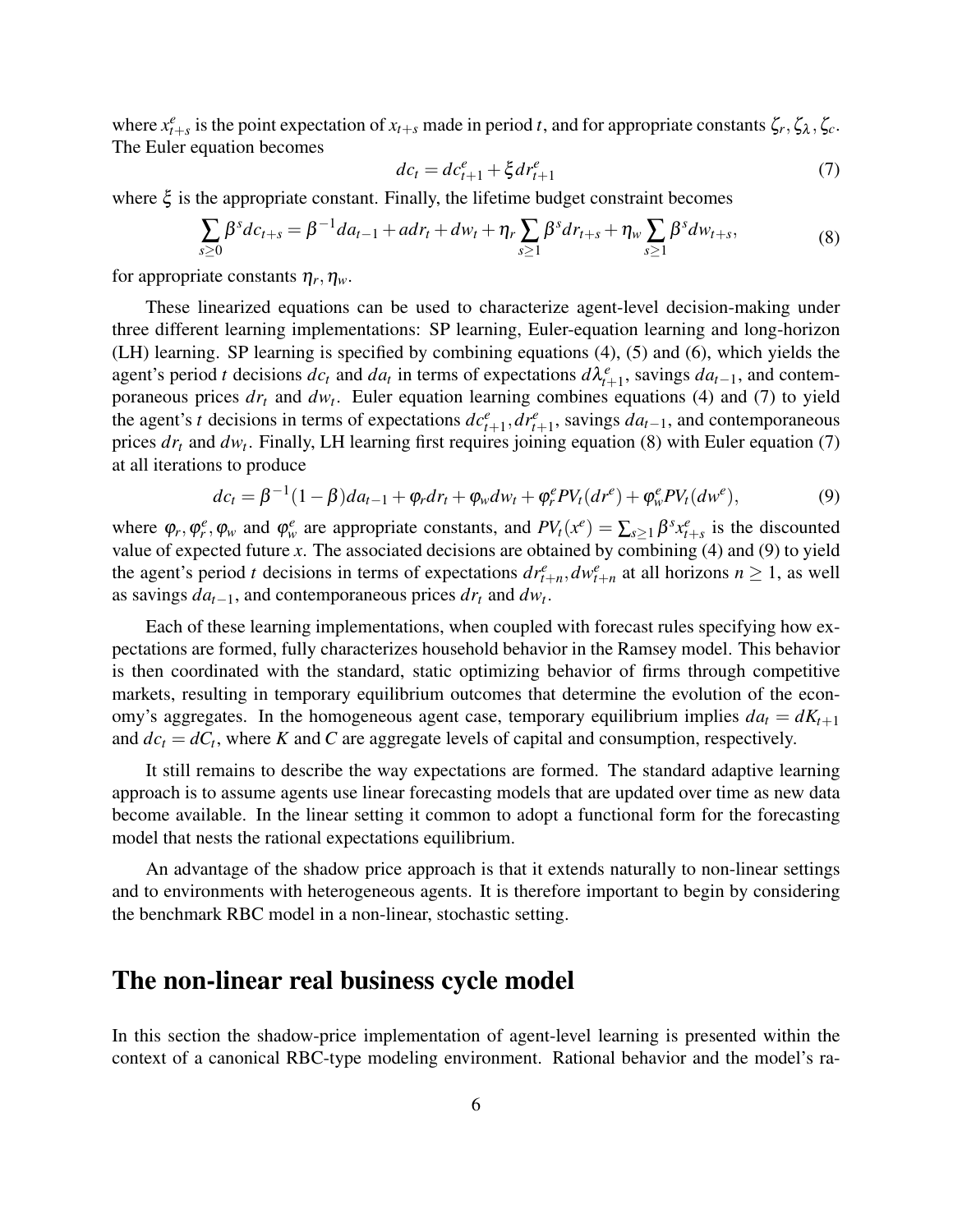where $x^e_{t+s}$ is the point expectation of $x_{t+s}$ made in period $t$, and for appropriate constants $\zeta_r, \zeta_\lambda, \zeta_c$. The Euler equation becomes

$$dc_t = dc^e_{t+1} + \xi dr^e_{t+1} \tag{7}$$

where $\xi$ is the appropriate constant. Finally, the lifetime budget constraint becomes

$$\sum_{s\geq 0} \beta^s dc_{t+s} = \beta^{-1} da_{t-1} + a dr_t + dw_t + \eta_r \sum_{s\geq 1} \beta^s dr_{t+s} + \eta_w \sum_{s\geq 1} \beta^s dw_{t+s}, \tag{8}$$

for appropriate constants $\eta_r, \eta_w$.

These linearized equations can be used to characterize agent-level decision-making under three different learning implementations: SP learning, Euler-equation learning and long-horizon (LH) learning. SP learning is specified by combining equations (4), (5) and (6), which yields the agent's period $t$ decisions $dc_t$ and $da_t$ in terms of expectations $d\lambda^e_{t+1}$, savings $da_{t-1}$, and contemporaneous prices $dr_t$ and $dw_t$. Euler equation learning combines equations (4) and (7) to yield the agent's $t$ decisions in terms of expectations $dc^e_{t+1}, dr^e_{t+1}$, savings $da_{t-1}$, and contemporaneous prices $dr_t$ and $dw_t$. Finally, LH learning first requires joining equation (8) with Euler equation (7) at all iterations to produce

$$dc_t = \beta^{-1}(1-\beta) da_{t-1} + \varphi_r dr_t + \varphi_w dw_t + \varphi^e_r PV_t(dr^e) + \varphi^e_w PV_t(dw^e), \tag{9}$$

where $\varphi_r, \varphi^e_r, \varphi_w$ and $\varphi^e_w$ are appropriate constants, and $PV_t(x^e) = \sum_{s\geq 1} \beta^s x^e_{t+s}$ is the discounted value of expected future $x$. The associated decisions are obtained by combining (4) and (9) to yield the agent's period $t$ decisions in terms of expectations $dr^e_{t+n}, dw^e_{t+n}$ at all horizons $n \geq 1$, as well as savings $da_{t-1}$, and contemporaneous prices $dr_t$ and $dw_t$.

Each of these learning implementations, when coupled with forecast rules specifying how expectations are formed, fully characterizes household behavior in the Ramsey model. This behavior is then coordinated with the standard, static optimizing behavior of firms through competitive markets, resulting in temporary equilibrium outcomes that determine the evolution of the economy's aggregates. In the homogeneous agent case, temporary equilibrium implies $da_t = dK_{t+1}$ and $dc_t = dC_t$, where $K$ and $C$ are aggregate levels of capital and consumption, respectively.

It still remains to describe the way expectations are formed. The standard adaptive learning approach is to assume agents use linear forecasting models that are updated over time as new data become available. In the linear setting it common to adopt a functional form for the forecasting model that nests the rational expectations equilibrium.

An advantage of the shadow price approach is that it extends naturally to non-linear settings and to environments with heterogeneous agents. It is therefore important to begin by considering the benchmark RBC model in a non-linear, stochastic setting.

## The non-linear real business cycle model

In this section the shadow-price implementation of agent-level learning is presented within the context of a canonical RBC-type modeling environment. Rational behavior and the model's ra-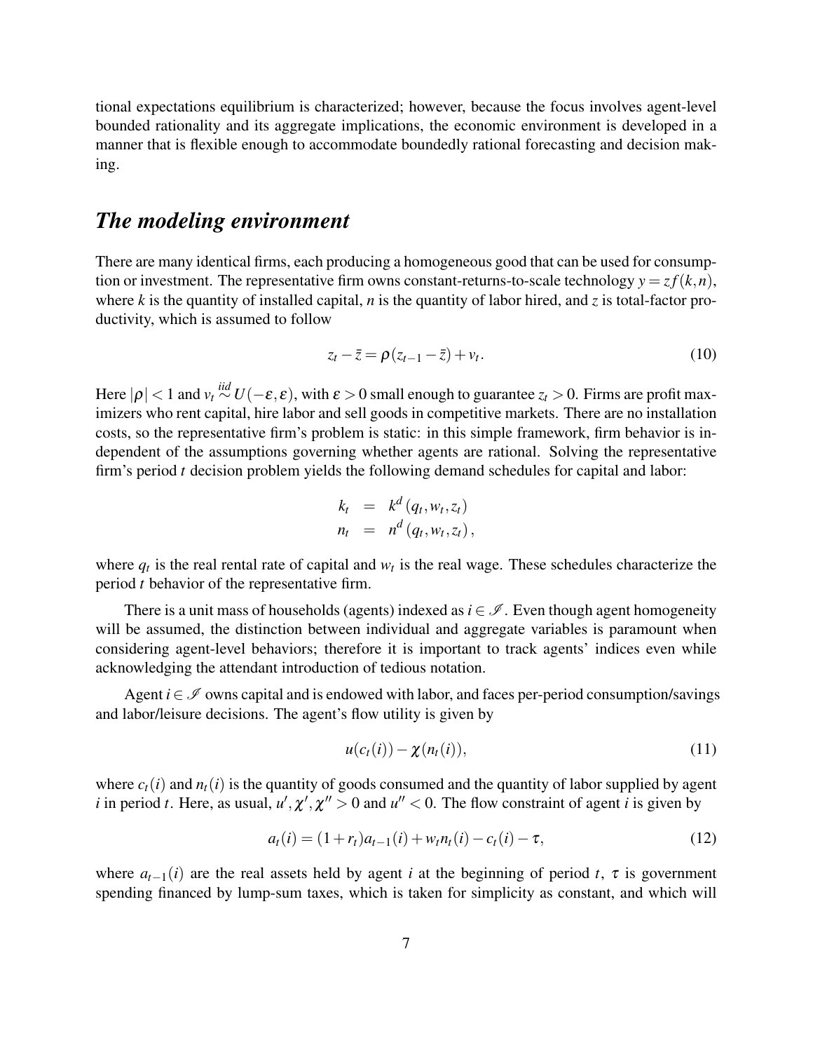tional expectations equilibrium is characterized; however, because the focus involves agent-level bounded rationality and its aggregate implications, the economic environment is developed in a manner that is flexible enough to accommodate boundedly rational forecasting and decision making.

## *The modeling environment*

There are many identical firms, each producing a homogeneous good that can be used for consumption or investment. The representative firm owns constant-returns-to-scale technology $y = zf(k,n)$, where $k$ is the quantity of installed capital, $n$ is the quantity of labor hired, and $z$ is total-factor productivity, which is assumed to follow

$$z_t - \bar{z} = \rho(z_{t-1} - \bar{z}) + v_t. \tag{10}$$

Here $|\rho| < 1$ and $v_t \overset{iid}{\sim} U(-\varepsilon, \varepsilon)$, with $\varepsilon > 0$ small enough to guarantee $z_t > 0$. Firms are profit maximizers who rent capital, hire labor and sell goods in competitive markets. There are no installation costs, so the representative firm's problem is static: in this simple framework, firm behavior is independent of the assumptions governing whether agents are rational. Solving the representative firm's period $t$ decision problem yields the following demand schedules for capital and labor:

$$\begin{aligned} k_t &= k^d(q_t, w_t, z_t) \\ n_t &= n^d(q_t, w_t, z_t), \end{aligned}$$

where $q_t$ is the real rental rate of capital and $w_t$ is the real wage. These schedules characterize the period $t$ behavior of the representative firm.

There is a unit mass of households (agents) indexed as $i \in \mathscr{I}$. Even though agent homogeneity will be assumed, the distinction between individual and aggregate variables is paramount when considering agent-level behaviors; therefore it is important to track agents' indices even while acknowledging the attendant introduction of tedious notation.

Agent $i \in \mathscr{I}$ owns capital and is endowed with labor, and faces per-period consumption/savings and labor/leisure decisions. The agent's flow utility is given by

$$u(c_t(i)) - \chi(n_t(i)), \tag{11}$$

where $c_t(i)$ and $n_t(i)$ is the quantity of goods consumed and the quantity of labor supplied by agent $i$ in period $t$. Here, as usual, $u', \chi', \chi'' > 0$ and $u'' < 0$. The flow constraint of agent $i$ is given by

$$a_t(i) = (1 + r_t)a_{t-1}(i) + w_t n_t(i) - c_t(i) - \tau, \tag{12}$$

where $a_{t-1}(i)$ are the real assets held by agent $i$ at the beginning of period $t$, $\tau$ is government spending financed by lump-sum taxes, which is taken for simplicity as constant, and which will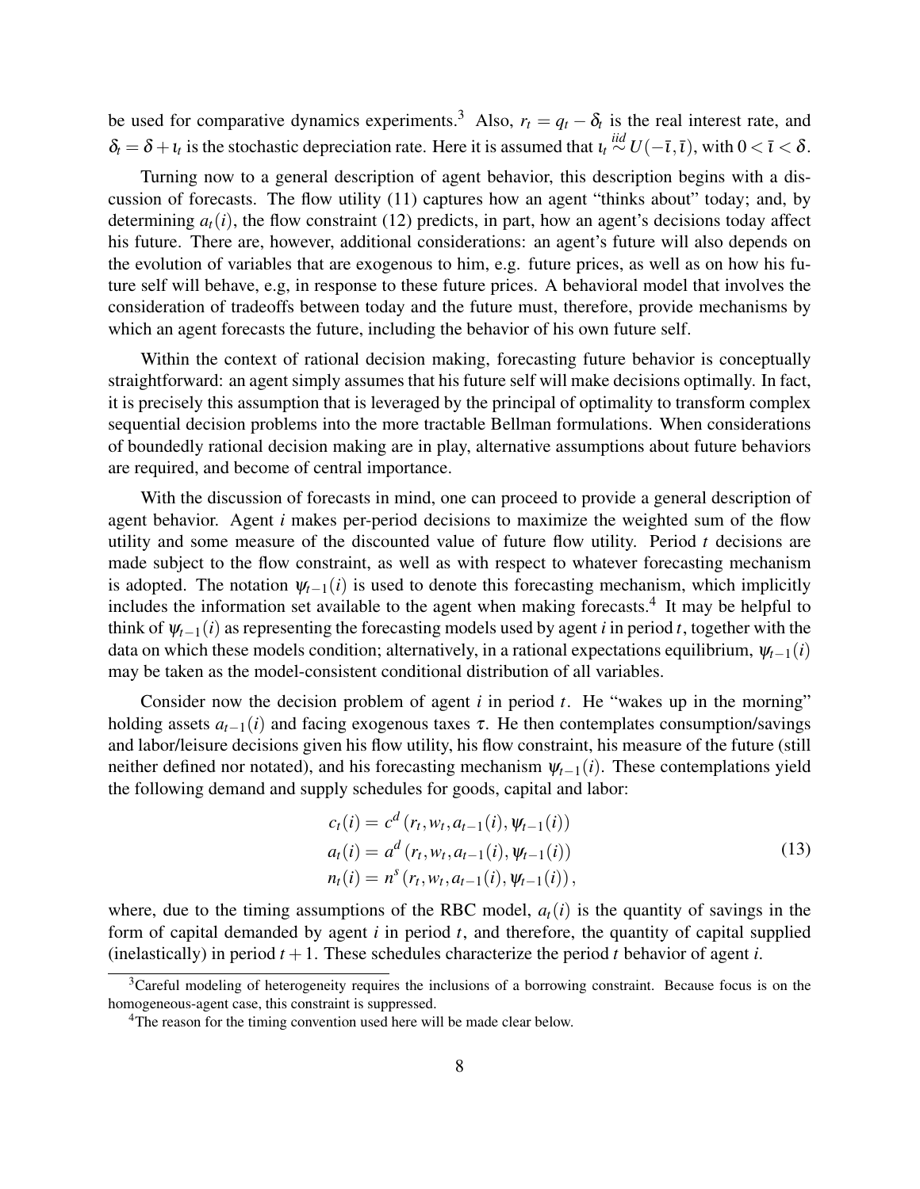be used for comparative dynamics experiments.[3] Also, $r_t = q_t - \delta_t$ is the real interest rate, and $\delta_t = \delta + \iota_t$ is the stochastic depreciation rate. Here it is assumed that $\iota_t \overset{iid}{\sim} U(-\bar{\iota}, \bar{\iota})$, with $0 < \bar{\iota} < \delta$.

Turning now to a general description of agent behavior, this description begins with a discussion of forecasts. The flow utility (11) captures how an agent "thinks about" today; and, by determining $a_t(i)$, the flow constraint (12) predicts, in part, how an agent's decisions today affect his future. There are, however, additional considerations: an agent's future will also depends on the evolution of variables that are exogenous to him, e.g. future prices, as well as on how his future self will behave, e.g, in response to these future prices. A behavioral model that involves the consideration of tradeoffs between today and the future must, therefore, provide mechanisms by which an agent forecasts the future, including the behavior of his own future self.

Within the context of rational decision making, forecasting future behavior is conceptually straightforward: an agent simply assumes that his future self will make decisions optimally. In fact, it is precisely this assumption that is leveraged by the principal of optimality to transform complex sequential decision problems into the more tractable Bellman formulations. When considerations of boundedly rational decision making are in play, alternative assumptions about future behaviors are required, and become of central importance.

With the discussion of forecasts in mind, one can proceed to provide a general description of agent behavior. Agent $i$ makes per-period decisions to maximize the weighted sum of the flow utility and some measure of the discounted value of future flow utility. Period $t$ decisions are made subject to the flow constraint, as well as with respect to whatever forecasting mechanism is adopted. The notation $\psi_{t-1}(i)$ is used to denote this forecasting mechanism, which implicitly includes the information set available to the agent when making forecasts.[4] It may be helpful to think of $\psi_{t-1}(i)$ as representing the forecasting models used by agent $i$ in period $t$, together with the data on which these models condition; alternatively, in a rational expectations equilibrium, $\psi_{t-1}(i)$ may be taken as the model-consistent conditional distribution of all variables.

Consider now the decision problem of agent $i$ in period $t$. He "wakes up in the morning" holding assets $a_{t-1}(i)$ and facing exogenous taxes $\tau$. He then contemplates consumption/savings and labor/leisure decisions given his flow utility, his flow constraint, his measure of the future (still neither defined nor notated), and his forecasting mechanism $\psi_{t-1}(i)$. These contemplations yield the following demand and supply schedules for goods, capital and labor:

$$
\begin{aligned}
c_t(i) &= c^d\left(r_t, w_t, a_{t-1}(i), \psi_{t-1}(i)\right) \\
a_t(i) &= a^d\left(r_t, w_t, a_{t-1}(i), \psi_{t-1}(i)\right) \\
n_t(i) &= n^s\left(r_t, w_t, a_{t-1}(i), \psi_{t-1}(i)\right),
\end{aligned}
\tag{13}
$$

where, due to the timing assumptions of the RBC model, $a_t(i)$ is the quantity of savings in the form of capital demanded by agent $i$ in period $t$, and therefore, the quantity of capital supplied (inelastically) in period $t+1$. These schedules characterize the period $t$ behavior of agent $i$.

[3] Careful modeling of heterogeneity requires the inclusions of a borrowing constraint. Because focus is on the homogeneous-agent case, this constraint is suppressed.

[4] The reason for the timing convention used here will be made clear below.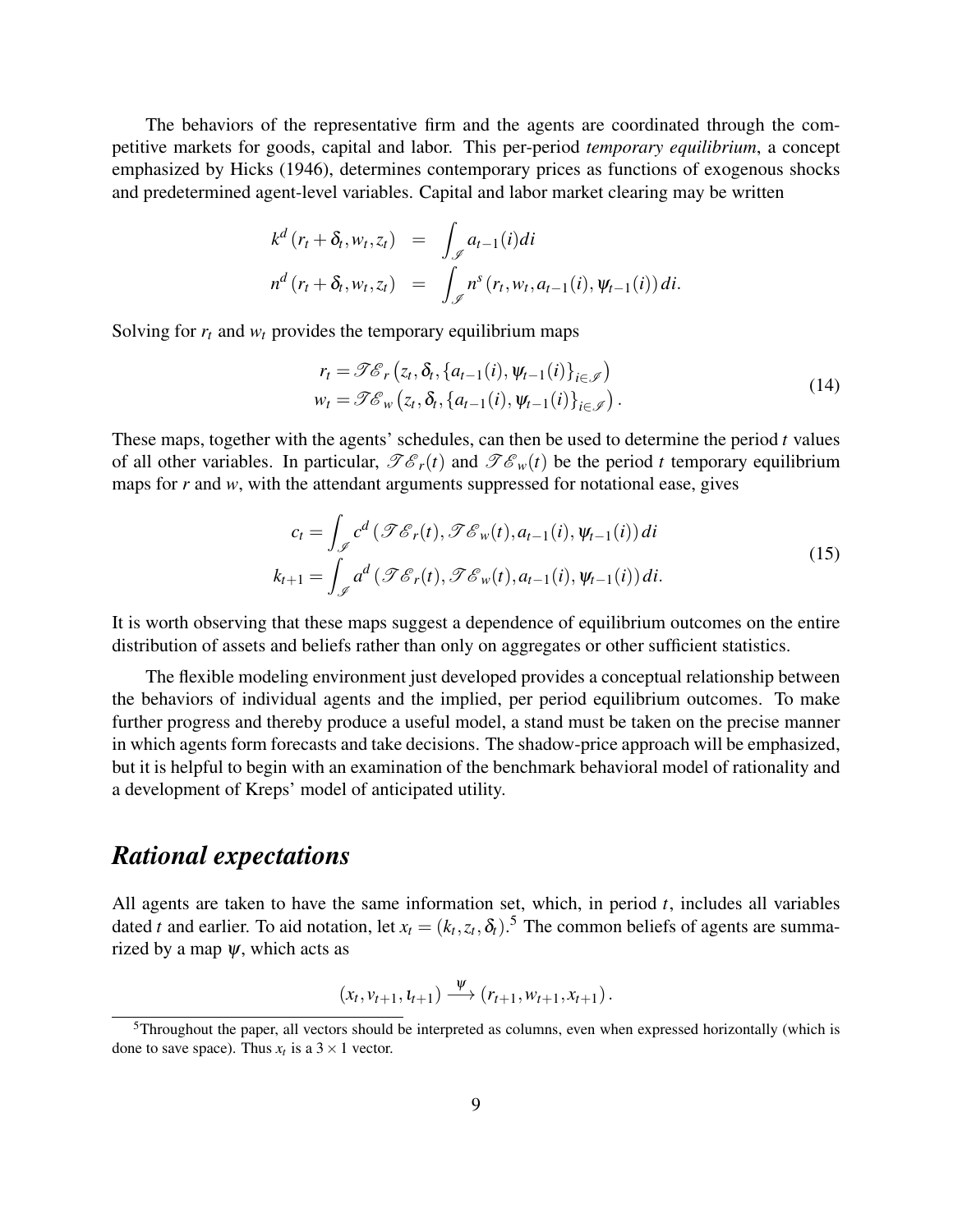The behaviors of the representative firm and the agents are coordinated through the competitive markets for goods, capital and labor. This per-period *temporary equilibrium*, a concept emphasized by Hicks (1946), determines contemporary prices as functions of exogenous shocks and predetermined agent-level variables. Capital and labor market clearing may be written

$$
\begin{aligned}
k^d\left(r_t + \delta_t, w_t, z_t\right) &= \int_{\mathscr{I}} a_{t-1}(i) di \\
n^d\left(r_t + \delta_t, w_t, z_t\right) &= \int_{\mathscr{I}} n^s\left(r_t, w_t, a_{t-1}(i), \psi_{t-1}(i)\right) di.
\end{aligned}
$$

Solving for $r_t$ and $w_t$ provides the temporary equilibrium maps

$$
\begin{aligned}
r_t &= \mathscr{TE}_r\left(z_t, \delta_t, \{a_{t-1}(i), \psi_{t-1}(i)\}_{i \in \mathscr{I}}\right) \\
w_t &= \mathscr{TE}_w\left(z_t, \delta_t, \{a_{t-1}(i), \psi_{t-1}(i)\}_{i \in \mathscr{I}}\right).
\end{aligned}
\tag{14}
$$

These maps, together with the agents' schedules, can then be used to determine the period $t$ values of all other variables. In particular, $\mathscr{TE}_r(t)$ and $\mathscr{TE}_w(t)$ be the period $t$ temporary equilibrium maps for $r$ and $w$, with the attendant arguments suppressed for notational ease, gives

$$
\begin{aligned}
c_t &= \int_{\mathscr{I}} c^d\left(\mathscr{TE}_r(t), \mathscr{TE}_w(t), a_{t-1}(i), \psi_{t-1}(i)\right) di \\
k_{t+1} &= \int_{\mathscr{I}} a^d\left(\mathscr{TE}_r(t), \mathscr{TE}_w(t), a_{t-1}(i), \psi_{t-1}(i)\right) di.
\end{aligned}
\tag{15}
$$

It is worth observing that these maps suggest a dependence of equilibrium outcomes on the entire distribution of assets and beliefs rather than only on aggregates or other sufficient statistics.

The flexible modeling environment just developed provides a conceptual relationship between the behaviors of individual agents and the implied, per period equilibrium outcomes. To make further progress and thereby produce a useful model, a stand must be taken on the precise manner in which agents form forecasts and take decisions. The shadow-price approach will be emphasized, but it is helpful to begin with an examination of the benchmark behavioral model of rationality and a development of Kreps' model of anticipated utility.

## *Rational expectations*

All agents are taken to have the same information set, which, in period $t$, includes all variables dated $t$ and earlier. To aid notation, let $x_t = (k_t, z_t, \delta_t)$.[5] The common beliefs of agents are summarized by a map $\psi$, which acts as

$$
\left(x_t, v_{t+1}, \iota_{t+1}\right) \xrightarrow{\psi} \left(r_{t+1}, w_{t+1}, x_{t+1}\right).
$$

[5]Throughout the paper, all vectors should be interpreted as columns, even when expressed horizontally (which is done to save space). Thus $x_t$ is a $3 \times 1$ vector.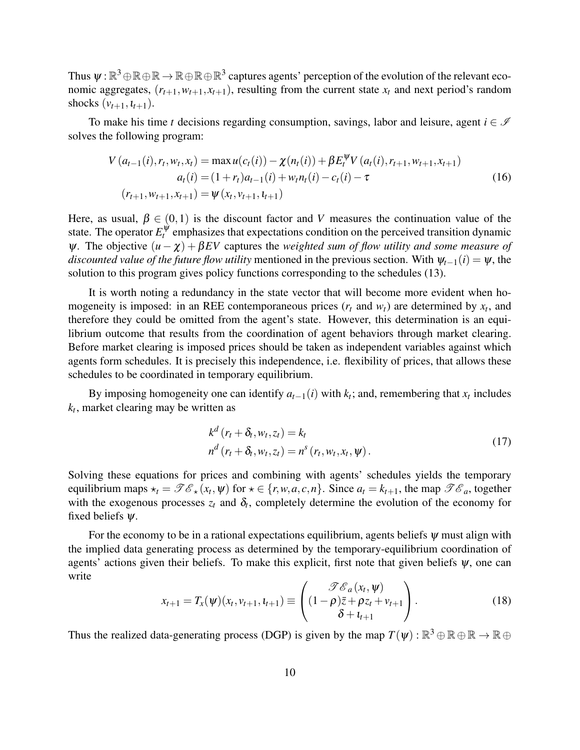Thus $\psi : \mathbb{R}^3 \oplus \mathbb{R} \oplus \mathbb{R} \to \mathbb{R} \oplus \mathbb{R} \oplus \mathbb{R}^3$ captures agents' perception of the evolution of the relevant economic aggregates, $(r_{t+1}, w_{t+1}, x_{t+1})$, resulting from the current state $x_t$ and next period's random shocks $(v_{t+1}, \iota_{t+1})$.

To make his time $t$ decisions regarding consumption, savings, labor and leisure, agent $i \in \mathscr{I}$ solves the following program:

$$
\begin{aligned}
V\left(a_{t-1}(i), r_t, w_t, x_t\right) = \max u(c_t(i)) - \chi(n_t(i)) + \beta E_t^{\psi} V\left(a_t(i), r_{t+1}, w_{t+1}, x_{t+1}\right) \\
a_t(i) = (1+r_t)a_{t-1}(i) + w_t n_t(i) - c_t(i) - \tau \\
(r_{t+1}, w_{t+1}, x_{t+1}) = \psi\left(x_t, v_{t+1}, \iota_{t+1}\right)
\end{aligned}
\tag{16}
$$

Here, as usual, $\beta \in (0,1)$ is the discount factor and $V$ measures the continuation value of the state. The operator $E_t^{\psi}$ emphasizes that expectations condition on the perceived transition dynamic $\psi$. The objective $(u - \chi) + \beta EV$ captures the *weighted sum of flow utility and some measure of discounted value of the future flow utility* mentioned in the previous section. With $\psi_{t-1}(i) = \psi$, the solution to this program gives policy functions corresponding to the schedules (13).

It is worth noting a redundancy in the state vector that will become more evident when homogeneity is imposed: in an REE contemporaneous prices ($r_t$ and $w_t$) are determined by $x_t$, and therefore they could be omitted from the agent's state. However, this determination is an equilibrium outcome that results from the coordination of agent behaviors through market clearing. Before market clearing is imposed prices should be taken as independent variables against which agents form schedules. It is precisely this independence, i.e. flexibility of prices, that allows these schedules to be coordinated in temporary equilibrium.

By imposing homogeneity one can identify $a_{t-1}(i)$ with $k_t$; and, remembering that $x_t$ includes $k_t$, market clearing may be written as

$$
\begin{aligned}
k^d\left(r_t + \delta_t, w_t, z_t\right) &= k_t \\
n^d\left(r_t + \delta_t, w_t, z_t\right) &= n^s\left(r_t, w_t, x_t, \psi\right).
\end{aligned}
\tag{17}
$$

Solving these equations for prices and combining with agents' schedules yields the temporary equilibrium maps $\star_t = \mathscr{T}\mathscr{E}_\star(x_t, \psi)$ for $\star \in \{r, w, a, c, n\}$. Since $a_t = k_{t+1}$, the map $\mathscr{T}\mathscr{E}_a$, together with the exogenous processes $z_t$ and $\delta_t$, completely determine the evolution of the economy for fixed beliefs $\psi$.

For the economy to be in a rational expectations equilibrium, agents beliefs $\psi$ must align with the implied data generating process as determined by the temporary-equilibrium coordination of agents' actions given their beliefs. To make this explicit, first note that given beliefs $\psi$, one can write

$$
x_{t+1} = T_x(\psi)(x_t, v_{t+1}, \iota_{t+1}) \equiv \begin{pmatrix} \mathscr{T}\mathscr{E}_a(x_t, \psi) \\ (1-\rho)\bar{z} + \rho z_t + v_{t+1} \\ \delta + \iota_{t+1} \end{pmatrix}.
\tag{18}
$$

Thus the realized data-generating process (DGP) is given by the map $T(\psi) : \mathbb{R}^3 \oplus \mathbb{R} \oplus \mathbb{R} \to \mathbb{R} \oplus$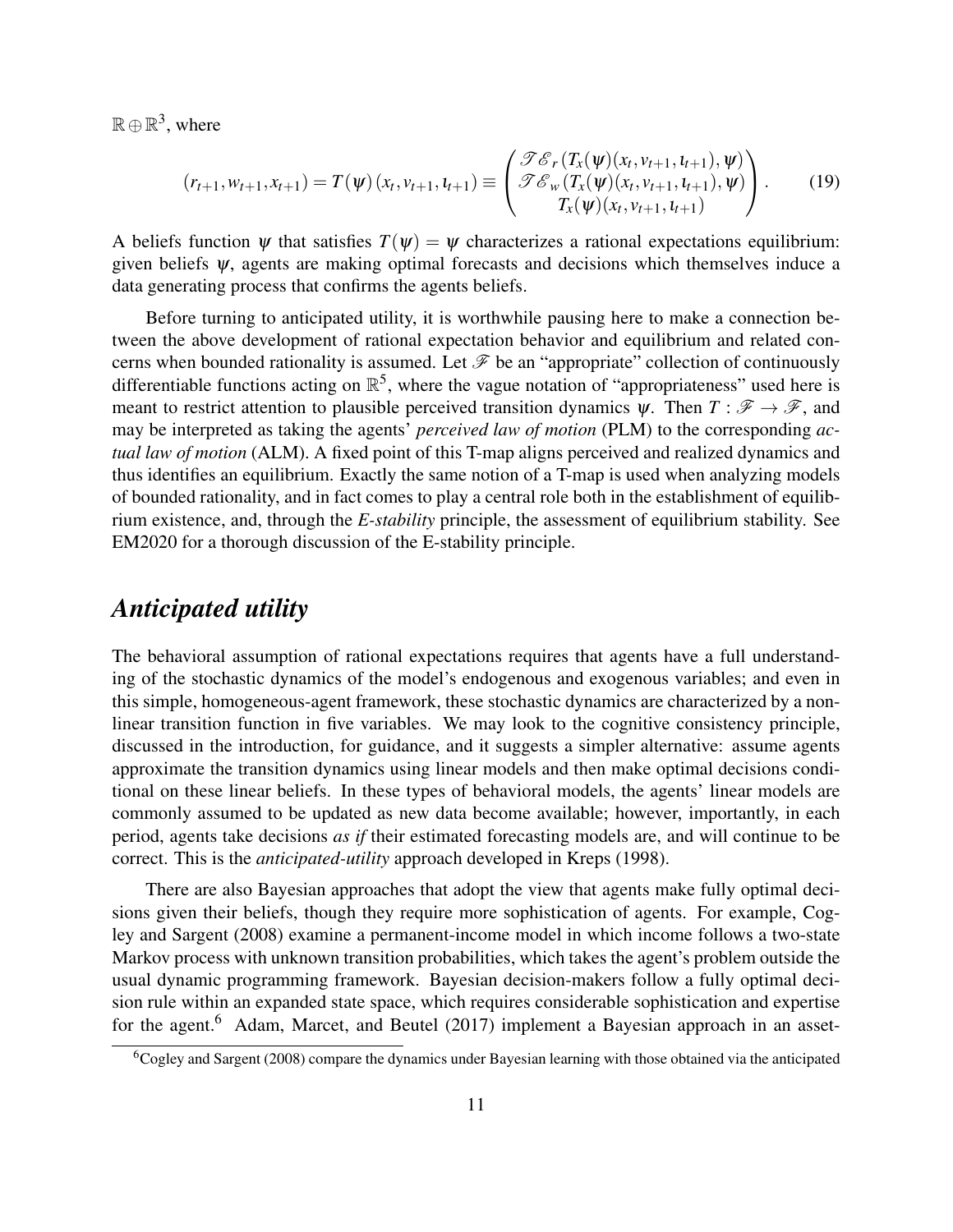$\mathbb{R} \oplus \mathbb{R}^3$, where

$$(r_{t+1}, w_{t+1}, x_{t+1}) = T(\psi)(x_t, v_{t+1}, \iota_{t+1}) \equiv \begin{pmatrix} \mathscr{T}\mathscr{E}_r(T_x(\psi)(x_t, v_{t+1}, \iota_{t+1}), \psi) \\ \mathscr{T}\mathscr{E}_w(T_x(\psi)(x_t, v_{t+1}, \iota_{t+1}), \psi) \\ T_x(\psi)(x_t, v_{t+1}, \iota_{t+1}) \end{pmatrix}. \tag{19}$$

A beliefs function $\psi$ that satisfies $T(\psi) = \psi$ characterizes a rational expectations equilibrium: given beliefs $\psi$, agents are making optimal forecasts and decisions which themselves induce a data generating process that confirms the agents beliefs.

Before turning to anticipated utility, it is worthwhile pausing here to make a connection between the above development of rational expectation behavior and equilibrium and related concerns when bounded rationality is assumed. Let $\mathscr{F}$ be an "appropriate" collection of continuously differentiable functions acting on $\mathbb{R}^5$, where the vague notation of "appropriateness" used here is meant to restrict attention to plausible perceived transition dynamics $\psi$. Then $T : \mathscr{F} \to \mathscr{F}$, and may be interpreted as taking the agents' *perceived law of motion* (PLM) to the corresponding *actual law of motion* (ALM). A fixed point of this T-map aligns perceived and realized dynamics and thus identifies an equilibrium. Exactly the same notion of a T-map is used when analyzing models of bounded rationality, and in fact comes to play a central role both in the establishment of equilibrium existence, and, through the *E-stability* principle, the assessment of equilibrium stability. See EM2020 for a thorough discussion of the E-stability principle.

## *Anticipated utility*

The behavioral assumption of rational expectations requires that agents have a full understanding of the stochastic dynamics of the model's endogenous and exogenous variables; and even in this simple, homogeneous-agent framework, these stochastic dynamics are characterized by a nonlinear transition function in five variables. We may look to the cognitive consistency principle, discussed in the introduction, for guidance, and it suggests a simpler alternative: assume agents approximate the transition dynamics using linear models and then make optimal decisions conditional on these linear beliefs. In these types of behavioral models, the agents' linear models are commonly assumed to be updated as new data become available; however, importantly, in each period, agents take decisions *as if* their estimated forecasting models are, and will continue to be correct. This is the *anticipated-utility* approach developed in Kreps (1998).

There are also Bayesian approaches that adopt the view that agents make fully optimal decisions given their beliefs, though they require more sophistication of agents. For example, Cogley and Sargent (2008) examine a permanent-income model in which income follows a two-state Markov process with unknown transition probabilities, which takes the agent's problem outside the usual dynamic programming framework. Bayesian decision-makers follow a fully optimal decision rule within an expanded state space, which requires considerable sophistication and expertise for the agent.[6] Adam, Marcet, and Beutel (2017) implement a Bayesian approach in an asset-

[6] Cogley and Sargent (2008) compare the dynamics under Bayesian learning with those obtained via the anticipated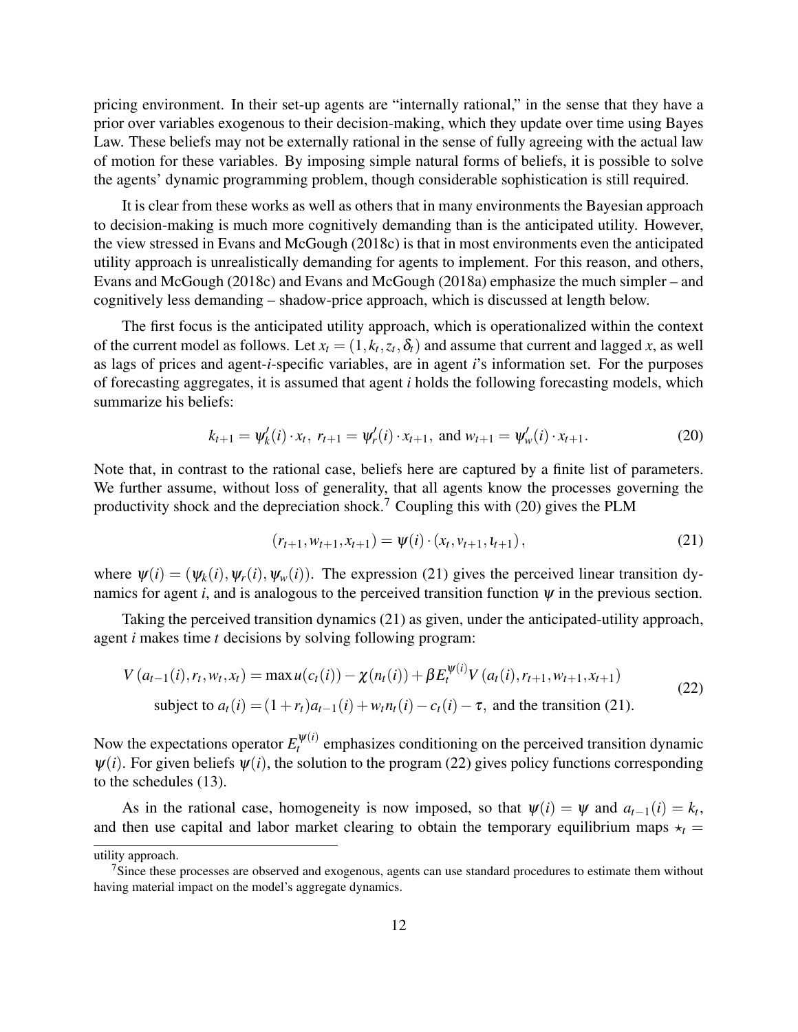pricing environment. In their set-up agents are "internally rational," in the sense that they have a prior over variables exogenous to their decision-making, which they update over time using Bayes Law. These beliefs may not be externally rational in the sense of fully agreeing with the actual law of motion for these variables. By imposing simple natural forms of beliefs, it is possible to solve the agents' dynamic programming problem, though considerable sophistication is still required.

It is clear from these works as well as others that in many environments the Bayesian approach to decision-making is much more cognitively demanding than is the anticipated utility. However, the view stressed in Evans and McGough (2018c) is that in most environments even the anticipated utility approach is unrealistically demanding for agents to implement. For this reason, and others, Evans and McGough (2018c) and Evans and McGough (2018a) emphasize the much simpler – and cognitively less demanding – shadow-price approach, which is discussed at length below.

The first focus is the anticipated utility approach, which is operationalized within the context of the current model as follows. Let $x_t = (1, k_t, z_t, \delta_t)$ and assume that current and lagged $x$, as well as lags of prices and agent-$i$-specific variables, are in agent $i$'s information set. For the purposes of forecasting aggregates, it is assumed that agent $i$ holds the following forecasting models, which summarize his beliefs:

$$k_{t+1} = \psi_k'(i) \cdot x_t,\ r_{t+1} = \psi_r'(i) \cdot x_{t+1},\ \text{and}\ w_{t+1} = \psi_w'(i) \cdot x_{t+1}. \tag{20}$$

Note that, in contrast to the rational case, beliefs here are captured by a finite list of parameters. We further assume, without loss of generality, that all agents know the processes governing the productivity shock and the depreciation shock.[7] Coupling this with (20) gives the PLM

$$(r_{t+1}, w_{t+1}, x_{t+1}) = \psi(i) \cdot (x_t, v_{t+1}, \iota_{t+1}), \tag{21}$$

where $\psi(i) = (\psi_k(i), \psi_r(i), \psi_w(i))$. The expression (21) gives the perceived linear transition dynamics for agent $i$, and is analogous to the perceived transition function $\psi$ in the previous section.

Taking the perceived transition dynamics (21) as given, under the anticipated-utility approach, agent $i$ makes time $t$ decisions by solving following program:

$$\begin{aligned} V\left(a_{t-1}(i), r_t, w_t, x_t\right) = \max u(c_t(i)) - \chi(n_t(i)) + \beta E_t^{\psi(i)} V\left(a_t(i), r_{t+1}, w_{t+1}, x_{t+1}\right) \\ \text{subject to } a_t(i) = (1 + r_t) a_{t-1}(i) + w_t n_t(i) - c_t(i) - \tau, \text{ and the transition (21).} \end{aligned} \tag{22}$$

Now the expectations operator $E_t^{\psi(i)}$ emphasizes conditioning on the perceived transition dynamic $\psi(i)$. For given beliefs $\psi(i)$, the solution to the program (22) gives policy functions corresponding to the schedules (13).

As in the rational case, homogeneity is now imposed, so that $\psi(i) = \psi$ and $a_{t-1}(i) = k_t$, and then use capital and labor market clearing to obtain the temporary equilibrium maps $\star_t =$

utility approach.

[7] Since these processes are observed and exogenous, agents can use standard procedures to estimate them without having material impact on the model's aggregate dynamics.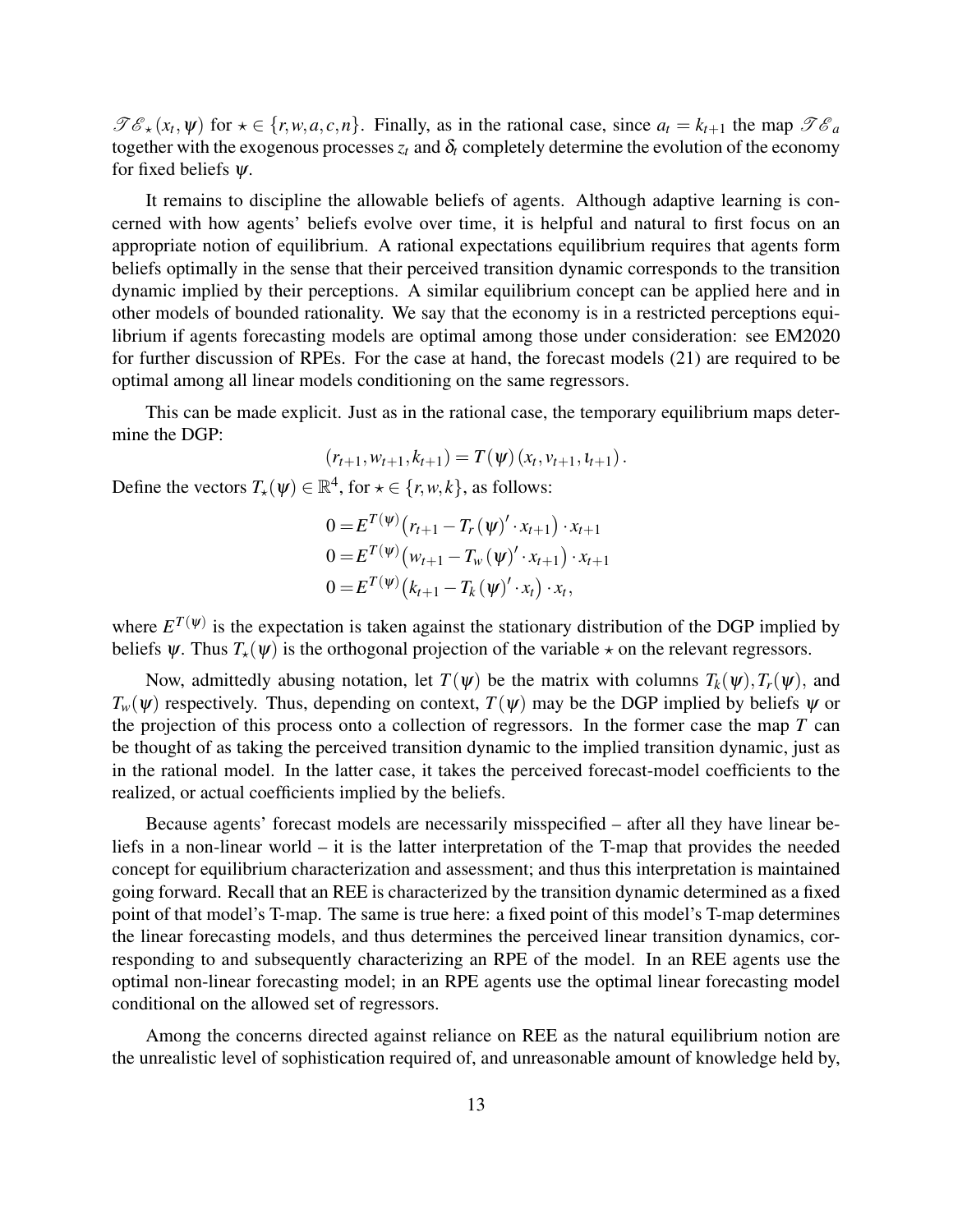$\mathscr{TE}_\star(x_t, \psi)$ for $\star \in \{r, w, a, c, n\}$. Finally, as in the rational case, since $a_t = k_{t+1}$ the map $\mathscr{TE}_a$ together with the exogenous processes $z_t$ and $\delta_t$ completely determine the evolution of the economy for fixed beliefs $\psi$.

It remains to discipline the allowable beliefs of agents. Although adaptive learning is concerned with how agents' beliefs evolve over time, it is helpful and natural to first focus on an appropriate notion of equilibrium. A rational expectations equilibrium requires that agents form beliefs optimally in the sense that their perceived transition dynamic corresponds to the transition dynamic implied by their perceptions. A similar equilibrium concept can be applied here and in other models of bounded rationality. We say that the economy is in a restricted perceptions equilibrium if agents forecasting models are optimal among those under consideration: see EM2020 for further discussion of RPEs. For the case at hand, the forecast models (21) are required to be optimal among all linear models conditioning on the same regressors.

This can be made explicit. Just as in the rational case, the temporary equilibrium maps determine the DGP:

$$(r_{t+1}, w_{t+1}, k_{t+1}) = T(\psi)(x_t, v_{t+1}, \iota_{t+1}).$$

Define the vectors $T_\star(\psi) \in \mathbb{R}^4$, for $\star \in \{r, w, k\}$, as follows:

$$\begin{aligned}
0 &= E^{T(\psi)}\big(r_{t+1} - T_r(\psi)' \cdot x_{t+1}\big) \cdot x_{t+1} \\
0 &= E^{T(\psi)}\big(w_{t+1} - T_w(\psi)' \cdot x_{t+1}\big) \cdot x_{t+1} \\
0 &= E^{T(\psi)}\big(k_{t+1} - T_k(\psi)' \cdot x_t\big) \cdot x_t,
\end{aligned}$$

where $E^{T(\psi)}$ is the expectation is taken against the stationary distribution of the DGP implied by beliefs $\psi$. Thus $T_\star(\psi)$ is the orthogonal projection of the variable $\star$ on the relevant regressors.

Now, admittedly abusing notation, let $T(\psi)$ be the matrix with columns $T_k(\psi), T_r(\psi)$, and $T_w(\psi)$ respectively. Thus, depending on context, $T(\psi)$ may be the DGP implied by beliefs $\psi$ or the projection of this process onto a collection of regressors. In the former case the map $T$ can be thought of as taking the perceived transition dynamic to the implied transition dynamic, just as in the rational model. In the latter case, it takes the perceived forecast-model coefficients to the realized, or actual coefficients implied by the beliefs.

Because agents' forecast models are necessarily misspecified – after all they have linear beliefs in a non-linear world – it is the latter interpretation of the T-map that provides the needed concept for equilibrium characterization and assessment; and thus this interpretation is maintained going forward. Recall that an REE is characterized by the transition dynamic determined as a fixed point of that model's T-map. The same is true here: a fixed point of this model's T-map determines the linear forecasting models, and thus determines the perceived linear transition dynamics, corresponding to and subsequently characterizing an RPE of the model. In an REE agents use the optimal non-linear forecasting model; in an RPE agents use the optimal linear forecasting model conditional on the allowed set of regressors.

Among the concerns directed against reliance on REE as the natural equilibrium notion are the unrealistic level of sophistication required of, and unreasonable amount of knowledge held by,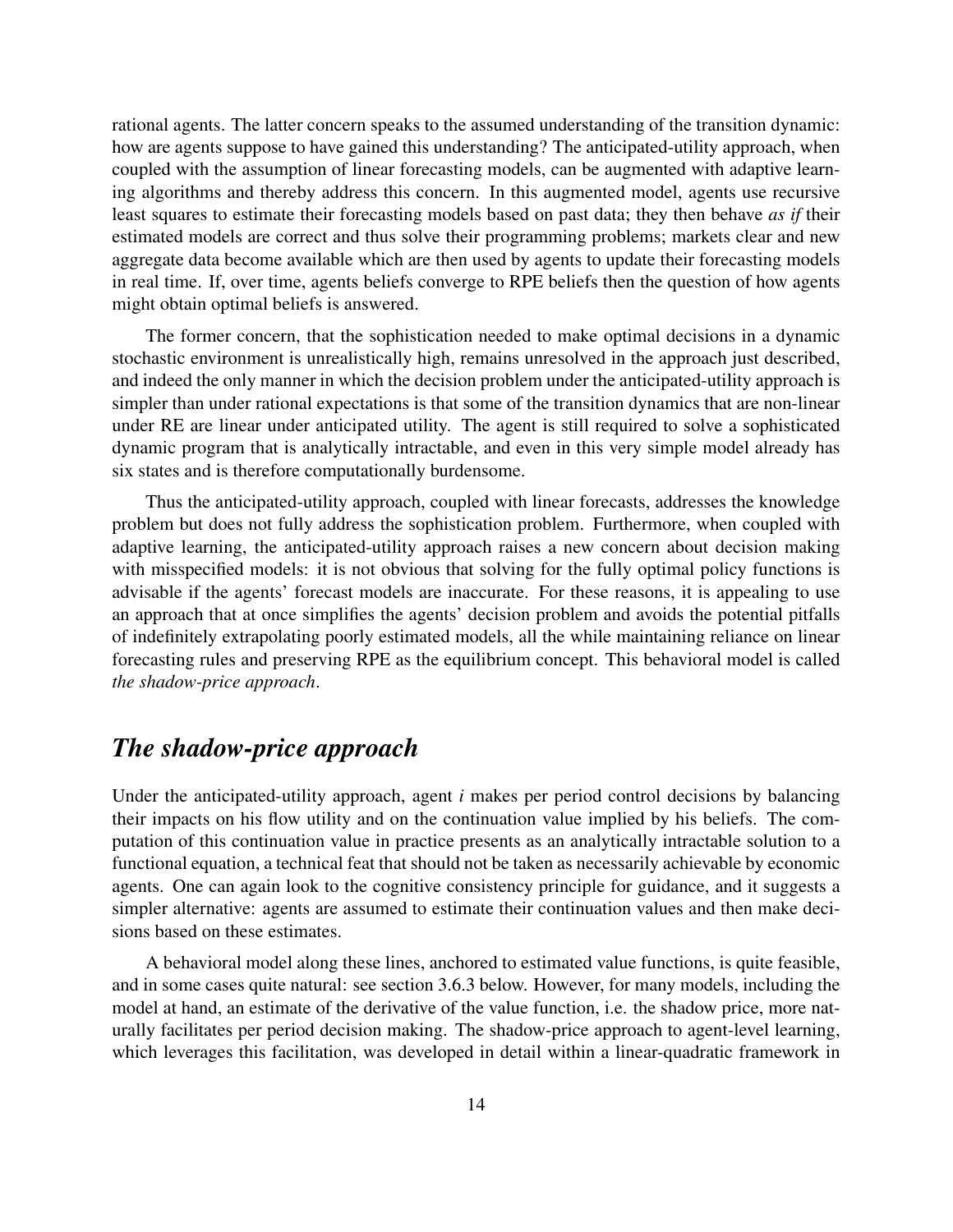rational agents. The latter concern speaks to the assumed understanding of the transition dynamic: how are agents suppose to have gained this understanding? The anticipated-utility approach, when coupled with the assumption of linear forecasting models, can be augmented with adaptive learning algorithms and thereby address this concern. In this augmented model, agents use recursive least squares to estimate their forecasting models based on past data; they then behave *as if* their estimated models are correct and thus solve their programming problems; markets clear and new aggregate data become available which are then used by agents to update their forecasting models in real time. If, over time, agents beliefs converge to RPE beliefs then the question of how agents might obtain optimal beliefs is answered.

The former concern, that the sophistication needed to make optimal decisions in a dynamic stochastic environment is unrealistically high, remains unresolved in the approach just described, and indeed the only manner in which the decision problem under the anticipated-utility approach is simpler than under rational expectations is that some of the transition dynamics that are non-linear under RE are linear under anticipated utility. The agent is still required to solve a sophisticated dynamic program that is analytically intractable, and even in this very simple model already has six states and is therefore computationally burdensome.

Thus the anticipated-utility approach, coupled with linear forecasts, addresses the knowledge problem but does not fully address the sophistication problem. Furthermore, when coupled with adaptive learning, the anticipated-utility approach raises a new concern about decision making with misspecified models: it is not obvious that solving for the fully optimal policy functions is advisable if the agents' forecast models are inaccurate. For these reasons, it is appealing to use an approach that at once simplifies the agents' decision problem and avoids the potential pitfalls of indefinitely extrapolating poorly estimated models, all the while maintaining reliance on linear forecasting rules and preserving RPE as the equilibrium concept. This behavioral model is called *the shadow-price approach*.

## *The shadow-price approach*

Under the anticipated-utility approach, agent $i$ makes per period control decisions by balancing their impacts on his flow utility and on the continuation value implied by his beliefs. The computation of this continuation value in practice presents as an analytically intractable solution to a functional equation, a technical feat that should not be taken as necessarily achievable by economic agents. One can again look to the cognitive consistency principle for guidance, and it suggests a simpler alternative: agents are assumed to estimate their continuation values and then make decisions based on these estimates.

A behavioral model along these lines, anchored to estimated value functions, is quite feasible, and in some cases quite natural: see section 3.6.3 below. However, for many models, including the model at hand, an estimate of the derivative of the value function, i.e. the shadow price, more naturally facilitates per period decision making. The shadow-price approach to agent-level learning, which leverages this facilitation, was developed in detail within a linear-quadratic framework in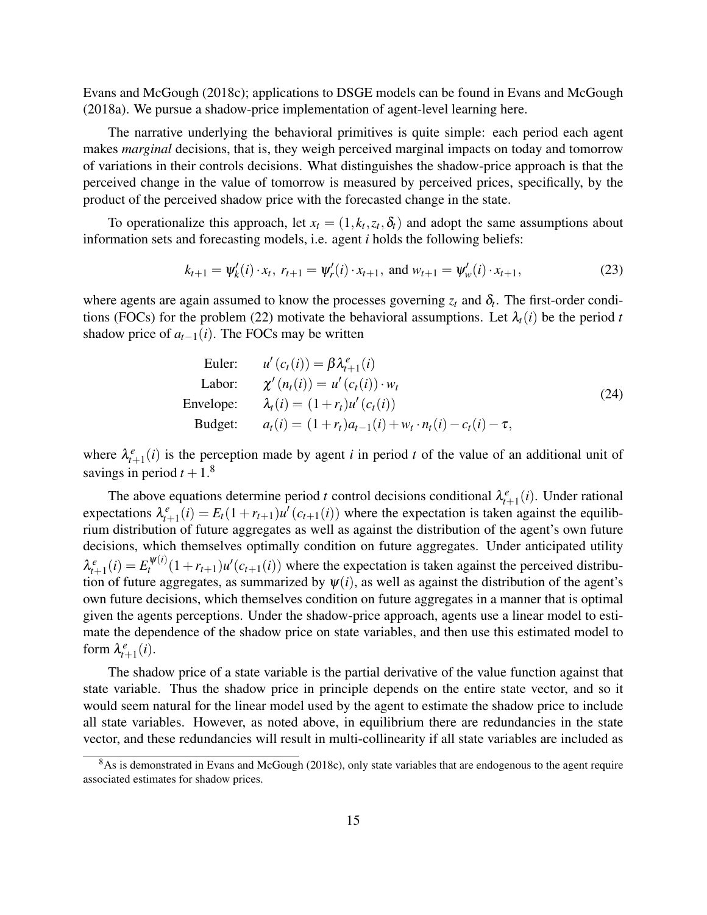Evans and McGough (2018c); applications to DSGE models can be found in Evans and McGough (2018a). We pursue a shadow-price implementation of agent-level learning here.

The narrative underlying the behavioral primitives is quite simple: each period each agent makes *marginal* decisions, that is, they weigh perceived marginal impacts on today and tomorrow of variations in their controls decisions. What distinguishes the shadow-price approach is that the perceived change in the value of tomorrow is measured by perceived prices, specifically, by the product of the perceived shadow price with the forecasted change in the state.

To operationalize this approach, let $x_t = (1, k_t, z_t, \delta_t)$ and adopt the same assumptions about information sets and forecasting models, i.e. agent $i$ holds the following beliefs:

$$k_{t+1} = \psi_k'(i) \cdot x_t,\ r_{t+1} = \psi_r'(i) \cdot x_{t+1},\ \text{and}\ w_{t+1} = \psi_w'(i) \cdot x_{t+1}, \tag{23}$$

where agents are again assumed to know the processes governing $z_t$ and $\delta_t$. The first-order conditions (FOCs) for the problem (22) motivate the behavioral assumptions. Let $\lambda_t(i)$ be the period $t$ shadow price of $a_{t-1}(i)$. The FOCs may be written

$$\begin{array}{rl}
\text{Euler:} & u'(c_t(i)) = \beta \lambda_{t+1}^e(i) \\
\text{Labor:} & \chi'(n_t(i)) = u'(c_t(i)) \cdot w_t \\
\text{Envelope:} & \lambda_t(i) = (1 + r_t) u'(c_t(i)) \\
\text{Budget:} & a_t(i) = (1 + r_t) a_{t-1}(i) + w_t \cdot n_t(i) - c_t(i) - \tau,
\end{array} \tag{24}$$

where $\lambda_{t+1}^e(i)$ is the perception made by agent $i$ in period $t$ of the value of an additional unit of savings in period $t+1$.[8]

The above equations determine period $t$ control decisions conditional $\lambda_{t+1}^e(i)$. Under rational expectations $\lambda_{t+1}^e(i) = E_t(1 + r_{t+1}) u'(c_{t+1}(i))$ where the expectation is taken against the equilibrium distribution of future aggregates as well as against the distribution of the agent's own future decisions, which themselves optimally condition on future aggregates. Under anticipated utility $\lambda_{t+1}^e(i) = E_t^{\psi(i)}(1 + r_{t+1}) u'(c_{t+1}(i))$ where the expectation is taken against the perceived distribution of future aggregates, as summarized by $\psi(i)$, as well as against the distribution of the agent's own future decisions, which themselves condition on future aggregates in a manner that is optimal given the agents perceptions. Under the shadow-price approach, agents use a linear model to estimate the dependence of the shadow price on state variables, and then use this estimated model to form $\lambda_{t+1}^e(i)$.

The shadow price of a state variable is the partial derivative of the value function against that state variable. Thus the shadow price in principle depends on the entire state vector, and so it would seem natural for the linear model used by the agent to estimate the shadow price to include all state variables. However, as noted above, in equilibrium there are redundancies in the state vector, and these redundancies will result in multi-collinearity if all state variables are included as

[8] As is demonstrated in Evans and McGough (2018c), only state variables that are endogenous to the agent require associated estimates for shadow prices.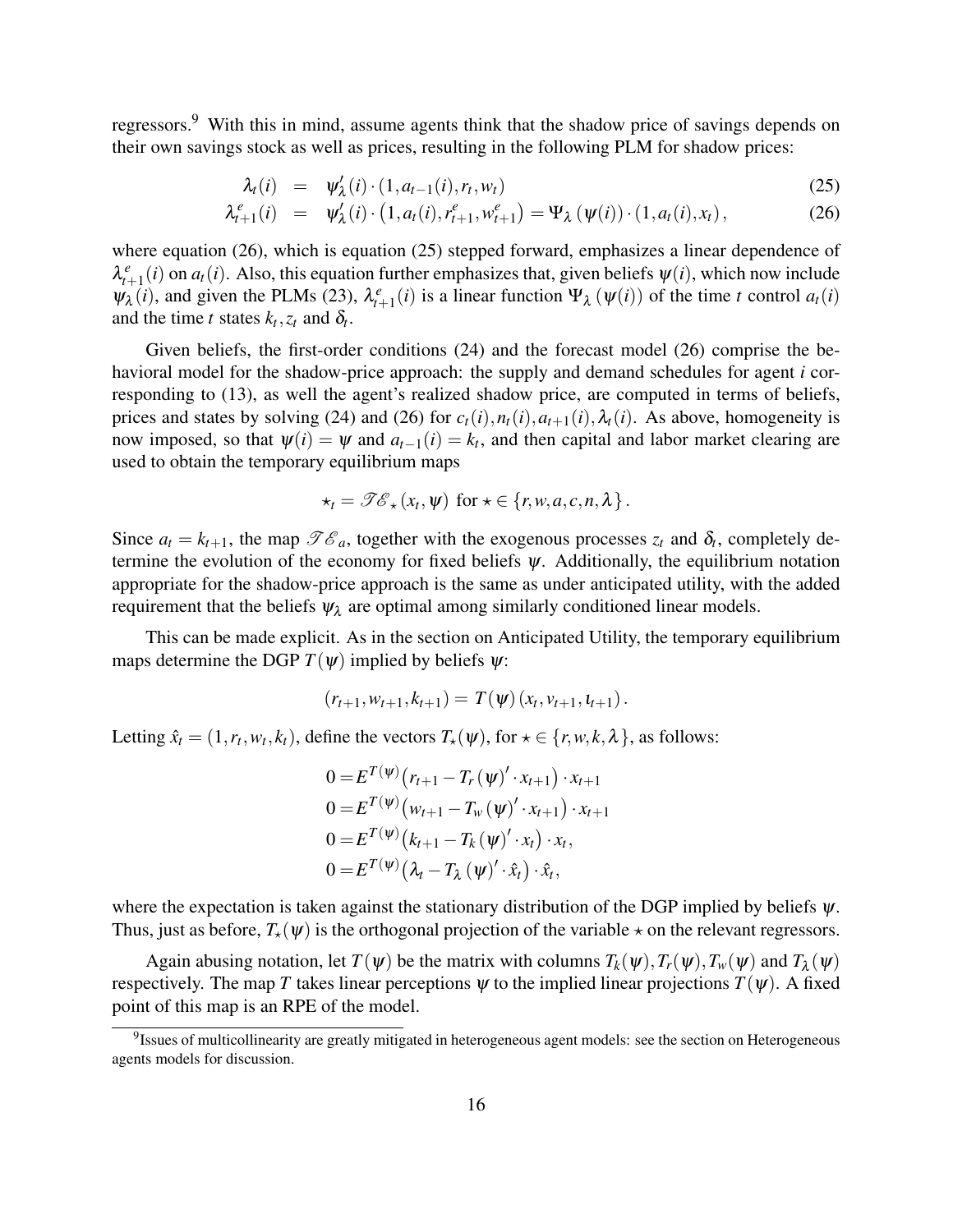regressors.[9] With this in mind, assume agents think that the shadow price of savings depends on their own savings stock as well as prices, resulting in the following PLM for shadow prices:

$$
\begin{aligned}
\lambda_t(i) &= \psi_\lambda'(i) \cdot (1, a_{t-1}(i), r_t, w_t) && (25) \\
\lambda_{t+1}^e(i) &= \psi_\lambda'(i) \cdot \left(1, a_t(i), r_{t+1}^e, w_{t+1}^e\right) = \Psi_\lambda\left(\psi(i)\right) \cdot (1, a_t(i), x_t), && (26)
\end{aligned}
$$

where equation (26), which is equation (25) stepped forward, emphasizes a linear dependence of $\lambda_{t+1}^e(i)$ on $a_t(i)$. Also, this equation further emphasizes that, given beliefs $\psi(i)$, which now include $\psi_\lambda(i)$, and given the PLMs (23), $\lambda_{t+1}^e(i)$ is a linear function $\Psi_\lambda\left(\psi(i)\right)$ of the time $t$ control $a_t(i)$ and the time $t$ states $k_t, z_t$ and $\delta_t$.

Given beliefs, the first-order conditions (24) and the forecast model (26) comprise the behavioral model for the shadow-price approach: the supply and demand schedules for agent $i$ corresponding to (13), as well the agent's realized shadow price, are computed in terms of beliefs, prices and states by solving (24) and (26) for $c_t(i), n_t(i), a_{t+1}(i), \lambda_t(i)$. As above, homogeneity is now imposed, so that $\psi(i) = \psi$ and $a_{t-1}(i) = k_t$, and then capital and labor market clearing are used to obtain the temporary equilibrium maps

$$
\star_t = \mathscr{TE}_\star(x_t, \psi) \text{ for } \star \in \{r, w, a, c, n, \lambda\}.
$$

Since $a_t = k_{t+1}$, the map $\mathscr{TE}_a$, together with the exogenous processes $z_t$ and $\delta_t$, completely determine the evolution of the economy for fixed beliefs $\psi$. Additionally, the equilibrium notation appropriate for the shadow-price approach is the same as under anticipated utility, with the added requirement that the beliefs $\psi_\lambda$ are optimal among similarly conditioned linear models.

This can be made explicit. As in the section on Anticipated Utility, the temporary equilibrium maps determine the DGP $T(\psi)$ implied by beliefs $\psi$:

$$
(r_{t+1}, w_{t+1}, k_{t+1}) = T(\psi)(x_t, \nu_{t+1}, \iota_{t+1}).
$$

Letting $\hat{x}_t = (1, r_t, w_t, k_t)$, define the vectors $T_\star(\psi)$, for $\star \in \{r, w, k, \lambda\}$, as follows:

$$
\begin{aligned}
0 &= E^{T(\psi)}\left(r_{t+1} - T_r(\psi)' \cdot x_{t+1}\right) \cdot x_{t+1} \\
0 &= E^{T(\psi)}\left(w_{t+1} - T_w(\psi)' \cdot x_{t+1}\right) \cdot x_{t+1} \\
0 &= E^{T(\psi)}\left(k_{t+1} - T_k(\psi)' \cdot x_t\right) \cdot x_t, \\
0 &= E^{T(\psi)}\left(\lambda_t - T_\lambda(\psi)' \cdot \hat{x}_t\right) \cdot \hat{x}_t,
\end{aligned}
$$

where the expectation is taken against the stationary distribution of the DGP implied by beliefs $\psi$. Thus, just as before, $T_\star(\psi)$ is the orthogonal projection of the variable $\star$ on the relevant regressors.

Again abusing notation, let $T(\psi)$ be the matrix with columns $T_k(\psi), T_r(\psi), T_w(\psi)$ and $T_\lambda(\psi)$ respectively. The map $T$ takes linear perceptions $\psi$ to the implied linear projections $T(\psi)$. A fixed point of this map is an RPE of the model.

[9] Issues of multicollinearity are greatly mitigated in heterogeneous agent models: see the section on Heterogeneous agents models for discussion.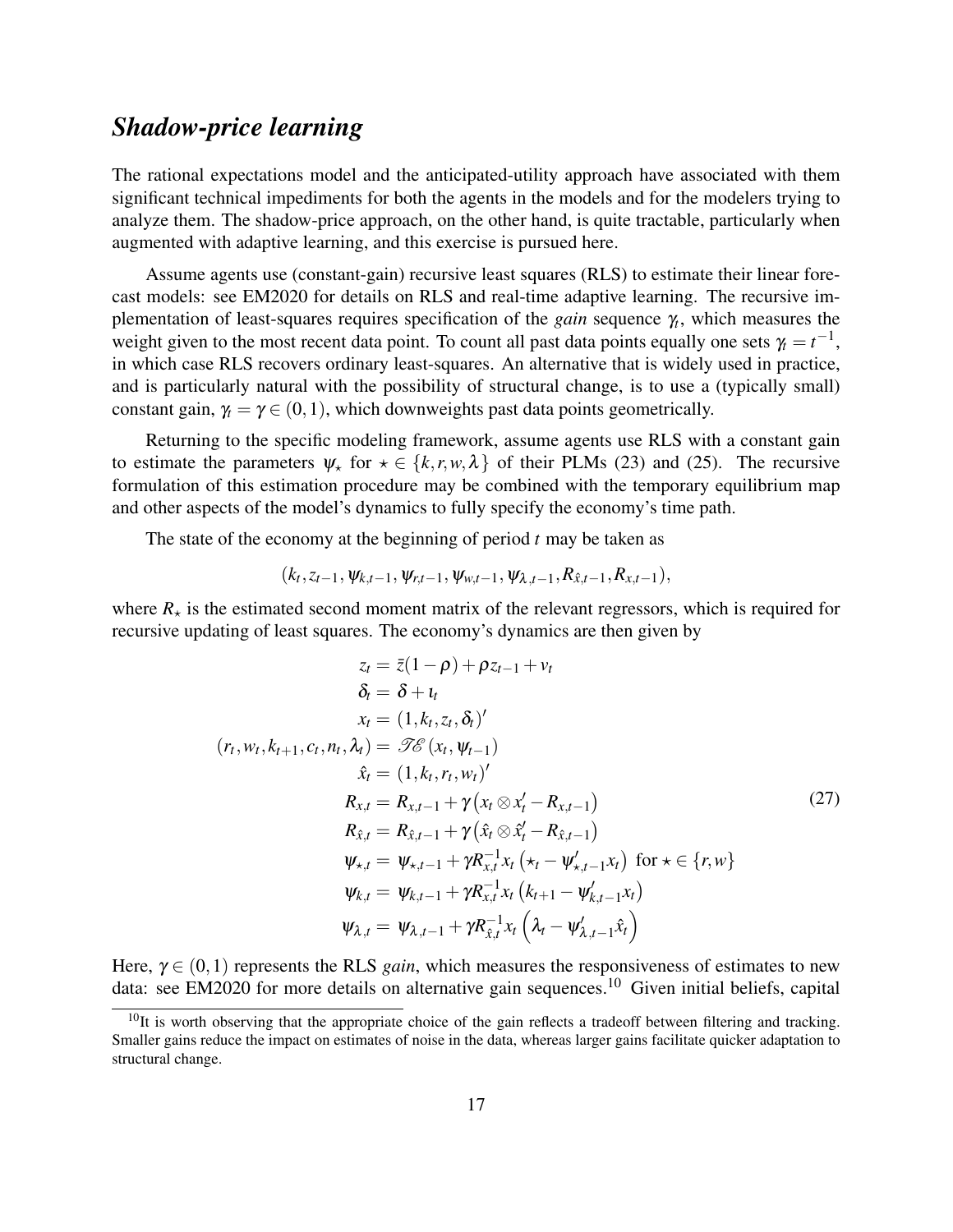## *Shadow-price learning*

The rational expectations model and the anticipated-utility approach have associated with them significant technical impediments for both the agents in the models and for the modelers trying to analyze them. The shadow-price approach, on the other hand, is quite tractable, particularly when augmented with adaptive learning, and this exercise is pursued here.

Assume agents use (constant-gain) recursive least squares (RLS) to estimate their linear forecast models: see EM2020 for details on RLS and real-time adaptive learning. The recursive implementation of least-squares requires specification of the *gain* sequence $\gamma_t$, which measures the weight given to the most recent data point. To count all past data points equally one sets $\gamma_t = t^{-1}$, in which case RLS recovers ordinary least-squares. An alternative that is widely used in practice, and is particularly natural with the possibility of structural change, is to use a (typically small) constant gain, $\gamma_t = \gamma \in (0,1)$, which downweights past data points geometrically.

Returning to the specific modeling framework, assume agents use RLS with a constant gain to estimate the parameters $\psi_\star$ for $\star \in \{k, r, w, \lambda\}$ of their PLMs (23) and (25). The recursive formulation of this estimation procedure may be combined with the temporary equilibrium map and other aspects of the model's dynamics to fully specify the economy's time path.

The state of the economy at the beginning of period $t$ may be taken as

$$(k_t, z_{t-1}, \psi_{k,t-1}, \psi_{r,t-1}, \psi_{w,t-1}, \psi_{\lambda,t-1}, R_{\hat{x},t-1}, R_{x,t-1}),$$

where $R_\star$ is the estimated second moment matrix of the relevant regressors, which is required for recursive updating of least squares. The economy's dynamics are then given by

$$\begin{aligned}
z_t &= \bar{z}(1-\rho) + \rho z_{t-1} + v_t \\
\delta_t &= \delta + \iota_t \\
x_t &= (1, k_t, z_t, \delta_t)' \\
(r_t, w_t, k_{t+1}, c_t, n_t, \lambda_t) &= \mathscr{TE}\left(x_t, \psi_{t-1}\right) \\
\hat{x}_t &= (1, k_t, r_t, w_t)' \\
R_{x,t} &= R_{x,t-1} + \gamma\left(x_t \otimes x_t' - R_{x,t-1}\right) \\
R_{\hat{x},t} &= R_{\hat{x},t-1} + \gamma\left(\hat{x}_t \otimes \hat{x}_t' - R_{\hat{x},t-1}\right) \\
\psi_{\star,t} &= \psi_{\star,t-1} + \gamma R_{x,t}^{-1} x_t \left(\star_t - \psi_{\star,t-1}' x_t\right) \text{ for } \star \in \{r, w\} \\
\psi_{k,t} &= \psi_{k,t-1} + \gamma R_{x,t}^{-1} x_t \left(k_{t+1} - \psi_{k,t-1}' x_t\right) \\
\psi_{\lambda,t} &= \psi_{\lambda,t-1} + \gamma R_{\hat{x},t}^{-1} x_t \left(\lambda_t - \psi_{\lambda,t-1}' \hat{x}_t\right)
\end{aligned} \tag{27}$$

Here, $\gamma \in (0,1)$ represents the RLS *gain*, which measures the responsiveness of estimates to new data: see EM2020 for more details on alternative gain sequences.[10] Given initial beliefs, capital

[10]It is worth observing that the appropriate choice of the gain reflects a tradeoff between filtering and tracking. Smaller gains reduce the impact on estimates of noise in the data, whereas larger gains facilitate quicker adaptation to structural change.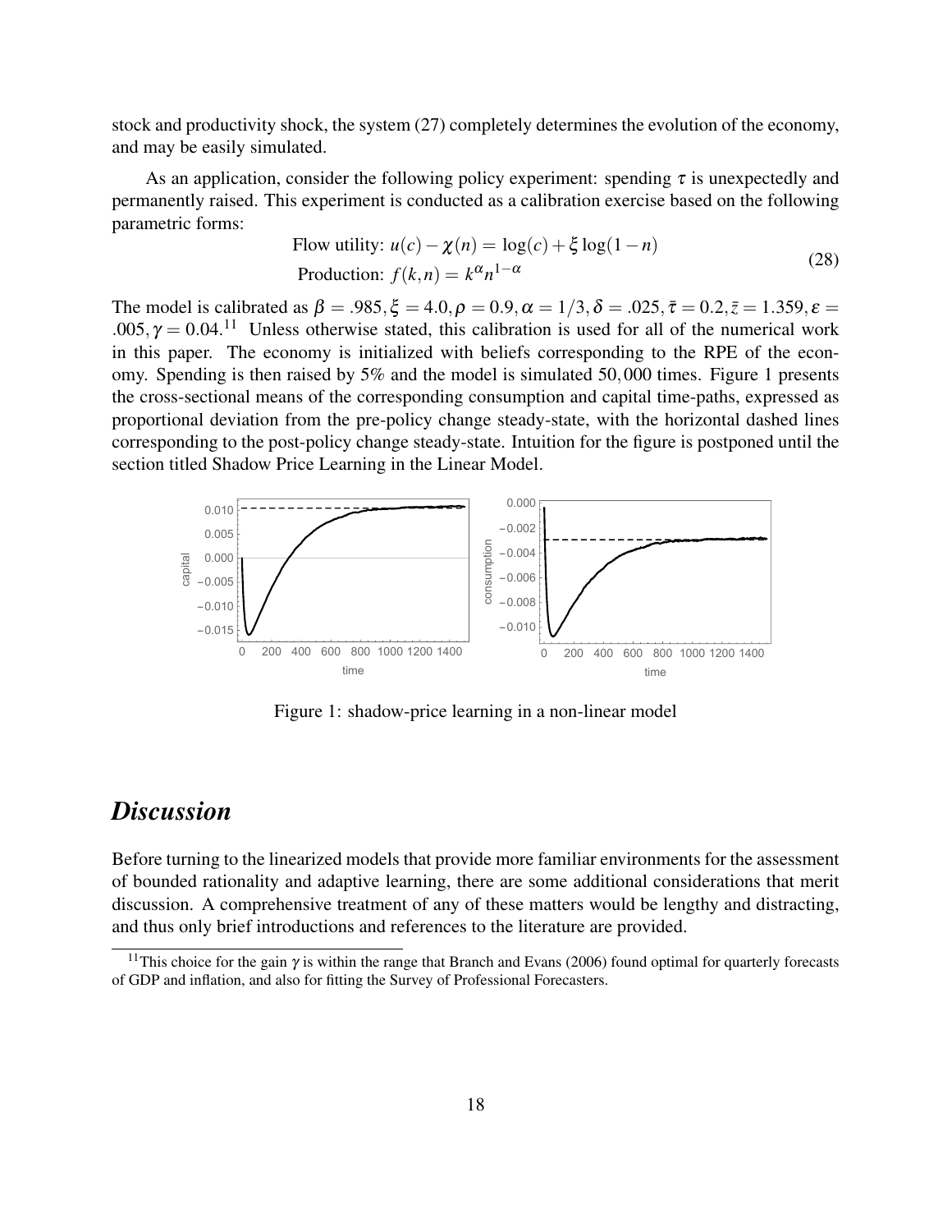stock and productivity shock, the system (27) completely determines the evolution of the economy, and may be easily simulated.

As an application, consider the following policy experiment: spending $\tau$ is unexpectedly and permanently raised. This experiment is conducted as a calibration exercise based on the following parametric forms:

$$
\begin{aligned}
\text{Flow utility: } & u(c) - \chi(n) = \log(c) + \xi \log(1-n) \\
\text{Production: } & f(k,n) = k^{\alpha} n^{1-\alpha}
\end{aligned} \tag{28}
$$

The model is calibrated as $\beta = .985, \xi = 4.0, \rho = 0.9, \alpha = 1/3, \delta = .025, \bar{\tau} = 0.2, \bar{z} = 1.359, \varepsilon = .005, \gamma = 0.04.$[11] Unless otherwise stated, this calibration is used for all of the numerical work in this paper. The economy is initialized with beliefs corresponding to the RPE of the economy. Spending is then raised by 5% and the model is simulated 50,000 times. Figure 1 presents the cross-sectional means of the corresponding consumption and capital time-paths, expressed as proportional deviation from the pre-policy change steady-state, with the horizontal dashed lines corresponding to the post-policy change steady-state. Intuition for the figure is postponed until the section titled Shadow Price Learning in the Linear Model.

Figure 1: shadow-price learning in a non-linear model

## *Discussion*

Before turning to the linearized models that provide more familiar environments for the assessment of bounded rationality and adaptive learning, there are some additional considerations that merit discussion. A comprehensive treatment of any of these matters would be lengthy and distracting, and thus only brief introductions and references to the literature are provided.

[11] This choice for the gain $\gamma$ is within the range that Branch and Evans (2006) found optimal for quarterly forecasts of GDP and inflation, and also for fitting the Survey of Professional Forecasters.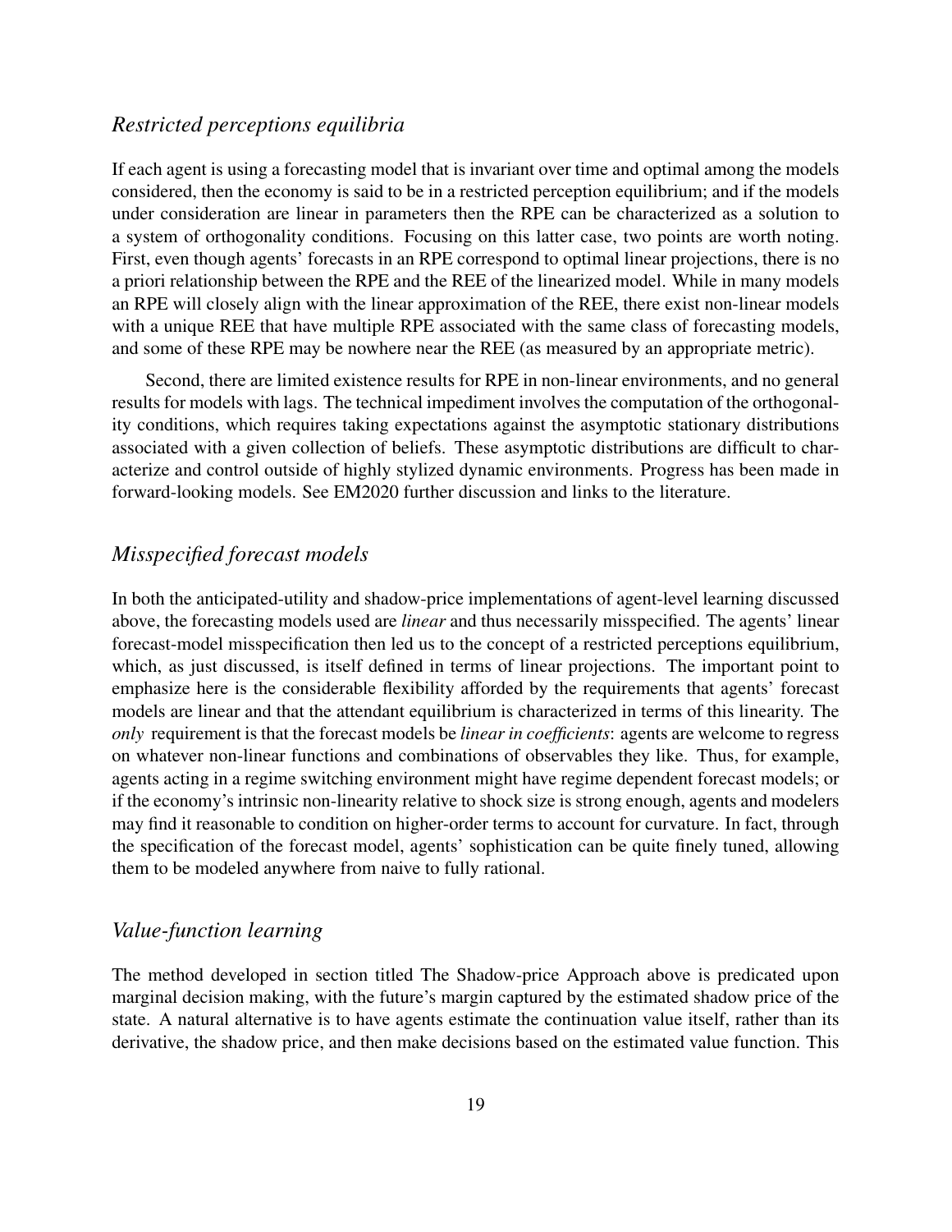### *Restricted perceptions equilibria*

If each agent is using a forecasting model that is invariant over time and optimal among the models considered, then the economy is said to be in a restricted perception equilibrium; and if the models under consideration are linear in parameters then the RPE can be characterized as a solution to a system of orthogonality conditions. Focusing on this latter case, two points are worth noting. First, even though agents' forecasts in an RPE correspond to optimal linear projections, there is no a priori relationship between the RPE and the REE of the linearized model. While in many models an RPE will closely align with the linear approximation of the REE, there exist non-linear models with a unique REE that have multiple RPE associated with the same class of forecasting models, and some of these RPE may be nowhere near the REE (as measured by an appropriate metric).

Second, there are limited existence results for RPE in non-linear environments, and no general results for models with lags. The technical impediment involves the computation of the orthogonality conditions, which requires taking expectations against the asymptotic stationary distributions associated with a given collection of beliefs. These asymptotic distributions are difficult to characterize and control outside of highly stylized dynamic environments. Progress has been made in forward-looking models. See EM2020 further discussion and links to the literature.

### *Misspecified forecast models*

In both the anticipated-utility and shadow-price implementations of agent-level learning discussed above, the forecasting models used are *linear* and thus necessarily misspecified. The agents' linear forecast-model misspecification then led us to the concept of a restricted perceptions equilibrium, which, as just discussed, is itself defined in terms of linear projections. The important point to emphasize here is the considerable flexibility afforded by the requirements that agents' forecast models are linear and that the attendant equilibrium is characterized in terms of this linearity. The *only* requirement is that the forecast models be *linear in coefficients*: agents are welcome to regress on whatever non-linear functions and combinations of observables they like. Thus, for example, agents acting in a regime switching environment might have regime dependent forecast models; or if the economy's intrinsic non-linearity relative to shock size is strong enough, agents and modelers may find it reasonable to condition on higher-order terms to account for curvature. In fact, through the specification of the forecast model, agents' sophistication can be quite finely tuned, allowing them to be modeled anywhere from naive to fully rational.

### *Value-function learning*

The method developed in section titled The Shadow-price Approach above is predicated upon marginal decision making, with the future's margin captured by the estimated shadow price of the state. A natural alternative is to have agents estimate the continuation value itself, rather than its derivative, the shadow price, and then make decisions based on the estimated value function. This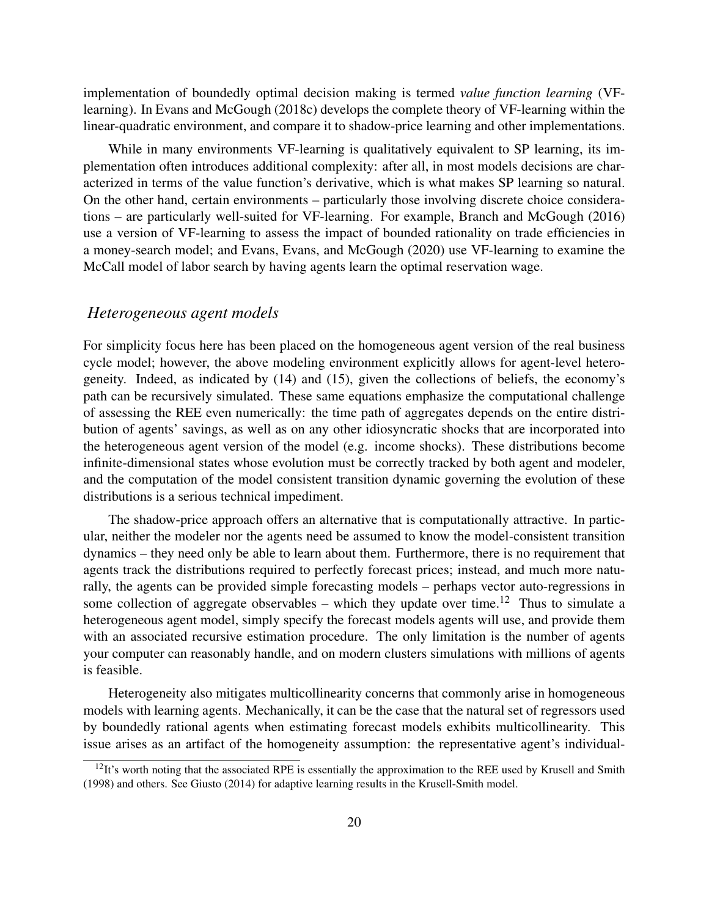implementation of boundedly optimal decision making is termed *value function learning* (VF-learning). In Evans and McGough (2018c) develops the complete theory of VF-learning within the linear-quadratic environment, and compare it to shadow-price learning and other implementations.

While in many environments VF-learning is qualitatively equivalent to SP learning, its implementation often introduces additional complexity: after all, in most models decisions are characterized in terms of the value function's derivative, which is what makes SP learning so natural. On the other hand, certain environments – particularly those involving discrete choice considerations – are particularly well-suited for VF-learning. For example, Branch and McGough (2016) use a version of VF-learning to assess the impact of bounded rationality on trade efficiencies in a money-search model; and Evans, Evans, and McGough (2020) use VF-learning to examine the McCall model of labor search by having agents learn the optimal reservation wage.

### *Heterogeneous agent models*

For simplicity focus here has been placed on the homogeneous agent version of the real business cycle model; however, the above modeling environment explicitly allows for agent-level heterogeneity. Indeed, as indicated by (14) and (15), given the collections of beliefs, the economy's path can be recursively simulated. These same equations emphasize the computational challenge of assessing the REE even numerically: the time path of aggregates depends on the entire distribution of agents' savings, as well as on any other idiosyncratic shocks that are incorporated into the heterogeneous agent version of the model (e.g. income shocks). These distributions become infinite-dimensional states whose evolution must be correctly tracked by both agent and modeler, and the computation of the model consistent transition dynamic governing the evolution of these distributions is a serious technical impediment.

The shadow-price approach offers an alternative that is computationally attractive. In particular, neither the modeler nor the agents need be assumed to know the model-consistent transition dynamics – they need only be able to learn about them. Furthermore, there is no requirement that agents track the distributions required to perfectly forecast prices; instead, and much more naturally, the agents can be provided simple forecasting models – perhaps vector auto-regressions in some collection of aggregate observables – which they update over time.[12] Thus to simulate a heterogeneous agent model, simply specify the forecast models agents will use, and provide them with an associated recursive estimation procedure. The only limitation is the number of agents your computer can reasonably handle, and on modern clusters simulations with millions of agents is feasible.

Heterogeneity also mitigates multicollinearity concerns that commonly arise in homogeneous models with learning agents. Mechanically, it can be the case that the natural set of regressors used by boundedly rational agents when estimating forecast models exhibits multicollinearity. This issue arises as an artifact of the homogeneity assumption: the representative agent's individual-

[12] It's worth noting that the associated RPE is essentially the approximation to the REE used by Krusell and Smith (1998) and others. See Giusto (2014) for adaptive learning results in the Krusell-Smith model.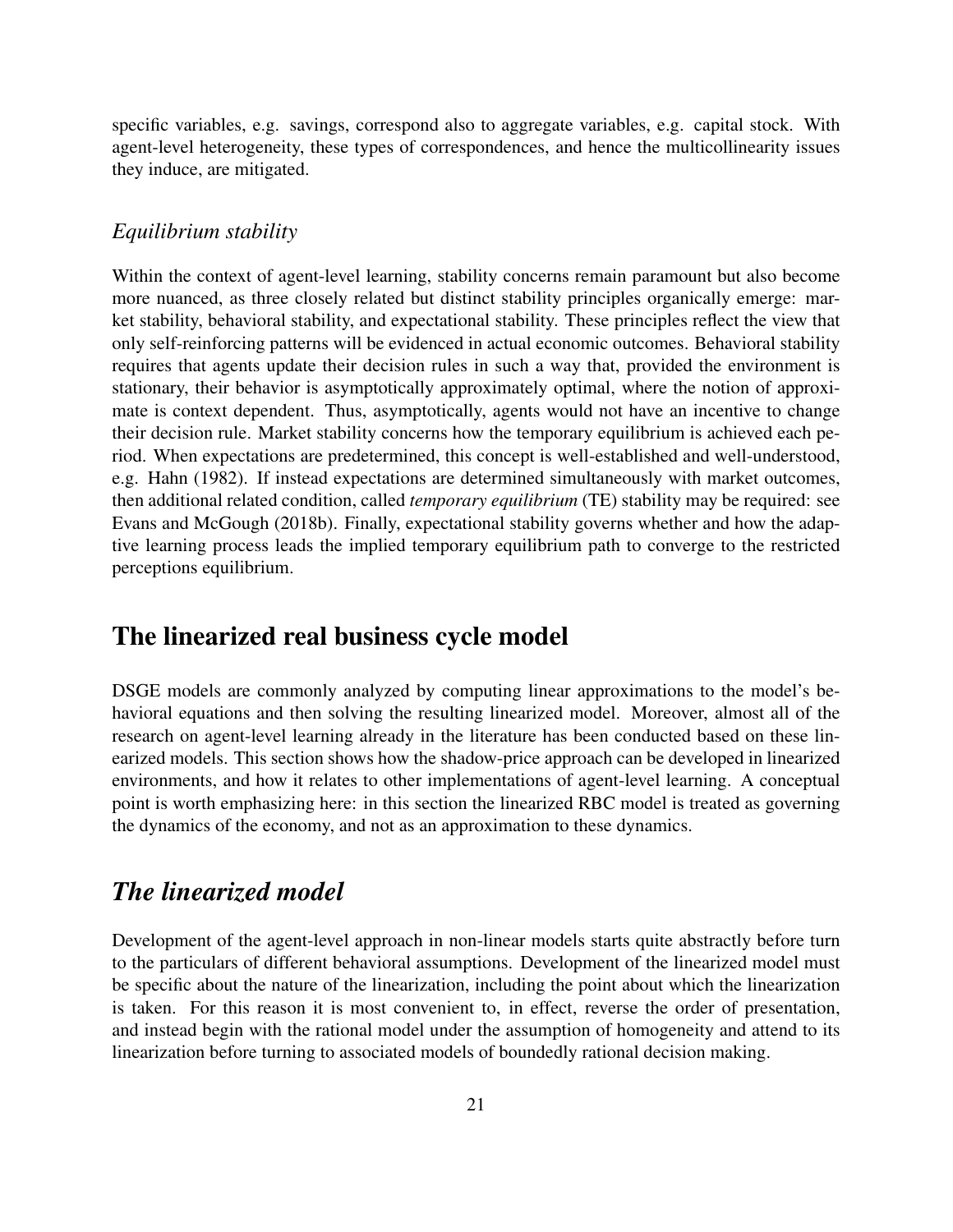specific variables, e.g. savings, correspond also to aggregate variables, e.g. capital stock. With agent-level heterogeneity, these types of correspondences, and hence the multicollinearity issues they induce, are mitigated.

### *Equilibrium stability*

Within the context of agent-level learning, stability concerns remain paramount but also become more nuanced, as three closely related but distinct stability principles organically emerge: market stability, behavioral stability, and expectational stability. These principles reflect the view that only self-reinforcing patterns will be evidenced in actual economic outcomes. Behavioral stability requires that agents update their decision rules in such a way that, provided the environment is stationary, their behavior is asymptotically approximately optimal, where the notion of approximate is context dependent. Thus, asymptotically, agents would not have an incentive to change their decision rule. Market stability concerns how the temporary equilibrium is achieved each period. When expectations are predetermined, this concept is well-established and well-understood, e.g. Hahn (1982). If instead expectations are determined simultaneously with market outcomes, then additional related condition, called *temporary equilibrium* (TE) stability may be required: see Evans and McGough (2018b). Finally, expectational stability governs whether and how the adaptive learning process leads the implied temporary equilibrium path to converge to the restricted perceptions equilibrium.

# The linearized real business cycle model

DSGE models are commonly analyzed by computing linear approximations to the model's behavioral equations and then solving the resulting linearized model. Moreover, almost all of the research on agent-level learning already in the literature has been conducted based on these linearized models. This section shows how the shadow-price approach can be developed in linearized environments, and how it relates to other implementations of agent-level learning. A conceptual point is worth emphasizing here: in this section the linearized RBC model is treated as governing the dynamics of the economy, and not as an approximation to these dynamics.

## *The linearized model*

Development of the agent-level approach in non-linear models starts quite abstractly before turn to the particulars of different behavioral assumptions. Development of the linearized model must be specific about the nature of the linearization, including the point about which the linearization is taken. For this reason it is most convenient to, in effect, reverse the order of presentation, and instead begin with the rational model under the assumption of homogeneity and attend to its linearization before turning to associated models of boundedly rational decision making.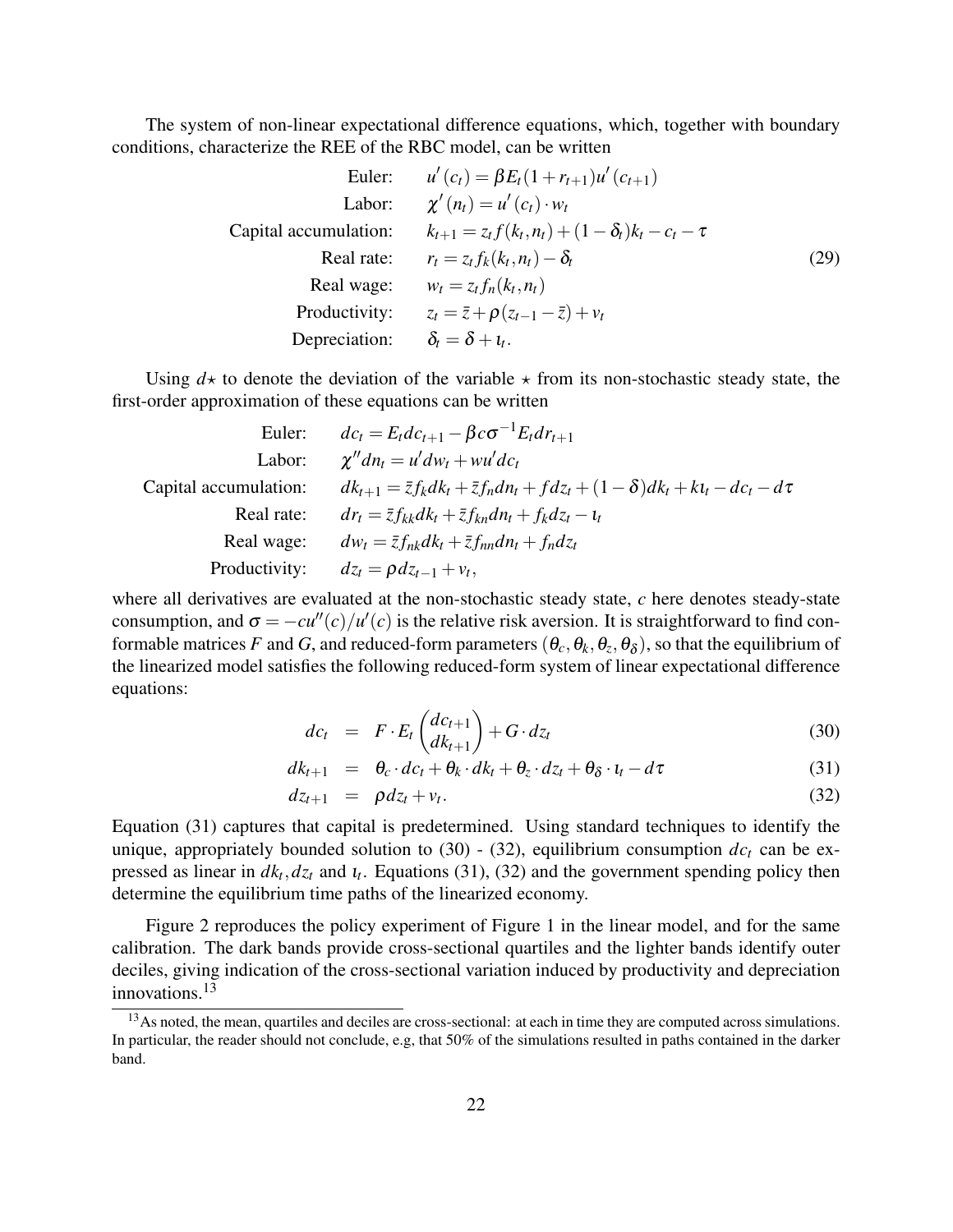The system of non-linear expectational difference equations, which, together with boundary conditions, characterize the REE of the RBC model, can be written

$$
\begin{aligned}
\text{Euler:} \quad & u'(c_t) = \beta E_t (1 + r_{t+1}) u'(c_{t+1}) \\
\text{Labor:} \quad & \chi'(n_t) = u'(c_t) \cdot w_t \\
\text{Capital accumulation:} \quad & k_{t+1} = z_t f(k_t, n_t) + (1 - \delta_t) k_t - c_t - \tau \\
\text{Real rate:} \quad & r_t = z_t f_k(k_t, n_t) - \delta_t \\
\text{Real wage:} \quad & w_t = z_t f_n(k_t, n_t) \\
\text{Productivity:} \quad & z_t = \bar{z} + \rho(z_{t-1} - \bar{z}) + v_t \\
\text{Depreciation:} \quad & \delta_t = \delta + \iota_t.
\end{aligned}
\tag{29}
$$

Using $d\star$ to denote the deviation of the variable $\star$ from its non-stochastic steady state, the first-order approximation of these equations can be written

$$
\begin{aligned}
\text{Euler:} \quad & dc_t = E_t dc_{t+1} - \beta c \sigma^{-1} E_t dr_{t+1} \\
\text{Labor:} \quad & \chi'' dn_t = u' dw_t + w u' dc_t \\
\text{Capital accumulation:} \quad & dk_{t+1} = \bar{z} f_k dk_t + \bar{z} f_n dn_t + f dz_t + (1 - \delta) dk_t + k \iota_t - dc_t - d\tau \\
\text{Real rate:} \quad & dr_t = \bar{z} f_{kk} dk_t + \bar{z} f_{kn} dn_t + f_k dz_t - \iota_t \\
\text{Real wage:} \quad & dw_t = \bar{z} f_{nk} dk_t + \bar{z} f_{nn} dn_t + f_n dz_t \\
\text{Productivity:} \quad & dz_t = \rho dz_{t-1} + v_t,
\end{aligned}
$$

where all derivatives are evaluated at the non-stochastic steady state, $c$ here denotes steady-state consumption, and $\sigma = -cu''(c)/u'(c)$ is the relative risk aversion. It is straightforward to find conformable matrices $F$ and $G$, and reduced-form parameters $(\theta_c, \theta_k, \theta_z, \theta_\delta)$, so that the equilibrium of the linearized model satisfies the following reduced-form system of linear expectational difference equations:

$$
dc_t = F \cdot E_t \begin{pmatrix} dc_{t+1} \\ dk_{t+1} \end{pmatrix} + G \cdot dz_t \tag{30}
$$

$$
dk_{t+1} = \theta_c \cdot dc_t + \theta_k \cdot dk_t + \theta_z \cdot dz_t + \theta_\delta \cdot \iota_t - d\tau \tag{31}
$$

$$
dz_{t+1} = \rho dz_t + v_t. \tag{32}
$$

Equation (31) captures that capital is predetermined. Using standard techniques to identify the unique, appropriately bounded solution to (30) - (32), equilibrium consumption $dc_t$ can be expressed as linear in $dk_t, dz_t$ and $\iota_t$. Equations (31), (32) and the government spending policy then determine the equilibrium time paths of the linearized economy.

Figure 2 reproduces the policy experiment of Figure 1 in the linear model, and for the same calibration. The dark bands provide cross-sectional quartiles and the lighter bands identify outer deciles, giving indication of the cross-sectional variation induced by productivity and depreciation innovations.[13]

[13] As noted, the mean, quartiles and deciles are cross-sectional: at each in time they are computed across simulations. In particular, the reader should not conclude, e.g, that 50% of the simulations resulted in paths contained in the darker band.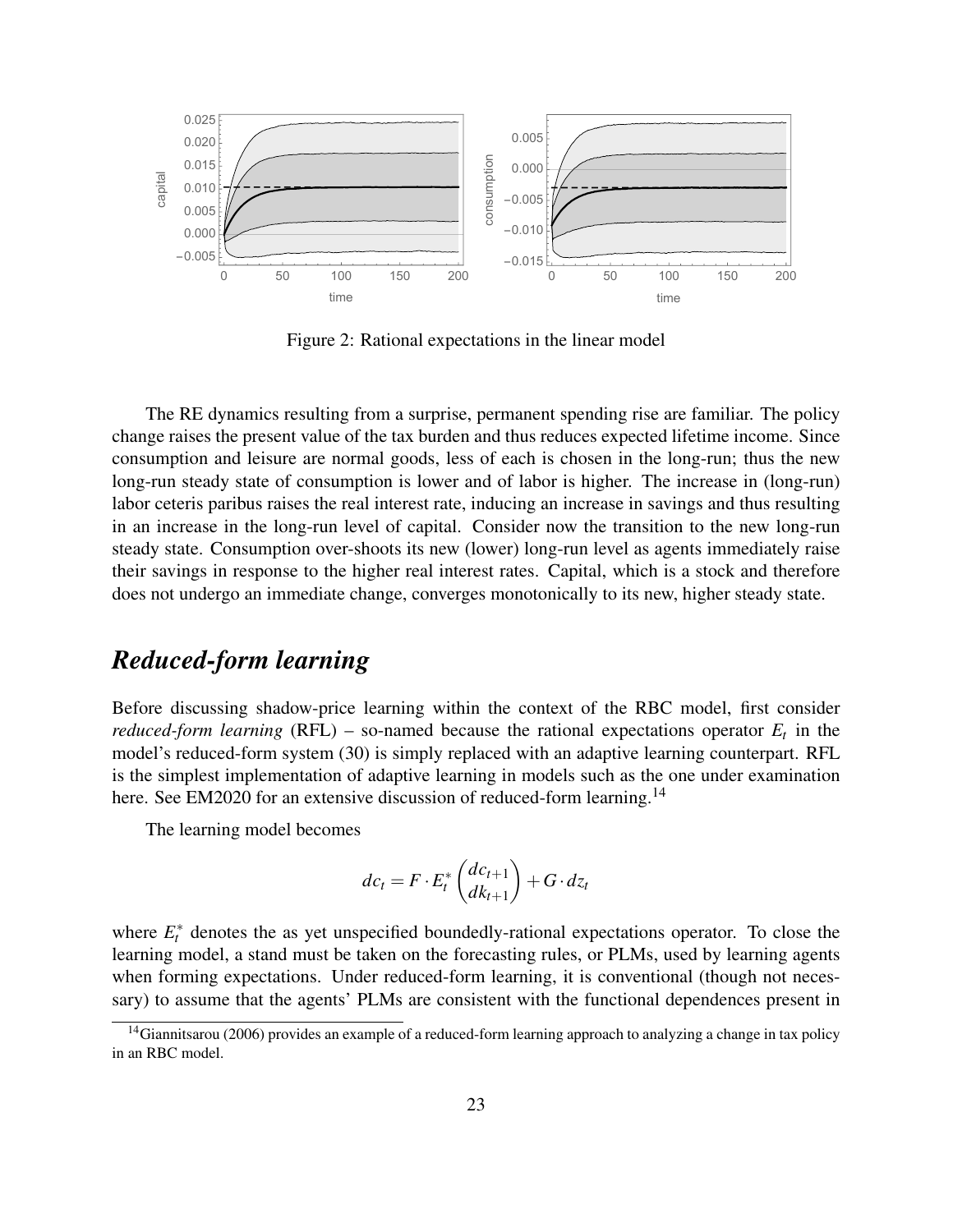Figure 2: Rational expectations in the linear model

The RE dynamics resulting from a surprise, permanent spending rise are familiar. The policy change raises the present value of the tax burden and thus reduces expected lifetime income. Since consumption and leisure are normal goods, less of each is chosen in the long-run; thus the new long-run steady state of consumption is lower and of labor is higher. The increase in (long-run) labor ceteris paribus raises the real interest rate, inducing an increase in savings and thus resulting in an increase in the long-run level of capital. Consider now the transition to the new long-run steady state. Consumption over-shoots its new (lower) long-run level as agents immediately raise their savings in response to the higher real interest rates. Capital, which is a stock and therefore does not undergo an immediate change, converges monotonically to its new, higher steady state.

## *Reduced-form learning*

Before discussing shadow-price learning within the context of the RBC model, first consider *reduced-form learning* (RFL) – so-named because the rational expectations operator $E_t$ in the model's reduced-form system (30) is simply replaced with an adaptive learning counterpart. RFL is the simplest implementation of adaptive learning in models such as the one under examination here. See EM2020 for an extensive discussion of reduced-form learning.[14]

The learning model becomes

$$dc_t = F \cdot E_t^* \begin{pmatrix} dc_{t+1} \\ dk_{t+1} \end{pmatrix} + G \cdot dz_t$$

where $E_t^*$ denotes the as yet unspecified boundedly-rational expectations operator. To close the learning model, a stand must be taken on the forecasting rules, or PLMs, used by learning agents when forming expectations. Under reduced-form learning, it is conventional (though not necessary) to assume that the agents' PLMs are consistent with the functional dependences present in

[14] Giannitsarou (2006) provides an example of a reduced-form learning approach to analyzing a change in tax policy in an RBC model.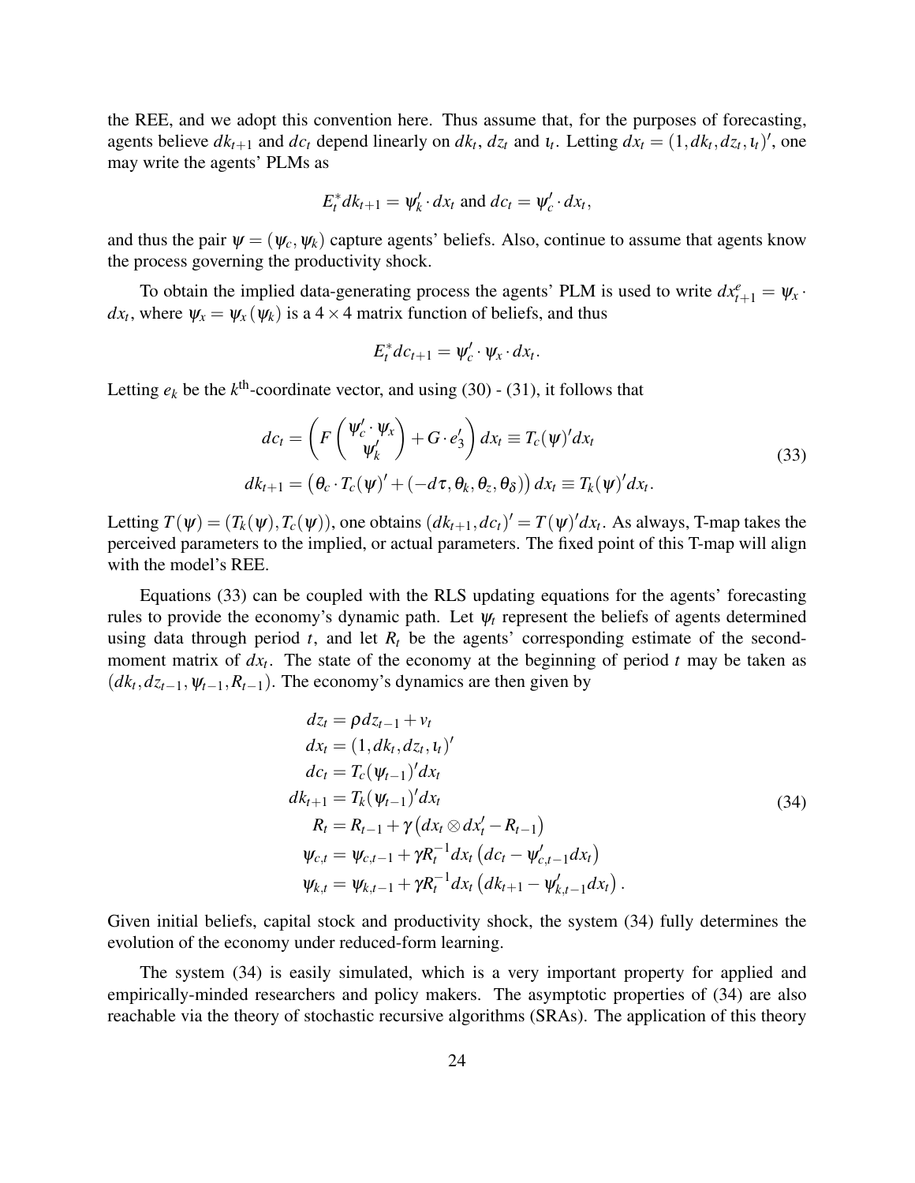the REE, and we adopt this convention here. Thus assume that, for the purposes of forecasting, agents believe $dk_{t+1}$ and $dc_t$ depend linearly on $dk_t$, $dz_t$ and $\iota_t$. Letting $dx_t = (1, dk_t, dz_t, \iota_t)'$, one may write the agents' PLMs as

$$E_t^* dk_{t+1} = \psi_k' \cdot dx_t \text{ and } dc_t = \psi_c' \cdot dx_t,$$

and thus the pair $\psi = (\psi_c, \psi_k)$ capture agents' beliefs. Also, continue to assume that agents know the process governing the productivity shock.

To obtain the implied data-generating process the agents' PLM is used to write $dx_{t+1}^e = \psi_x \cdot dx_t$, where $\psi_x = \psi_x(\psi_k)$ is a $4 \times 4$ matrix function of beliefs, and thus

$$E_t^* dc_{t+1} = \psi_c' \cdot \psi_x \cdot dx_t.$$

Letting $e_k$ be the $k^{\text{th}}$-coordinate vector, and using (30) - (31), it follows that

$$\begin{aligned} dc_t &= \left( F \begin{pmatrix} \psi_c' \cdot \psi_x \\ \psi_k' \end{pmatrix} + G \cdot e_3' \right) dx_t \equiv T_c(\psi)' dx_t \\ dk_{t+1} &= \left( \theta_c \cdot T_c(\psi)' + (-d\tau, \theta_k, \theta_z, \theta_\delta) \right) dx_t \equiv T_k(\psi)' dx_t. \end{aligned} \tag{33}$$

Letting $T(\psi) = (T_k(\psi), T_c(\psi))$, one obtains $(dk_{t+1}, dc_t)' = T(\psi)' dx_t$. As always, T-map takes the perceived parameters to the implied, or actual parameters. The fixed point of this T-map will align with the model's REE.

Equations (33) can be coupled with the RLS updating equations for the agents' forecasting rules to provide the economy's dynamic path. Let $\psi_t$ represent the beliefs of agents determined using data through period $t$, and let $R_t$ be the agents' corresponding estimate of the second-moment matrix of $dx_t$. The state of the economy at the beginning of period $t$ may be taken as $(dk_t, dz_{t-1}, \psi_{t-1}, R_{t-1})$. The economy's dynamics are then given by

$$\begin{aligned} dz_t &= \rho dz_{t-1} + v_t \\ dx_t &= (1, dk_t, dz_t, \iota_t)' \\ dc_t &= T_c(\psi_{t-1})' dx_t \\ dk_{t+1} &= T_k(\psi_{t-1})' dx_t \\ R_t &= R_{t-1} + \gamma \left( dx_t \otimes dx_t' - R_{t-1} \right) \\ \psi_{c,t} &= \psi_{c,t-1} + \gamma R_t^{-1} dx_t \left( dc_t - \psi_{c,t-1}' dx_t \right) \\ \psi_{k,t} &= \psi_{k,t-1} + \gamma R_t^{-1} dx_t \left( dk_{t+1} - \psi_{k,t-1}' dx_t \right). \end{aligned} \tag{34}$$

Given initial beliefs, capital stock and productivity shock, the system (34) fully determines the evolution of the economy under reduced-form learning.

The system (34) is easily simulated, which is a very important property for applied and empirically-minded researchers and policy makers. The asymptotic properties of (34) are also reachable via the theory of stochastic recursive algorithms (SRAs). The application of this theory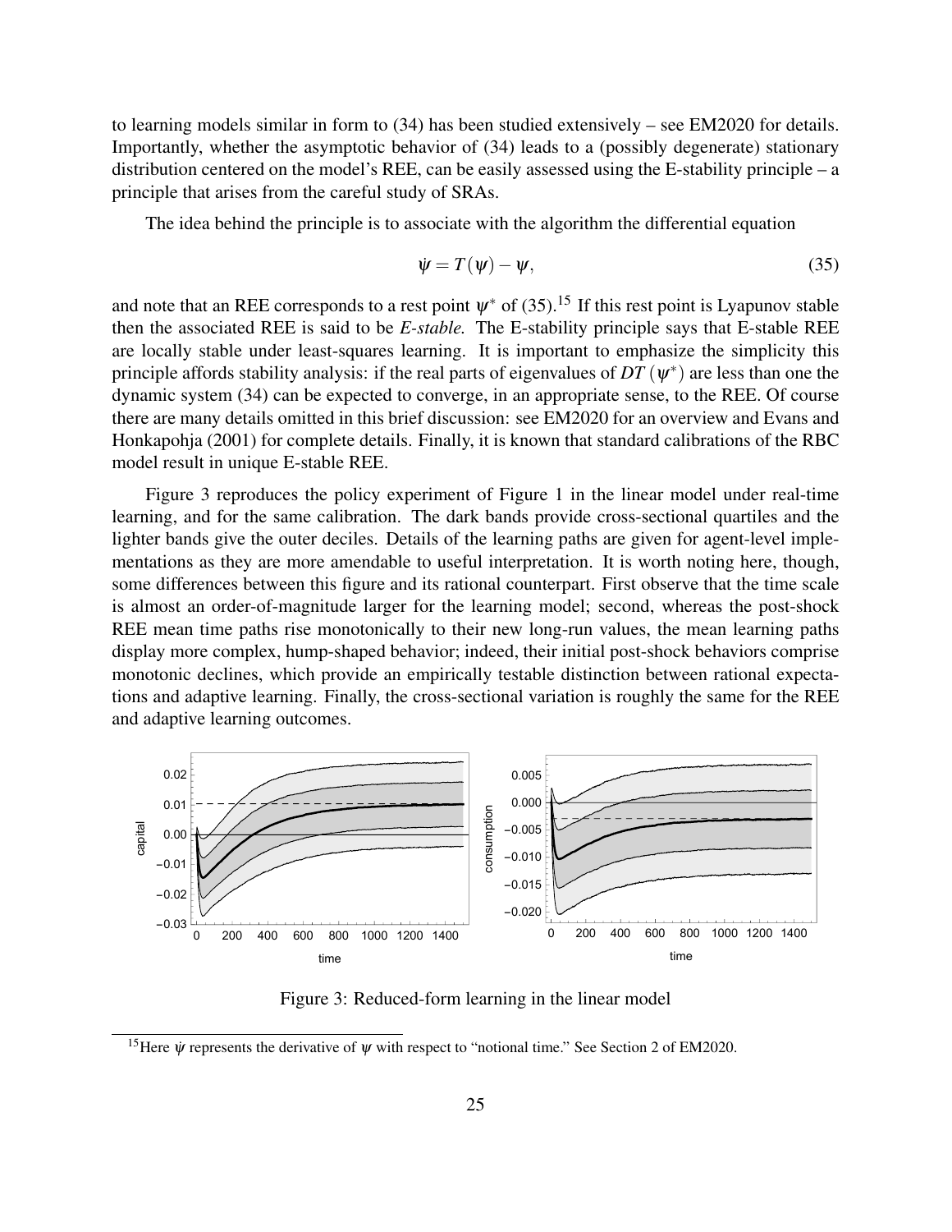to learning models similar in form to (34) has been studied extensively – see EM2020 for details. Importantly, whether the asymptotic behavior of (34) leads to a (possibly degenerate) stationary distribution centered on the model's REE, can be easily assessed using the E-stability principle – a principle that arises from the careful study of SRAs.

The idea behind the principle is to associate with the algorithm the differential equation

$$\dot{\psi} = T(\psi) - \psi, \tag{35}$$

and note that an REE corresponds to a rest point $\psi^*$ of (35).[15] If this rest point is Lyapunov stable then the associated REE is said to be *E-stable.* The E-stability principle says that E-stable REE are locally stable under least-squares learning. It is important to emphasize the simplicity this principle affords stability analysis: if the real parts of eigenvalues of $DT(\psi^*)$ are less than one the dynamic system (34) can be expected to converge, in an appropriate sense, to the REE. Of course there are many details omitted in this brief discussion: see EM2020 for an overview and Evans and Honkapohja (2001) for complete details. Finally, it is known that standard calibrations of the RBC model result in unique E-stable REE.

Figure 3 reproduces the policy experiment of Figure 1 in the linear model under real-time learning, and for the same calibration. The dark bands provide cross-sectional quartiles and the lighter bands give the outer deciles. Details of the learning paths are given for agent-level implementations as they are more amendable to useful interpretation. It is worth noting here, though, some differences between this figure and its rational counterpart. First observe that the time scale is almost an order-of-magnitude larger for the learning model; second, whereas the post-shock REE mean time paths rise monotonically to their new long-run values, the mean learning paths display more complex, hump-shaped behavior; indeed, their initial post-shock behaviors comprise monotonic declines, which provide an empirically testable distinction between rational expectations and adaptive learning. Finally, the cross-sectional variation is roughly the same for the REE and adaptive learning outcomes.

Figure 3: Reduced-form learning in the linear model

[15] Here $\dot{\psi}$ represents the derivative of $\psi$ with respect to "notional time." See Section 2 of EM2020.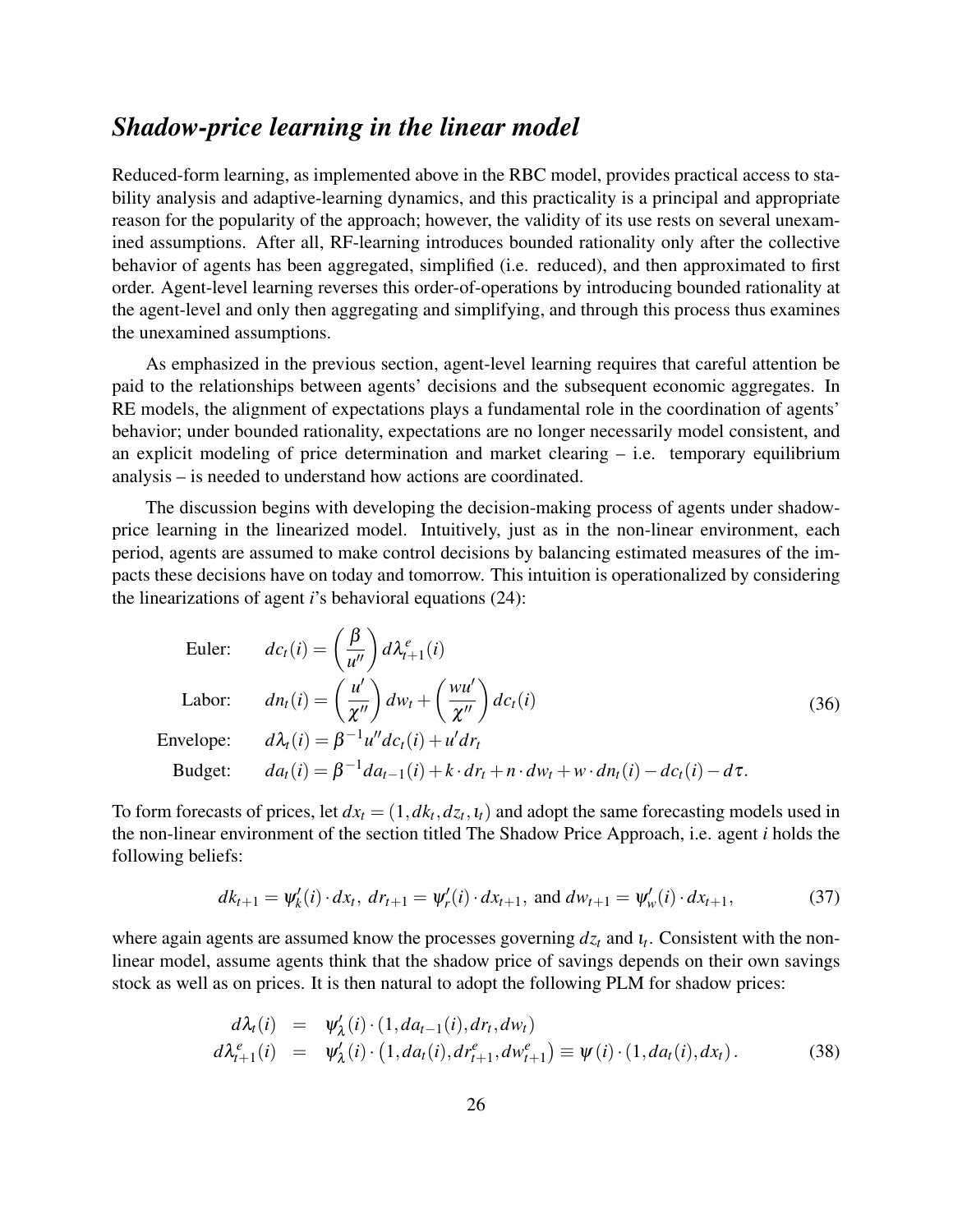## *Shadow-price learning in the linear model*

Reduced-form learning, as implemented above in the RBC model, provides practical access to stability analysis and adaptive-learning dynamics, and this practicality is a principal and appropriate reason for the popularity of the approach; however, the validity of its use rests on several unexamined assumptions. After all, RF-learning introduces bounded rationality only after the collective behavior of agents has been aggregated, simplified (i.e. reduced), and then approximated to first order. Agent-level learning reverses this order-of-operations by introducing bounded rationality at the agent-level and only then aggregating and simplifying, and through this process thus examines the unexamined assumptions.

As emphasized in the previous section, agent-level learning requires that careful attention be paid to the relationships between agents' decisions and the subsequent economic aggregates. In RE models, the alignment of expectations plays a fundamental role in the coordination of agents' behavior; under bounded rationality, expectations are no longer necessarily model consistent, and an explicit modeling of price determination and market clearing – i.e. temporary equilibrium analysis – is needed to understand how actions are coordinated.

The discussion begins with developing the decision-making process of agents under shadow-price learning in the linearized model. Intuitively, just as in the non-linear environment, each period, agents are assumed to make control decisions by balancing estimated measures of the impacts these decisions have on today and tomorrow. This intuition is operationalized by considering the linearizations of agent $i$'s behavioral equations (24):

$$
\begin{aligned}
\text{Euler:} \quad & dc_t(i) = \left(\frac{\beta}{u''}\right) d\lambda^e_{t+1}(i) \\
\text{Labor:} \quad & dn_t(i) = \left(\frac{u'}{\chi''}\right) dw_t + \left(\frac{wu'}{\chi''}\right) dc_t(i) \\
\text{Envelope:} \quad & d\lambda_t(i) = \beta^{-1} u'' dc_t(i) + u' dr_t \\
\text{Budget:} \quad & da_t(i) = \beta^{-1} da_{t-1}(i) + k \cdot dr_t + n \cdot dw_t + w \cdot dn_t(i) - dc_t(i) - d\tau.
\end{aligned} \tag{36}
$$

To form forecasts of prices, let $dx_t = (1, dk_t, dz_t, \iota_t)$ and adopt the same forecasting models used in the non-linear environment of the section titled The Shadow Price Approach, i.e. agent $i$ holds the following beliefs:

$$
dk_{t+1} = \psi_k'(i) \cdot dx_t, \; dr_{t+1} = \psi_r'(i) \cdot dx_{t+1}, \text{ and } dw_{t+1} = \psi_w'(i) \cdot dx_{t+1}, \tag{37}
$$

where again agents are assumed know the processes governing $dz_t$ and $\iota_t$. Consistent with the non-linear model, assume agents think that the shadow price of savings depends on their own savings stock as well as on prices. It is then natural to adopt the following PLM for shadow prices:

$$
\begin{aligned}
d\lambda_t(i) &= \psi_\lambda'(i) \cdot (1, da_{t-1}(i), dr_t, dw_t) \\
d\lambda^e_{t+1}(i) &= \psi_\lambda'(i) \cdot \left(1, da_t(i), dr^e_{t+1}, dw^e_{t+1}\right) \equiv \psi(i) \cdot (1, da_t(i), dx_t).
\end{aligned} \tag{38}
$$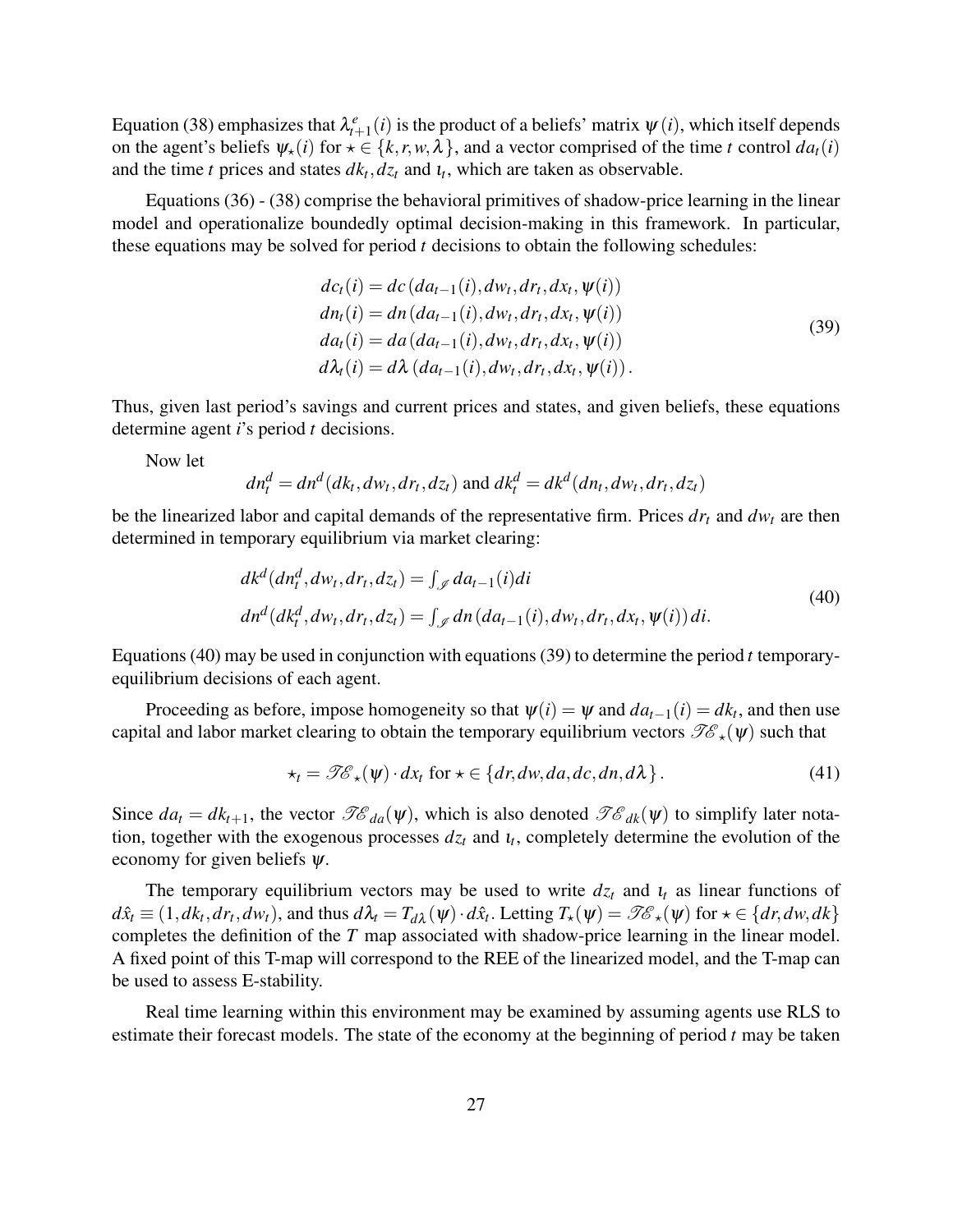Equation (38) emphasizes that $\lambda_{t+1}^{e}(i)$ is the product of a beliefs' matrix $\psi(i)$, which itself depends on the agent's beliefs $\psi_{\star}(i)$ for $\star \in \{k, r, w, \lambda\}$, and a vector comprised of the time $t$ control $da_t(i)$ and the time $t$ prices and states $dk_t, dz_t$ and $\iota_t$, which are taken as observable.

Equations (36) - (38) comprise the behavioral primitives of shadow-price learning in the linear model and operationalize boundedly optimal decision-making in this framework. In particular, these equations may be solved for period $t$ decisions to obtain the following schedules:

$$
\begin{aligned}
dc_t(i) &= dc\left(da_{t-1}(i), dw_t, dr_t, dx_t, \psi(i)\right) \\
dn_t(i) &= dn\left(da_{t-1}(i), dw_t, dr_t, dx_t, \psi(i)\right) \\
da_t(i) &= da\left(da_{t-1}(i), dw_t, dr_t, dx_t, \psi(i)\right) \\
d\lambda_t(i) &= d\lambda\left(da_{t-1}(i), dw_t, dr_t, dx_t, \psi(i)\right).
\end{aligned}
\tag{39}
$$

Thus, given last period's savings and current prices and states, and given beliefs, these equations determine agent $i$'s period $t$ decisions.

Now let

$$
dn_t^d = dn^d(dk_t, dw_t, dr_t, dz_t) \text{ and } dk_t^d = dk^d(dn_t, dw_t, dr_t, dz_t)
$$

be the linearized labor and capital demands of the representative firm. Prices $dr_t$ and $dw_t$ are then determined in temporary equilibrium via market clearing:

$$
\begin{aligned}
&dk^d(dn_t^d, dw_t, dr_t, dz_t) = \int_{\mathscr{I}} da_{t-1}(i)di \\
&dn^d(dk_t^d, dw_t, dr_t, dz_t) = \int_{\mathscr{I}} dn\left(da_{t-1}(i), dw_t, dr_t, dx_t, \psi(i)\right)di.
\end{aligned}
\tag{40}
$$

Equations (40) may be used in conjunction with equations (39) to determine the period $t$ temporary-equilibrium decisions of each agent.

Proceeding as before, impose homogeneity so that $\psi(i) = \psi$ and $da_{t-1}(i) = dk_t$, and then use capital and labor market clearing to obtain the temporary equilibrium vectors $\mathscr{TE}_{\star}(\psi)$ such that

$$
\star_t = \mathscr{TE}_{\star}(\psi) \cdot dx_t \text{ for } \star \in \{dr, dw, da, dc, dn, d\lambda\}. \tag{41}
$$

Since $da_t = dk_{t+1}$, the vector $\mathscr{TE}_{da}(\psi)$, which is also denoted $\mathscr{TE}_{dk}(\psi)$ to simplify later notation, together with the exogenous processes $dz_t$ and $\iota_t$, completely determine the evolution of the economy for given beliefs $\psi$.

The temporary equilibrium vectors may be used to write $dz_t$ and $\iota_t$ as linear functions of $d\hat{x}_t \equiv (1, dk_t, dr_t, dw_t)$, and thus $d\lambda_t = T_{d\lambda}(\psi) \cdot d\hat{x}_t$. Letting $T_{\star}(\psi) = \mathscr{TE}_{\star}(\psi)$ for $\star \in \{dr, dw, dk\}$ completes the definition of the $T$ map associated with shadow-price learning in the linear model. A fixed point of this T-map will correspond to the REE of the linearized model, and the T-map can be used to assess E-stability.

Real time learning within this environment may be examined by assuming agents use RLS to estimate their forecast models. The state of the economy at the beginning of period $t$ may be taken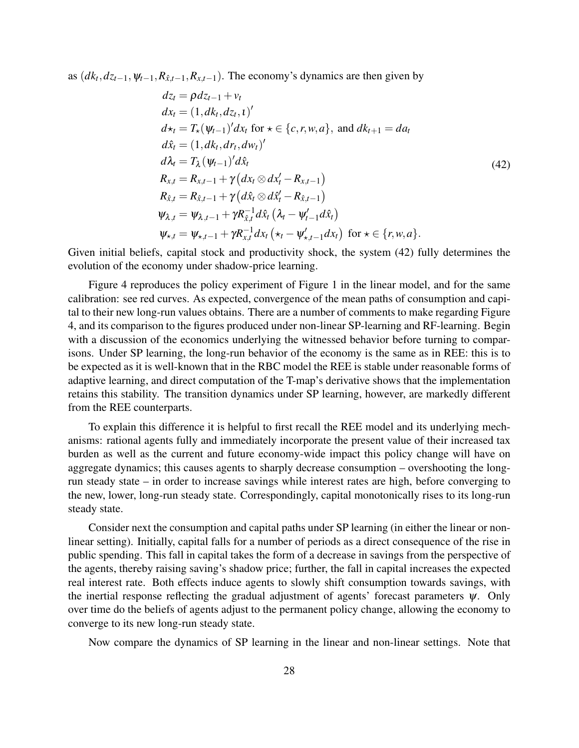as $(dk_t, dz_{t-1}, \psi_{t-1}, R_{\hat{x},t-1}, R_{x,t-1})$. The economy's dynamics are then given by

$$
\begin{aligned}
dz_t &= \rho dz_{t-1} + v_t \\
dx_t &= (1, dk_t, dz_t, \iota)' \\
d\star_t &= T_\star(\psi_{t-1})' dx_t \text{ for } \star \in \{c, r, w, a\}, \text{ and } dk_{t+1} = da_t \\
d\hat{x}_t &= (1, dk_t, dr_t, dw_t)' \\
d\lambda_t &= T_\lambda(\psi_{t-1})' d\hat{x}_t \\
R_{x,t} &= R_{x,t-1} + \gamma\left(dx_t \otimes dx_t' - R_{x,t-1}\right) \\
R_{\hat{x},t} &= R_{\hat{x},t-1} + \gamma\left(d\hat{x}_t \otimes d\hat{x}_t' - R_{\hat{x},t-1}\right) \\
\psi_{\lambda,t} &= \psi_{\lambda,t-1} + \gamma R_{\hat{x},t}^{-1} d\hat{x}_t \left(\lambda_t - \psi_{t-1}' d\hat{x}_t\right) \\
\psi_{\star,t} &= \psi_{\star,t-1} + \gamma R_{x,t}^{-1} dx_t \left(\star_t - \psi_{\star,t-1}' dx_t\right) \text{ for } \star \in \{r, w, a\}.
\end{aligned}
\tag{42}
$$

Given initial beliefs, capital stock and productivity shock, the system (42) fully determines the evolution of the economy under shadow-price learning.

Figure 4 reproduces the policy experiment of Figure 1 in the linear model, and for the same calibration: see red curves. As expected, convergence of the mean paths of consumption and capital to their new long-run values obtains. There are a number of comments to make regarding Figure 4, and its comparison to the figures produced under non-linear SP-learning and RF-learning. Begin with a discussion of the economics underlying the witnessed behavior before turning to comparisons. Under SP learning, the long-run behavior of the economy is the same as in REE: this is to be expected as it is well-known that in the RBC model the REE is stable under reasonable forms of adaptive learning, and direct computation of the T-map's derivative shows that the implementation retains this stability. The transition dynamics under SP learning, however, are markedly different from the REE counterparts.

To explain this difference it is helpful to first recall the REE model and its underlying mechanisms: rational agents fully and immediately incorporate the present value of their increased tax burden as well as the current and future economy-wide impact this policy change will have on aggregate dynamics; this causes agents to sharply decrease consumption – overshooting the long-run steady state – in order to increase savings while interest rates are high, before converging to the new, lower, long-run steady state. Correspondingly, capital monotonically rises to its long-run steady state.

Consider next the consumption and capital paths under SP learning (in either the linear or non-linear setting). Initially, capital falls for a number of periods as a direct consequence of the rise in public spending. This fall in capital takes the form of a decrease in savings from the perspective of the agents, thereby raising saving's shadow price; further, the fall in capital increases the expected real interest rate. Both effects induce agents to slowly shift consumption towards savings, with the inertial response reflecting the gradual adjustment of agents' forecast parameters $\psi$. Only over time do the beliefs of agents adjust to the permanent policy change, allowing the economy to converge to its new long-run steady state.

Now compare the dynamics of SP learning in the linear and non-linear settings. Note that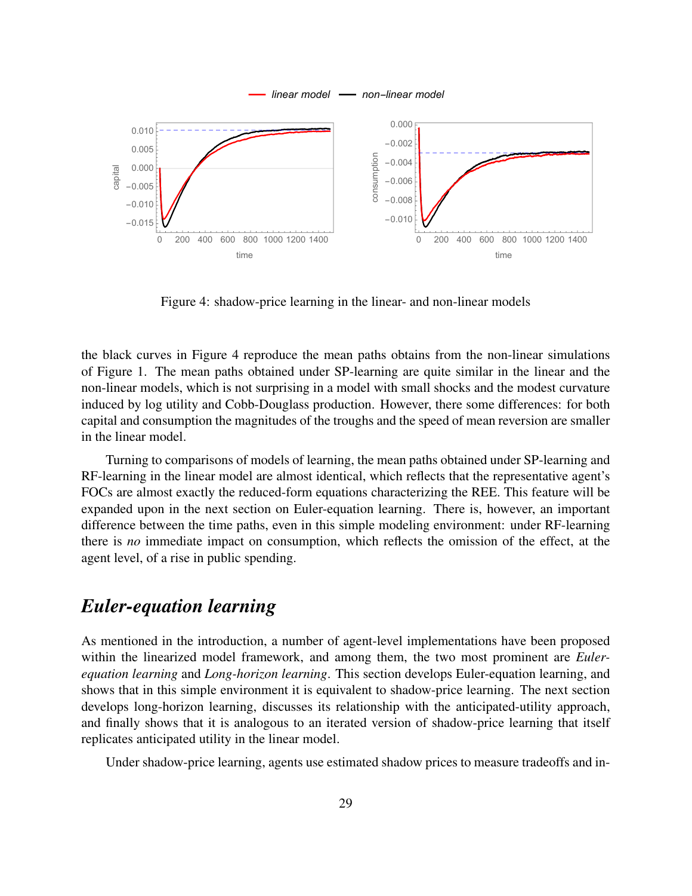Figure 4: shadow-price learning in the linear- and non-linear models

the black curves in Figure 4 reproduce the mean paths obtains from the non-linear simulations of Figure 1. The mean paths obtained under SP-learning are quite similar in the linear and the non-linear models, which is not surprising in a model with small shocks and the modest curvature induced by log utility and Cobb-Douglass production. However, there some differences: for both capital and consumption the magnitudes of the troughs and the speed of mean reversion are smaller in the linear model.

Turning to comparisons of models of learning, the mean paths obtained under SP-learning and RF-learning in the linear model are almost identical, which reflects that the representative agent's FOCs are almost exactly the reduced-form equations characterizing the REE. This feature will be expanded upon in the next section on Euler-equation learning. There is, however, an important difference between the time paths, even in this simple modeling environment: under RF-learning there is *no* immediate impact on consumption, which reflects the omission of the effect, at the agent level, of a rise in public spending.

## *Euler-equation learning*

As mentioned in the introduction, a number of agent-level implementations have been proposed within the linearized model framework, and among them, the two most prominent are *Euler-equation learning* and *Long-horizon learning*. This section develops Euler-equation learning, and shows that in this simple environment it is equivalent to shadow-price learning. The next section develops long-horizon learning, discusses its relationship with the anticipated-utility approach, and finally shows that it is analogous to an iterated version of shadow-price learning that itself replicates anticipated utility in the linear model.

Under shadow-price learning, agents use estimated shadow prices to measure tradeoffs and in-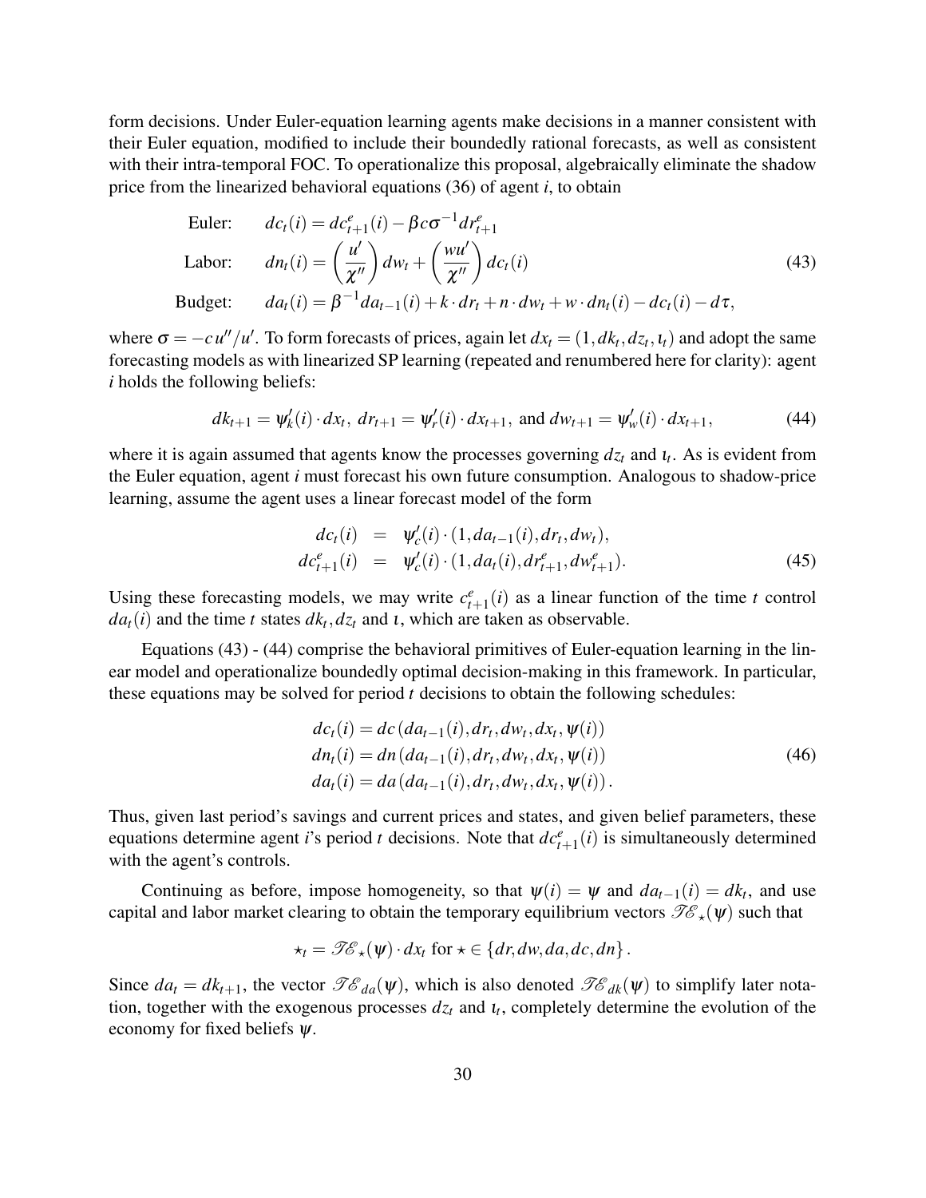form decisions. Under Euler-equation learning agents make decisions in a manner consistent with their Euler equation, modified to include their boundedly rational forecasts, as well as consistent with their intra-temporal FOC. To operationalize this proposal, algebraically eliminate the shadow price from the linearized behavioral equations (36) of agent $i$, to obtain

$$
\begin{aligned}
\text{Euler:} \quad & dc_t(i) = dc^e_{t+1}(i) - \beta c \sigma^{-1} dr^e_{t+1} \\
\text{Labor:} \quad & dn_t(i) = \left(\frac{u'}{\chi''}\right) dw_t + \left(\frac{wu'}{\chi''}\right) dc_t(i) \\
\text{Budget:} \quad & da_t(i) = \beta^{-1} da_{t-1}(i) + k \cdot dr_t + n \cdot dw_t + w \cdot dn_t(i) - dc_t(i) - d\tau,
\end{aligned}
\tag{43}
$$

where $\sigma = -c u''/u'$. To form forecasts of prices, again let $dx_t = (1, dk_t, dz_t, \iota_t)$ and adopt the same forecasting models as with linearized SP learning (repeated and renumbered here for clarity): agent $i$ holds the following beliefs:

$$
dk_{t+1} = \psi'_k(i) \cdot dx_t, \; dr_{t+1} = \psi'_r(i) \cdot dx_{t+1}, \text{ and } dw_{t+1} = \psi'_w(i) \cdot dx_{t+1}, \tag{44}
$$

where it is again assumed that agents know the processes governing $dz_t$ and $\iota_t$. As is evident from the Euler equation, agent $i$ must forecast his own future consumption. Analogous to shadow-price learning, assume the agent uses a linear forecast model of the form

$$
\begin{aligned}
dc_t(i) &= \psi'_c(i) \cdot (1, da_{t-1}(i), dr_t, dw_t), \\
dc^e_{t+1}(i) &= \psi'_c(i) \cdot (1, da_t(i), dr^e_{t+1}, dw^e_{t+1}).
\end{aligned}
\tag{45}
$$

Using these forecasting models, we may write $c^e_{t+1}(i)$ as a linear function of the time $t$ control $da_t(i)$ and the time $t$ states $dk_t, dz_t$ and $\iota$, which are taken as observable.

Equations (43) - (44) comprise the behavioral primitives of Euler-equation learning in the linear model and operationalize boundedly optimal decision-making in this framework. In particular, these equations may be solved for period $t$ decisions to obtain the following schedules:

$$
\begin{aligned}
dc_t(i) &= dc\left(da_{t-1}(i), dr_t, dw_t, dx_t, \psi(i)\right) \\
dn_t(i) &= dn\left(da_{t-1}(i), dr_t, dw_t, dx_t, \psi(i)\right) \\
da_t(i) &= da\left(da_{t-1}(i), dr_t, dw_t, dx_t, \psi(i)\right).
\end{aligned}
\tag{46}
$$

Thus, given last period's savings and current prices and states, and given belief parameters, these equations determine agent $i$'s period $t$ decisions. Note that $dc^e_{t+1}(i)$ is simultaneously determined with the agent's controls.

Continuing as before, impose homogeneity, so that $\psi(i) = \psi$ and $da_{t-1}(i) = dk_t$, and use capital and labor market clearing to obtain the temporary equilibrium vectors $\mathscr{TE}_\star(\psi)$ such that

$$
\star_t = \mathscr{TE}_\star(\psi) \cdot dx_t \text{ for } \star \in \{dr, dw, da, dc, dn\}.
$$

Since $da_t = dk_{t+1}$, the vector $\mathscr{TE}_{da}(\psi)$, which is also denoted $\mathscr{TE}_{dk}(\psi)$ to simplify later notation, together with the exogenous processes $dz_t$ and $\iota_t$, completely determine the evolution of the economy for fixed beliefs $\psi$.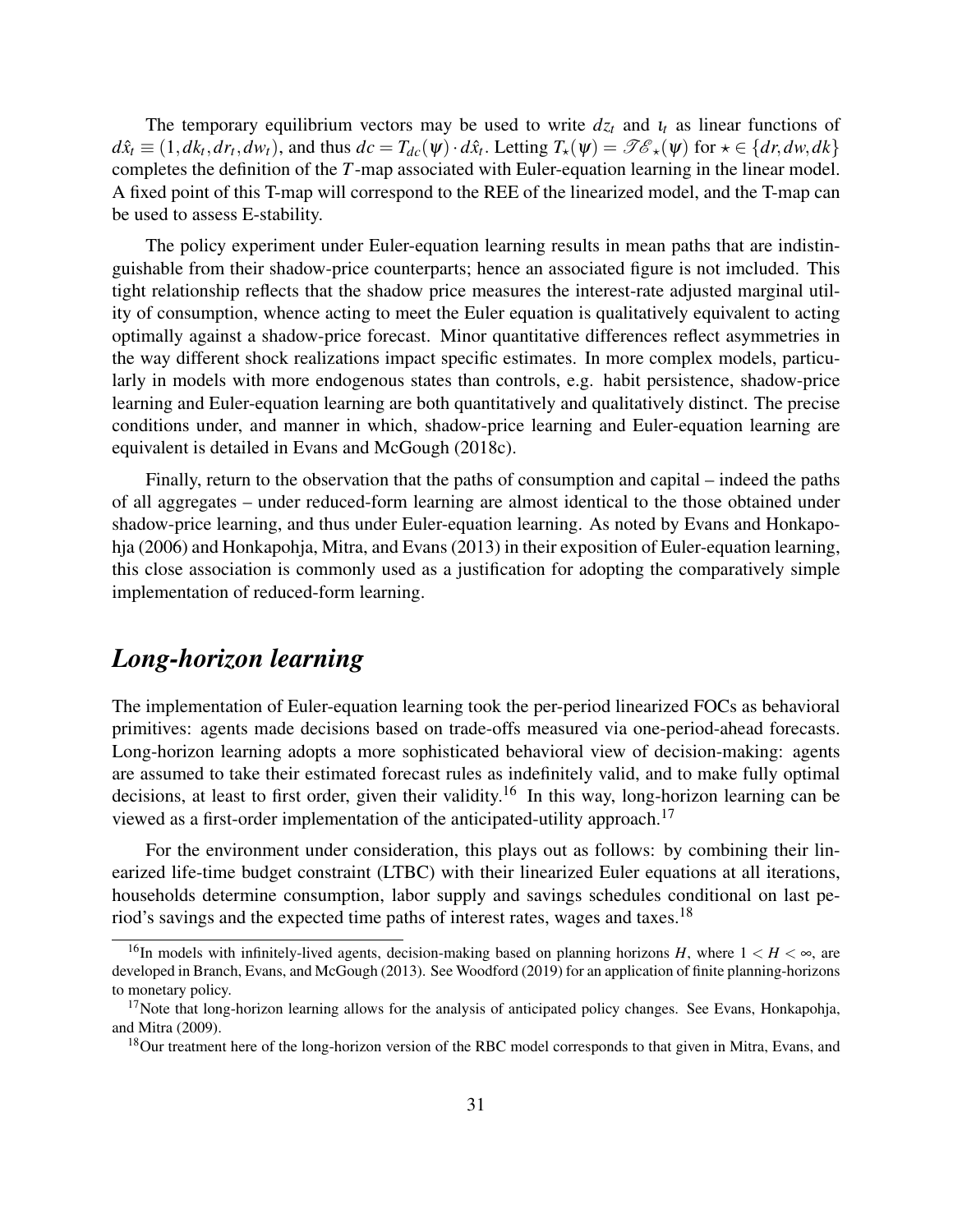The temporary equilibrium vectors may be used to write $dz_t$ and $\iota_t$ as linear functions of $d\hat{x}_t \equiv (1, dk_t, dr_t, dw_t)$, and thus $dc = T_{dc}(\psi) \cdot d\hat{x}_t$. Letting $T_\star(\psi) = \mathscr{TE}_\star(\psi)$ for $\star \in \{dr, dw, dk\}$ completes the definition of the $T$-map associated with Euler-equation learning in the linear model. A fixed point of this T-map will correspond to the REE of the linearized model, and the T-map can be used to assess E-stability.

The policy experiment under Euler-equation learning results in mean paths that are indistinguishable from their shadow-price counterparts; hence an associated figure is not imcluded. This tight relationship reflects that the shadow price measures the interest-rate adjusted marginal utility of consumption, whence acting to meet the Euler equation is qualitatively equivalent to acting optimally against a shadow-price forecast. Minor quantitative differences reflect asymmetries in the way different shock realizations impact specific estimates. In more complex models, particularly in models with more endogenous states than controls, e.g. habit persistence, shadow-price learning and Euler-equation learning are both quantitatively and qualitatively distinct. The precise conditions under, and manner in which, shadow-price learning and Euler-equation learning are equivalent is detailed in Evans and McGough (2018c).

Finally, return to the observation that the paths of consumption and capital – indeed the paths of all aggregates – under reduced-form learning are almost identical to the those obtained under shadow-price learning, and thus under Euler-equation learning. As noted by Evans and Honkapohja (2006) and Honkapohja, Mitra, and Evans (2013) in their exposition of Euler-equation learning, this close association is commonly used as a justification for adopting the comparatively simple implementation of reduced-form learning.

## *Long-horizon learning*

The implementation of Euler-equation learning took the per-period linearized FOCs as behavioral primitives: agents made decisions based on trade-offs measured via one-period-ahead forecasts. Long-horizon learning adopts a more sophisticated behavioral view of decision-making: agents are assumed to take their estimated forecast rules as indefinitely valid, and to make fully optimal decisions, at least to first order, given their validity.[16] In this way, long-horizon learning can be viewed as a first-order implementation of the anticipated-utility approach.[17]

For the environment under consideration, this plays out as follows: by combining their linearized life-time budget constraint (LTBC) with their linearized Euler equations at all iterations, households determine consumption, labor supply and savings schedules conditional on last period's savings and the expected time paths of interest rates, wages and taxes.[18]

[16] In models with infinitely-lived agents, decision-making based on planning horizons $H$, where $1 < H < \infty$, are developed in Branch, Evans, and McGough (2013). See Woodford (2019) for an application of finite planning-horizons to monetary policy.

[17] Note that long-horizon learning allows for the analysis of anticipated policy changes. See Evans, Honkapohja, and Mitra (2009).

[18] Our treatment here of the long-horizon version of the RBC model corresponds to that given in Mitra, Evans, and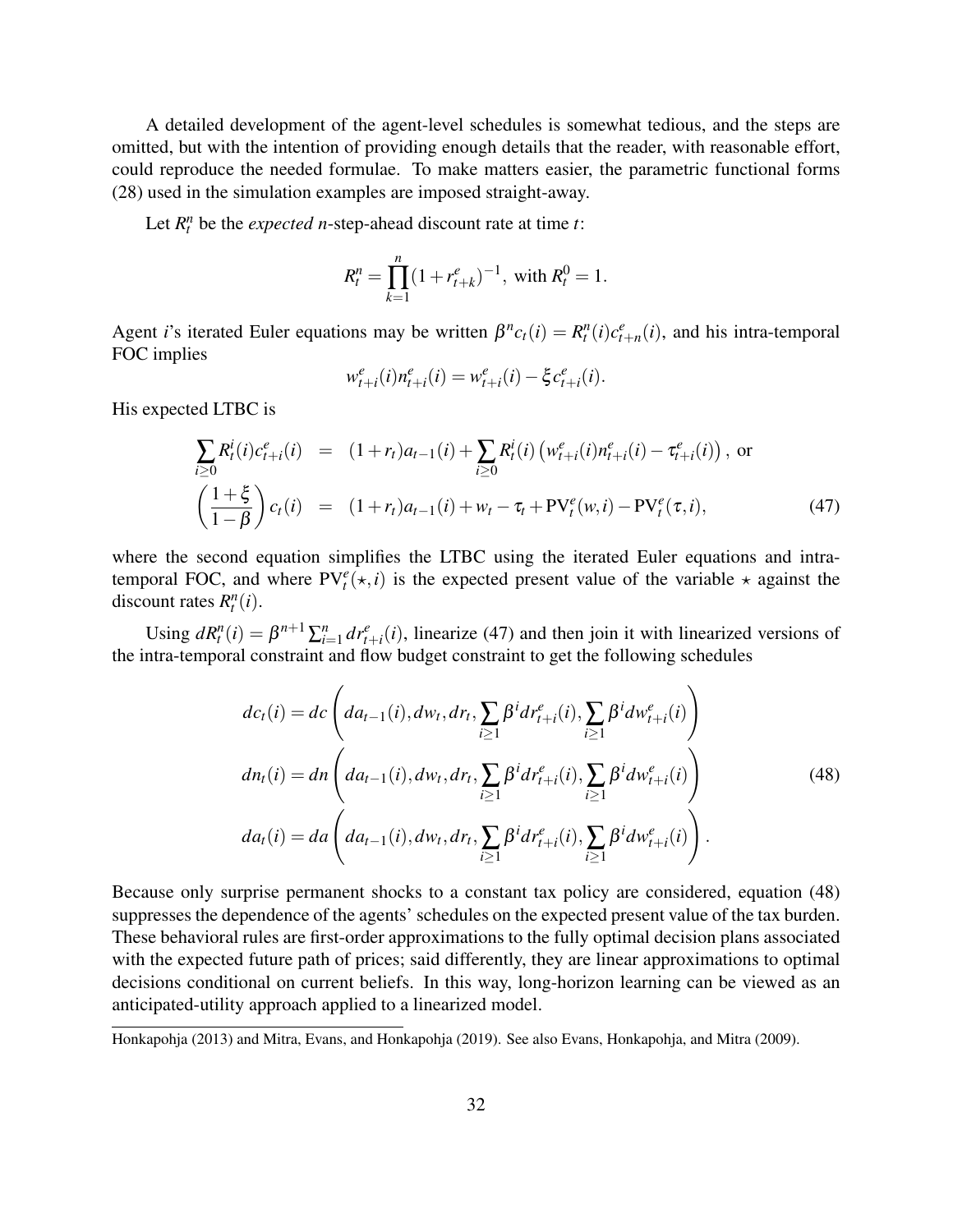A detailed development of the agent-level schedules is somewhat tedious, and the steps are omitted, but with the intention of providing enough details that the reader, with reasonable effort, could reproduce the needed formulae. To make matters easier, the parametric functional forms (28) used in the simulation examples are imposed straight-away.

Let $R_t^n$ be the *expected* $n$-step-ahead discount rate at time $t$:

$$R_t^n = \prod_{k=1}^{n} (1 + r_{t+k}^e)^{-1}, \text{ with } R_t^0 = 1.$$

Agent $i$'s iterated Euler equations may be written $\beta^n c_t(i) = R_t^n(i) c_{t+n}^e(i)$, and his intra-temporal FOC implies

$$w_{t+i}^e(i) n_{t+i}^e(i) = w_{t+i}^e(i) - \xi c_{t+i}^e(i).$$

His expected LTBC is

$$\begin{aligned}
\sum_{i \geq 0} R_t^i(i) c_{t+i}^e(i) &= (1 + r_t) a_{t-1}(i) + \sum_{i \geq 0} R_t^i(i) \left( w_{t+i}^e(i) n_{t+i}^e(i) - \tau_{t+i}^e(i) \right), \text{ or} \\
\left( \frac{1 + \xi}{1 - \beta} \right) c_t(i) &= (1 + r_t) a_{t-1}(i) + w_t - \tau_t + \text{PV}_t^e(w, i) - \text{PV}_t^e(\tau, i),
\end{aligned} \tag{47}$$

where the second equation simplifies the LTBC using the iterated Euler equations and intra-temporal FOC, and where $\text{PV}_t^e(\star, i)$ is the expected present value of the variable $\star$ against the discount rates $R_t^n(i)$.

Using $dR_t^n(i) = \beta^{n+1} \sum_{i=1}^{n} dr_{t+i}^e(i)$, linearize (47) and then join it with linearized versions of the intra-temporal constraint and flow budget constraint to get the following schedules

$$\begin{aligned}
dc_t(i) &= dc \left( da_{t-1}(i), dw_t, dr_t, \sum_{i \geq 1} \beta^i dr_{t+i}^e(i), \sum_{i \geq 1} \beta^i dw_{t+i}^e(i) \right) \\
dn_t(i) &= dn \left( da_{t-1}(i), dw_t, dr_t, \sum_{i \geq 1} \beta^i dr_{t+i}^e(i), \sum_{i \geq 1} \beta^i dw_{t+i}^e(i) \right) \\
da_t(i) &= da \left( da_{t-1}(i), dw_t, dr_t, \sum_{i \geq 1} \beta^i dr_{t+i}^e(i), \sum_{i \geq 1} \beta^i dw_{t+i}^e(i) \right).
\end{aligned} \tag{48}$$

Because only surprise permanent shocks to a constant tax policy are considered, equation (48) suppresses the dependence of the agents' schedules on the expected present value of the tax burden. These behavioral rules are first-order approximations to the fully optimal decision plans associated with the expected future path of prices; said differently, they are linear approximations to optimal decisions conditional on current beliefs. In this way, long-horizon learning can be viewed as an anticipated-utility approach applied to a linearized model.

Honkapohja (2013) and Mitra, Evans, and Honkapohja (2019). See also Evans, Honkapohja, and Mitra (2009).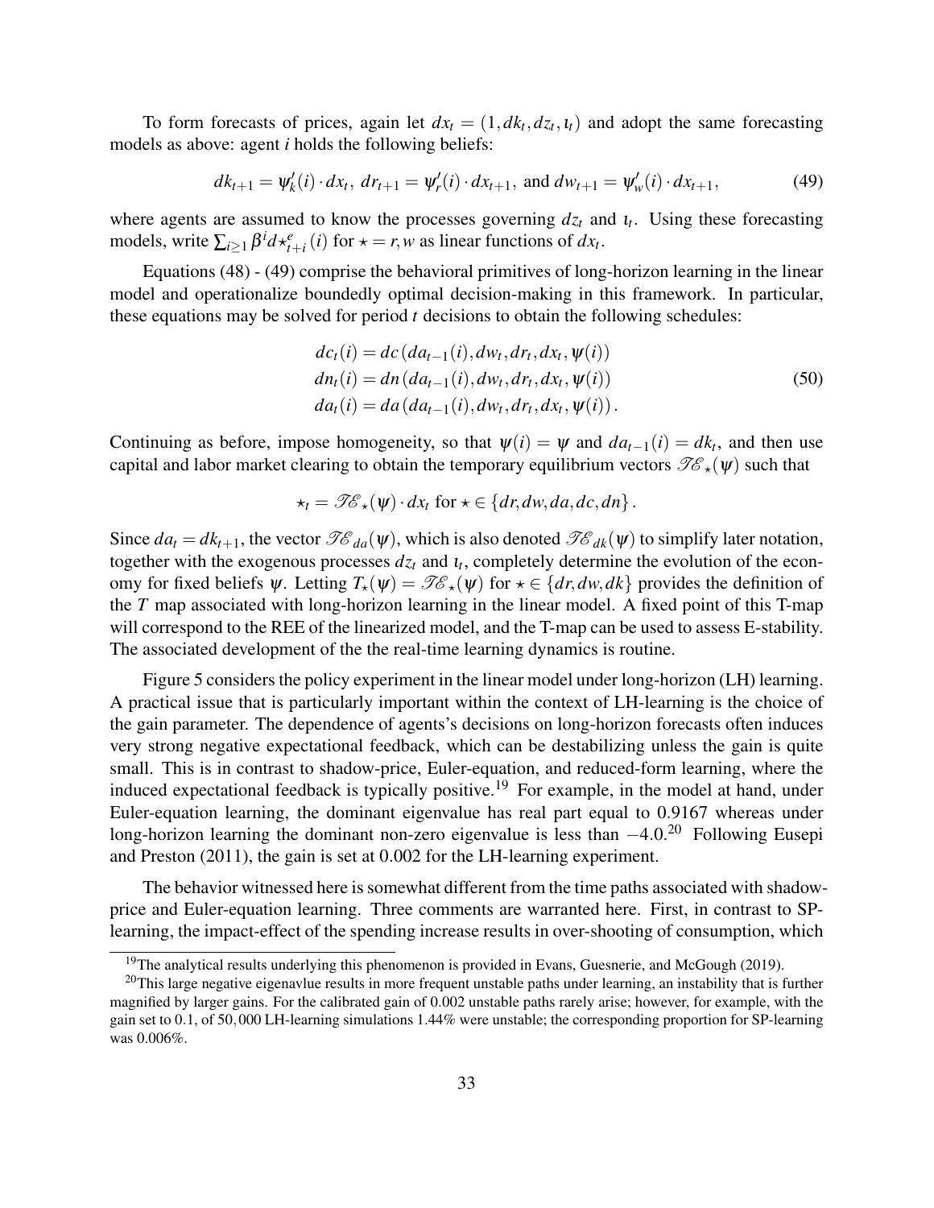To form forecasts of prices, again let $dx_t = (1, dk_t, dz_t, \iota_t)$ and adopt the same forecasting models as above: agent $i$ holds the following beliefs:

$$dk_{t+1} = \psi_k'(i) \cdot dx_t, \; dr_{t+1} = \psi_r'(i) \cdot dx_{t+1}, \text{ and } dw_{t+1} = \psi_w'(i) \cdot dx_{t+1}, \tag{49}$$

where agents are assumed to know the processes governing $dz_t$ and $\iota_t$. Using these forecasting models, write $\sum_{i \geq 1} \beta^i d\star_{t+i}^e(i)$ for $\star = r, w$ as linear functions of $dx_t$.

Equations (48) - (49) comprise the behavioral primitives of long-horizon learning in the linear model and operationalize boundedly optimal decision-making in this framework. In particular, these equations may be solved for period $t$ decisions to obtain the following schedules:

$$\begin{aligned} dc_t(i) &= dc\left(da_{t-1}(i), dw_t, dr_t, dx_t, \psi(i)\right) \\ dn_t(i) &= dn\left(da_{t-1}(i), dw_t, dr_t, dx_t, \psi(i)\right) \\ da_t(i) &= da\left(da_{t-1}(i), dw_t, dr_t, dx_t, \psi(i)\right). \end{aligned} \tag{50}$$

Continuing as before, impose homogeneity, so that $\psi(i) = \psi$ and $da_{t-1}(i) = dk_t$, and then use capital and labor market clearing to obtain the temporary equilibrium vectors $\mathscr{TE}_\star(\psi)$ such that

$$\star_t = \mathscr{TE}_\star(\psi) \cdot dx_t \text{ for } \star \in \{dr, dw, da, dc, dn\}.$$

Since $da_t = dk_{t+1}$, the vector $\mathscr{TE}_{da}(\psi)$, which is also denoted $\mathscr{TE}_{dk}(\psi)$ to simplify later notation, together with the exogenous processes $dz_t$ and $\iota_t$, completely determine the evolution of the economy for fixed beliefs $\psi$. Letting $T_\star(\psi) = \mathscr{TE}_\star(\psi)$ for $\star \in \{dr, dw, dk\}$ provides the definition of the $T$ map associated with long-horizon learning in the linear model. A fixed point of this T-map will correspond to the REE of the linearized model, and the T-map can be used to assess E-stability. The associated development of the the real-time learning dynamics is routine.

Figure 5 considers the policy experiment in the linear model under long-horizon (LH) learning. A practical issue that is particularly important within the context of LH-learning is the choice of the gain parameter. The dependence of agents's decisions on long-horizon forecasts often induces very strong negative expectational feedback, which can be destabilizing unless the gain is quite small. This is in contrast to shadow-price, Euler-equation, and reduced-form learning, where the induced expectational feedback is typically positive.[19] For example, in the model at hand, under Euler-equation learning, the dominant eigenvalue has real part equal to 0.9167 whereas under long-horizon learning the dominant non-zero eigenvalue is less than $-4.0$.[20] Following Eusepi and Preston (2011), the gain is set at 0.002 for the LH-learning experiment.

The behavior witnessed here is somewhat different from the time paths associated with shadow-price and Euler-equation learning. Three comments are warranted here. First, in contrast to SP-learning, the impact-effect of the spending increase results in over-shooting of consumption, which

[19] The analytical results underlying this phenomenon is provided in Evans, Guesnerie, and McGough (2019).

[20] This large negative eigenavlue results in more frequent unstable paths under learning, an instability that is further magnified by larger gains. For the calibrated gain of 0.002 unstable paths rarely arise; however, for example, with the gain set to 0.1, of 50,000 LH-learning simulations 1.44% were unstable; the corresponding proportion for SP-learning was 0.006%.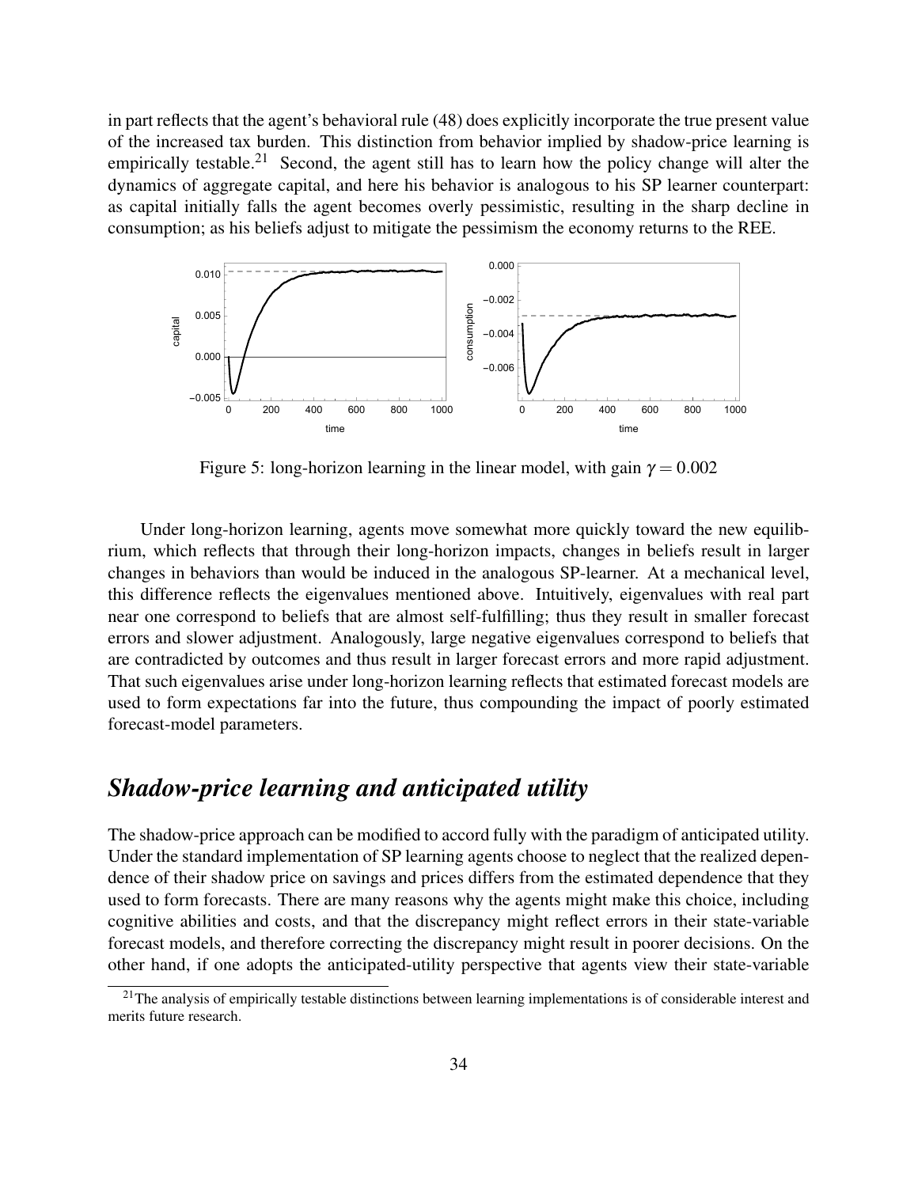in part reflects that the agent's behavioral rule (48) does explicitly incorporate the true present value of the increased tax burden. This distinction from behavior implied by shadow-price learning is empirically testable.[21] Second, the agent still has to learn how the policy change will alter the dynamics of aggregate capital, and here his behavior is analogous to his SP learner counterpart: as capital initially falls the agent becomes overly pessimistic, resulting in the sharp decline in consumption; as his beliefs adjust to mitigate the pessimism the economy returns to the REE.

Figure 5: long-horizon learning in the linear model, with gain $\gamma = 0.002$

Under long-horizon learning, agents move somewhat more quickly toward the new equilibrium, which reflects that through their long-horizon impacts, changes in beliefs result in larger changes in behaviors than would be induced in the analogous SP-learner. At a mechanical level, this difference reflects the eigenvalues mentioned above. Intuitively, eigenvalues with real part near one correspond to beliefs that are almost self-fulfilling; thus they result in smaller forecast errors and slower adjustment. Analogously, large negative eigenvalues correspond to beliefs that are contradicted by outcomes and thus result in larger forecast errors and more rapid adjustment. That such eigenvalues arise under long-horizon learning reflects that estimated forecast models are used to form expectations far into the future, thus compounding the impact of poorly estimated forecast-model parameters.

## *Shadow-price learning and anticipated utility*

The shadow-price approach can be modified to accord fully with the paradigm of anticipated utility. Under the standard implementation of SP learning agents choose to neglect that the realized dependence of their shadow price on savings and prices differs from the estimated dependence that they used to form forecasts. There are many reasons why the agents might make this choice, including cognitive abilities and costs, and that the discrepancy might reflect errors in their state-variable forecast models, and therefore correcting the discrepancy might result in poorer decisions. On the other hand, if one adopts the anticipated-utility perspective that agents view their state-variable

[21] The analysis of empirically testable distinctions between learning implementations is of considerable interest and merits future research.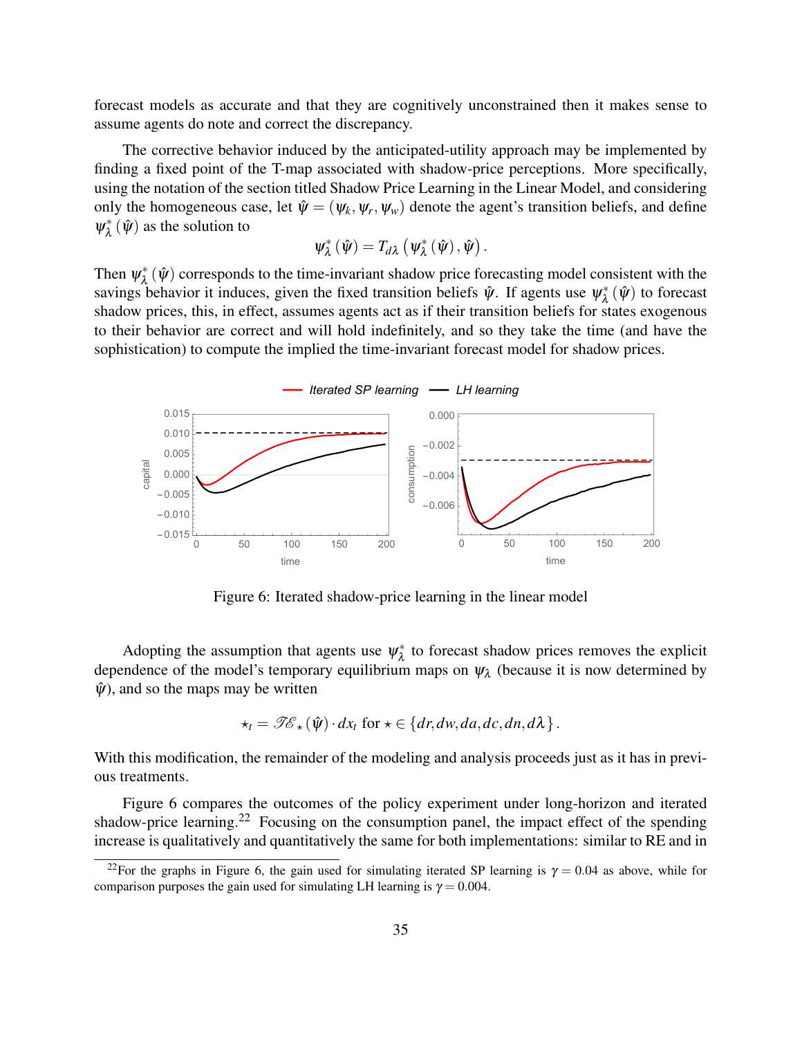forecast models as accurate and that they are cognitively unconstrained then it makes sense to assume agents do note and correct the discrepancy.

The corrective behavior induced by the anticipated-utility approach may be implemented by finding a fixed point of the T-map associated with shadow-price perceptions. More specifically, using the notation of the section titled Shadow Price Learning in the Linear Model, and considering only the homogeneous case, let $\hat{\psi} = (\psi_k, \psi_r, \psi_w)$ denote the agent's transition beliefs, and define $\psi^*_\lambda(\hat{\psi})$ as the solution to

$$\psi^*_\lambda(\hat{\psi}) = T_{d\lambda}\left(\psi^*_\lambda(\hat{\psi}), \hat{\psi}\right).$$

Then $\psi^*_\lambda(\hat{\psi})$ corresponds to the time-invariant shadow price forecasting model consistent with the savings behavior it induces, given the fixed transition beliefs $\hat{\psi}$. If agents use $\psi^*_\lambda(\hat{\psi})$ to forecast shadow prices, this, in effect, assumes agents act as if their transition beliefs for states exogenous to their behavior are correct and will hold indefinitely, and so they take the time (and have the sophistication) to compute the implied the time-invariant forecast model for shadow prices.

Figure 6: Iterated shadow-price learning in the linear model

Adopting the assumption that agents use $\psi^*_\lambda$ to forecast shadow prices removes the explicit dependence of the model's temporary equilibrium maps on $\psi_\lambda$ (because it is now determined by $\hat{\psi}$), and so the maps may be written

$$\star_t = \mathscr{TE}_\star(\hat{\psi}) \cdot dx_t \text{ for } \star \in \{dr, dw, da, dc, dn, d\lambda\}.$$

With this modification, the remainder of the modeling and analysis proceeds just as it has in previous treatments.

Figure 6 compares the outcomes of the policy experiment under long-horizon and iterated shadow-price learning.[22] Focusing on the consumption panel, the impact effect of the spending increase is qualitatively and quantitatively the same for both implementations: similar to RE and in

[22] For the graphs in Figure 6, the gain used for simulating iterated SP learning is $\gamma = 0.04$ as above, while for comparison purposes the gain used for simulating LH learning is $\gamma = 0.004$.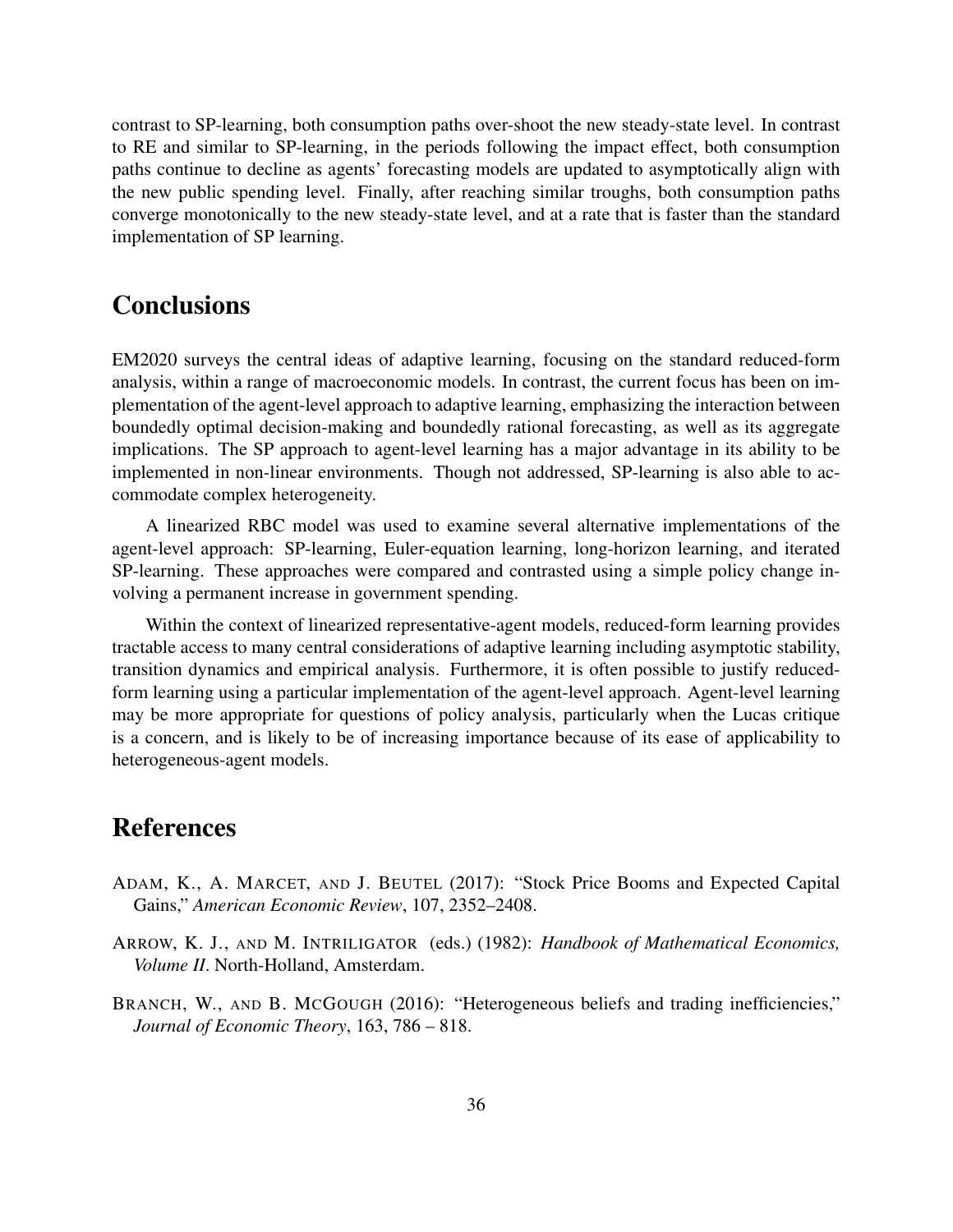contrast to SP-learning, both consumption paths over-shoot the new steady-state level. In contrast to RE and similar to SP-learning, in the periods following the impact effect, both consumption paths continue to decline as agents' forecasting models are updated to asymptotically align with the new public spending level. Finally, after reaching similar troughs, both consumption paths converge monotonically to the new steady-state level, and at a rate that is faster than the standard implementation of SP learning.

# Conclusions

EM2020 surveys the central ideas of adaptive learning, focusing on the standard reduced-form analysis, within a range of macroeconomic models. In contrast, the current focus has been on implementation of the agent-level approach to adaptive learning, emphasizing the interaction between boundedly optimal decision-making and boundedly rational forecasting, as well as its aggregate implications. The SP approach to agent-level learning has a major advantage in its ability to be implemented in non-linear environments. Though not addressed, SP-learning is also able to accommodate complex heterogeneity.

A linearized RBC model was used to examine several alternative implementations of the agent-level approach: SP-learning, Euler-equation learning, long-horizon learning, and iterated SP-learning. These approaches were compared and contrasted using a simple policy change involving a permanent increase in government spending.

Within the context of linearized representative-agent models, reduced-form learning provides tractable access to many central considerations of adaptive learning including asymptotic stability, transition dynamics and empirical analysis. Furthermore, it is often possible to justify reduced-form learning using a particular implementation of the agent-level approach. Agent-level learning may be more appropriate for questions of policy analysis, particularly when the Lucas critique is a concern, and is likely to be of increasing importance because of its ease of applicability to heterogeneous-agent models.

# References

Adam, K., A. Marcet, and J. Beutel (2017): "Stock Price Booms and Expected Capital Gains," *American Economic Review*, 107, 2352–2408.

Arrow, K. J., and M. Intriligator (eds.) (1982): *Handbook of Mathematical Economics, Volume II*. North-Holland, Amsterdam.

Branch, W., and B. McGough (2016): "Heterogeneous beliefs and trading inefficiencies," *Journal of Economic Theory*, 163, 786 – 818.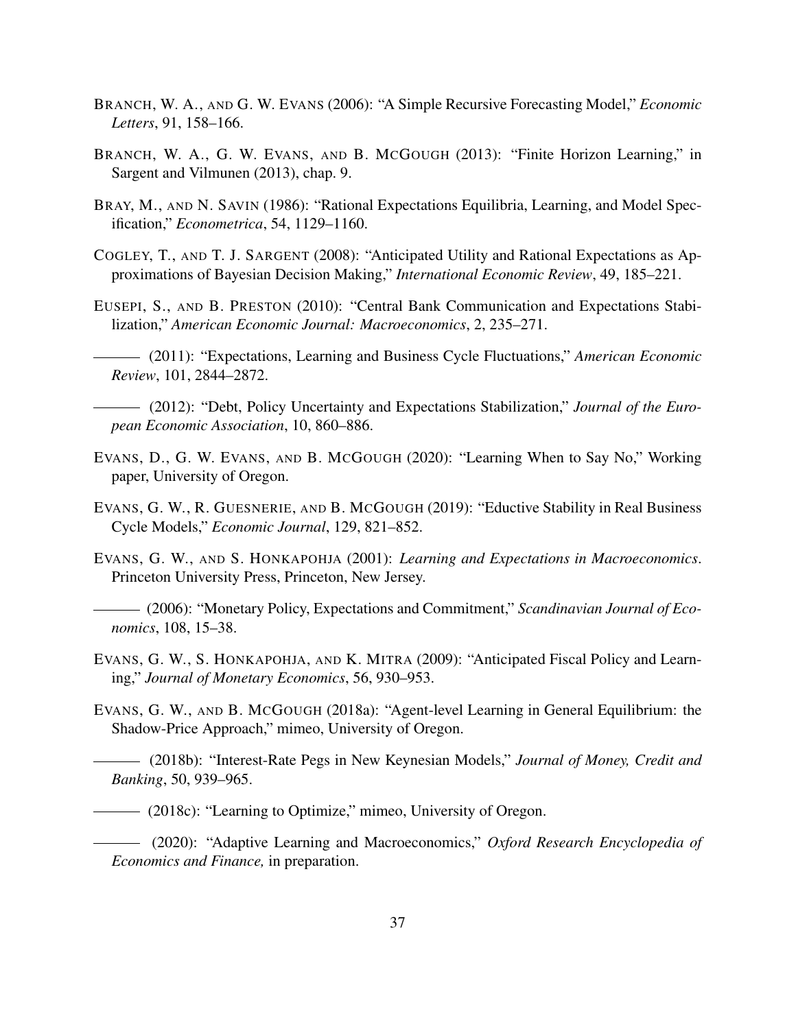BRANCH, W. A., AND G. W. EVANS (2006): "A Simple Recursive Forecasting Model," *Economic Letters*, 91, 158–166.

BRANCH, W. A., G. W. EVANS, AND B. MCGOUGH (2013): "Finite Horizon Learning," in Sargent and Vilmunen (2013), chap. 9.

BRAY, M., AND N. SAVIN (1986): "Rational Expectations Equilibria, Learning, and Model Specification," *Econometrica*, 54, 1129–1160.

COGLEY, T., AND T. J. SARGENT (2008): "Anticipated Utility and Rational Expectations as Approximations of Bayesian Decision Making," *International Economic Review*, 49, 185–221.

EUSEPI, S., AND B. PRESTON (2010): "Central Bank Communication and Expectations Stabilization," *American Economic Journal: Macroeconomics*, 2, 235–271.

——— (2011): "Expectations, Learning and Business Cycle Fluctuations," *American Economic Review*, 101, 2844–2872.

——— (2012): "Debt, Policy Uncertainty and Expectations Stabilization," *Journal of the European Economic Association*, 10, 860–886.

EVANS, D., G. W. EVANS, AND B. MCGOUGH (2020): "Learning When to Say No," Working paper, University of Oregon.

EVANS, G. W., R. GUESNERIE, AND B. MCGOUGH (2019): "Eductive Stability in Real Business Cycle Models," *Economic Journal*, 129, 821–852.

EVANS, G. W., AND S. HONKAPOHJA (2001): *Learning and Expectations in Macroeconomics*. Princeton University Press, Princeton, New Jersey.

——— (2006): "Monetary Policy, Expectations and Commitment," *Scandinavian Journal of Economics*, 108, 15–38.

EVANS, G. W., S. HONKAPOHJA, AND K. MITRA (2009): "Anticipated Fiscal Policy and Learning," *Journal of Monetary Economics*, 56, 930–953.

EVANS, G. W., AND B. MCGOUGH (2018a): "Agent-level Learning in General Equilibrium: the Shadow-Price Approach," mimeo, University of Oregon.

——— (2018b): "Interest-Rate Pegs in New Keynesian Models," *Journal of Money, Credit and Banking*, 50, 939–965.

——— (2018c): "Learning to Optimize," mimeo, University of Oregon.

——— (2020): "Adaptive Learning and Macroeconomics," *Oxford Research Encyclopedia of Economics and Finance,* in preparation.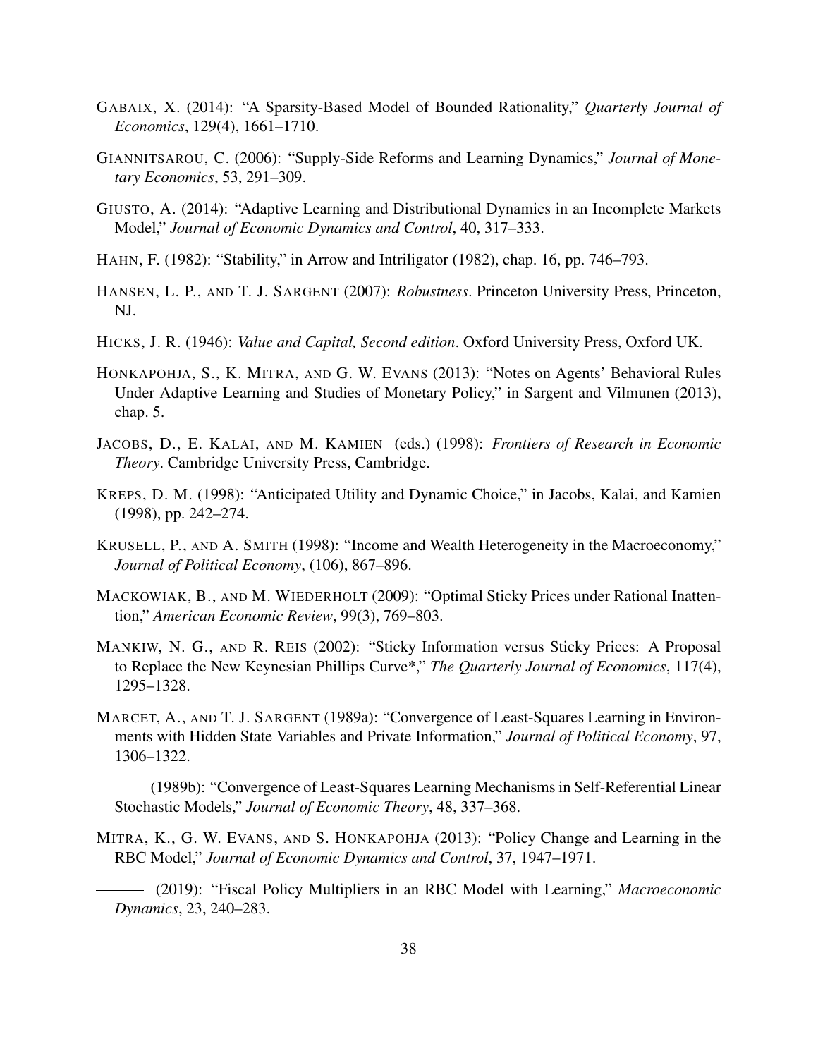GABAIX, X. (2014): "A Sparsity-Based Model of Bounded Rationality," *Quarterly Journal of Economics*, 129(4), 1661–1710.

GIANNITSAROU, C. (2006): "Supply-Side Reforms and Learning Dynamics," *Journal of Monetary Economics*, 53, 291–309.

GIUSTO, A. (2014): "Adaptive Learning and Distributional Dynamics in an Incomplete Markets Model," *Journal of Economic Dynamics and Control*, 40, 317–333.

HAHN, F. (1982): "Stability," in Arrow and Intriligator (1982), chap. 16, pp. 746–793.

HANSEN, L. P., AND T. J. SARGENT (2007): *Robustness*. Princeton University Press, Princeton, NJ.

HICKS, J. R. (1946): *Value and Capital, Second edition*. Oxford University Press, Oxford UK.

HONKAPOHJA, S., K. MITRA, AND G. W. EVANS (2013): "Notes on Agents' Behavioral Rules Under Adaptive Learning and Studies of Monetary Policy," in Sargent and Vilmunen (2013), chap. 5.

JACOBS, D., E. KALAI, AND M. KAMIEN (eds.) (1998): *Frontiers of Research in Economic Theory*. Cambridge University Press, Cambridge.

KREPS, D. M. (1998): "Anticipated Utility and Dynamic Choice," in Jacobs, Kalai, and Kamien (1998), pp. 242–274.

KRUSELL, P., AND A. SMITH (1998): "Income and Wealth Heterogeneity in the Macroeconomy," *Journal of Political Economy*, (106), 867–896.

MACKOWIAK, B., AND M. WIEDERHOLT (2009): "Optimal Sticky Prices under Rational Inattention," *American Economic Review*, 99(3), 769–803.

MANKIW, N. G., AND R. REIS (2002): "Sticky Information versus Sticky Prices: A Proposal to Replace the New Keynesian Phillips Curve*," *The Quarterly Journal of Economics*, 117(4), 1295–1328.

MARCET, A., AND T. J. SARGENT (1989a): "Convergence of Least-Squares Learning in Environments with Hidden State Variables and Private Information," *Journal of Political Economy*, 97, 1306–1322.

——— (1989b): "Convergence of Least-Squares Learning Mechanisms in Self-Referential Linear Stochastic Models," *Journal of Economic Theory*, 48, 337–368.

MITRA, K., G. W. EVANS, AND S. HONKAPOHJA (2013): "Policy Change and Learning in the RBC Model," *Journal of Economic Dynamics and Control*, 37, 1947–1971.

——— (2019): "Fiscal Policy Multipliers in an RBC Model with Learning," *Macroeconomic Dynamics*, 23, 240–283.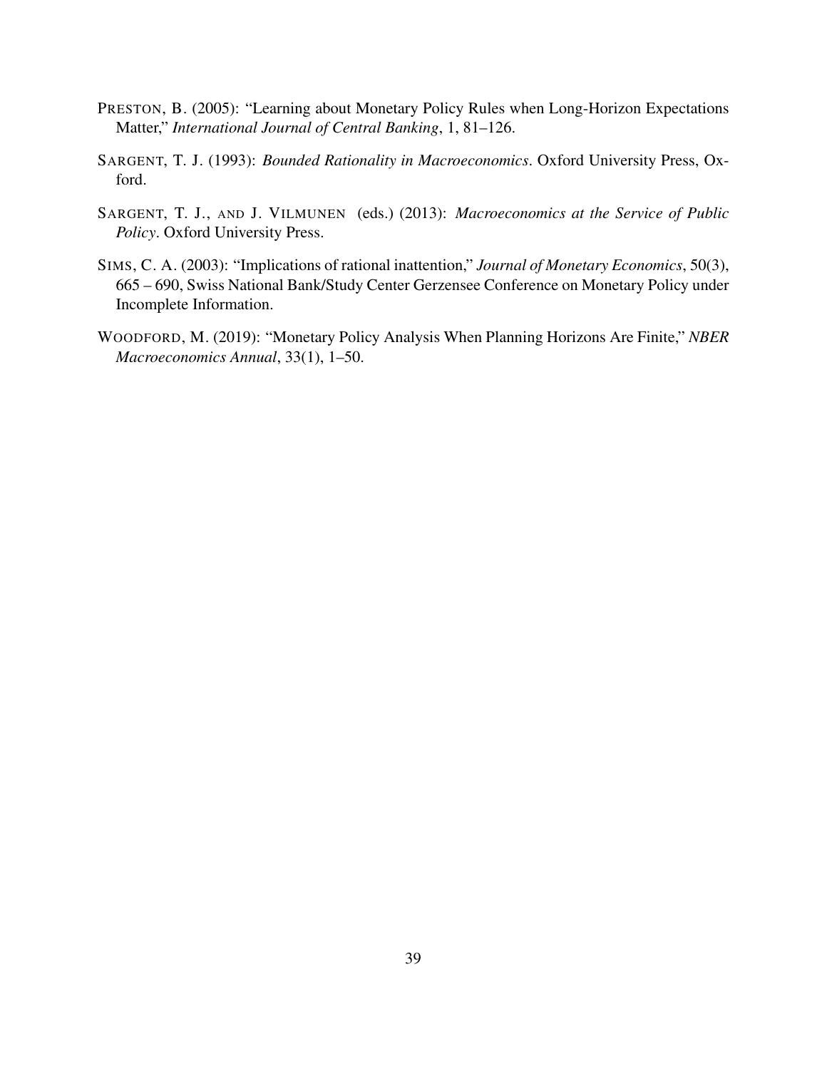PRESTON, B. (2005): "Learning about Monetary Policy Rules when Long-Horizon Expectations Matter," *International Journal of Central Banking*, 1, 81–126.

SARGENT, T. J. (1993): *Bounded Rationality in Macroeconomics*. Oxford University Press, Oxford.

SARGENT, T. J., AND J. VILMUNEN (eds.) (2013): *Macroeconomics at the Service of Public Policy*. Oxford University Press.

SIMS, C. A. (2003): "Implications of rational inattention," *Journal of Monetary Economics*, 50(3), 665 – 690, Swiss National Bank/Study Center Gerzensee Conference on Monetary Policy under Incomplete Information.

WOODFORD, M. (2019): "Monetary Policy Analysis When Planning Horizons Are Finite," *NBER Macroeconomics Annual*, 33(1), 1–50.